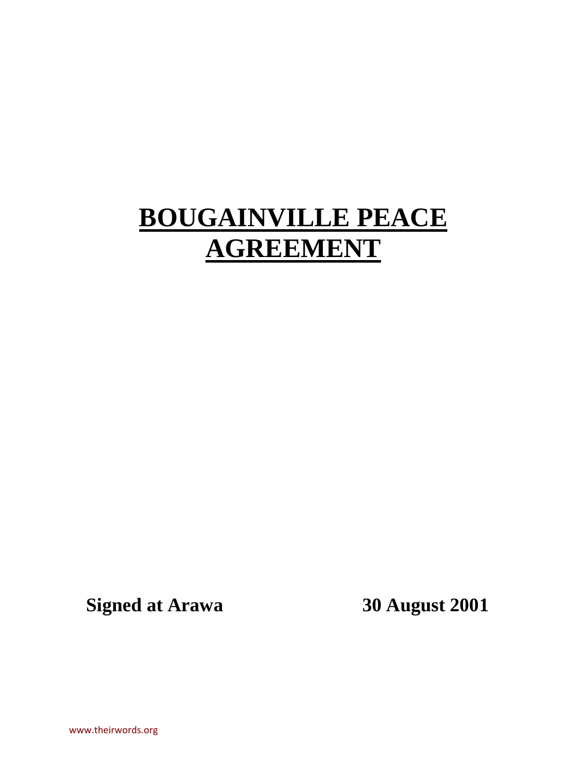# BOUGAINVILLE PEACE AGREEMENT

**Signed at Arawa** **30 August 2001**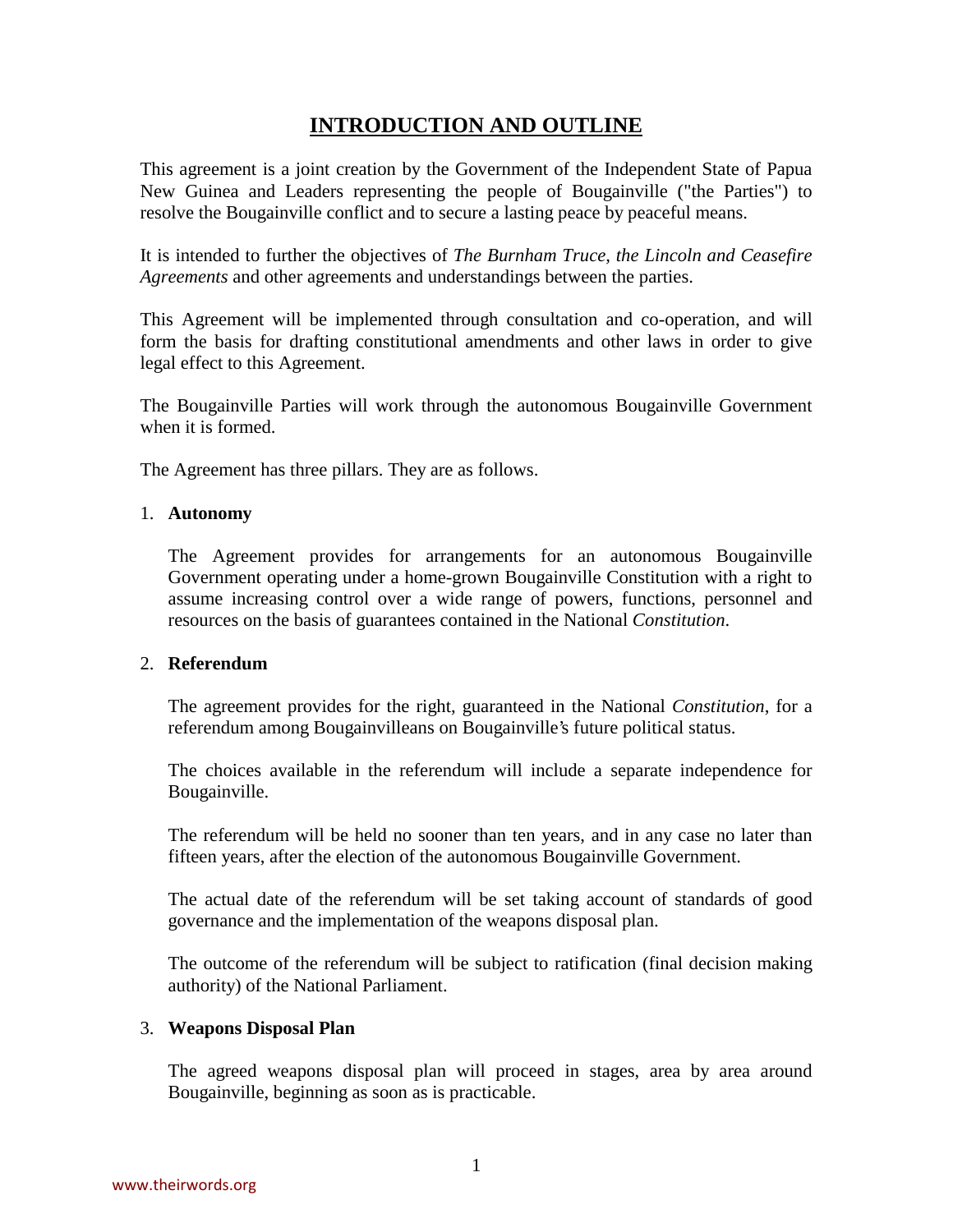# INTRODUCTION AND OUTLINE

This agreement is a joint creation by the Government of the Independent State of Papua New Guinea and Leaders representing the people of Bougainville ("the Parties") to resolve the Bougainville conflict and to secure a lasting peace by peaceful means.

It is intended to further the objectives of *The Burnham Truce, the Lincoln and Ceasefire Agreements* and other agreements and understandings between the parties.

This Agreement will be implemented through consultation and co-operation, and will form the basis for drafting constitutional amendments and other laws in order to give legal effect to this Agreement.

The Bougainville Parties will work through the autonomous Bougainville Government when it is formed.

The Agreement has three pillars. They are as follows.

1. **Autonomy**

   The Agreement provides for arrangements for an autonomous Bougainville Government operating under a home-grown Bougainville Constitution with a right to assume increasing control over a wide range of powers, functions, personnel and resources on the basis of guarantees contained in the National *Constitution*.

2. **Referendum**

   The agreement provides for the right, guaranteed in the National *Constitution*, for a referendum among Bougainvilleans on Bougainville's future political status.

   The choices available in the referendum will include a separate independence for Bougainville.

   The referendum will be held no sooner than ten years, and in any case no later than fifteen years, after the election of the autonomous Bougainville Government.

   The actual date of the referendum will be set taking account of standards of good governance and the implementation of the weapons disposal plan.

   The outcome of the referendum will be subject to ratification (final decision making authority) of the National Parliament.

3. **Weapons Disposal Plan**

   The agreed weapons disposal plan will proceed in stages, area by area around Bougainville, beginning as soon as is practicable.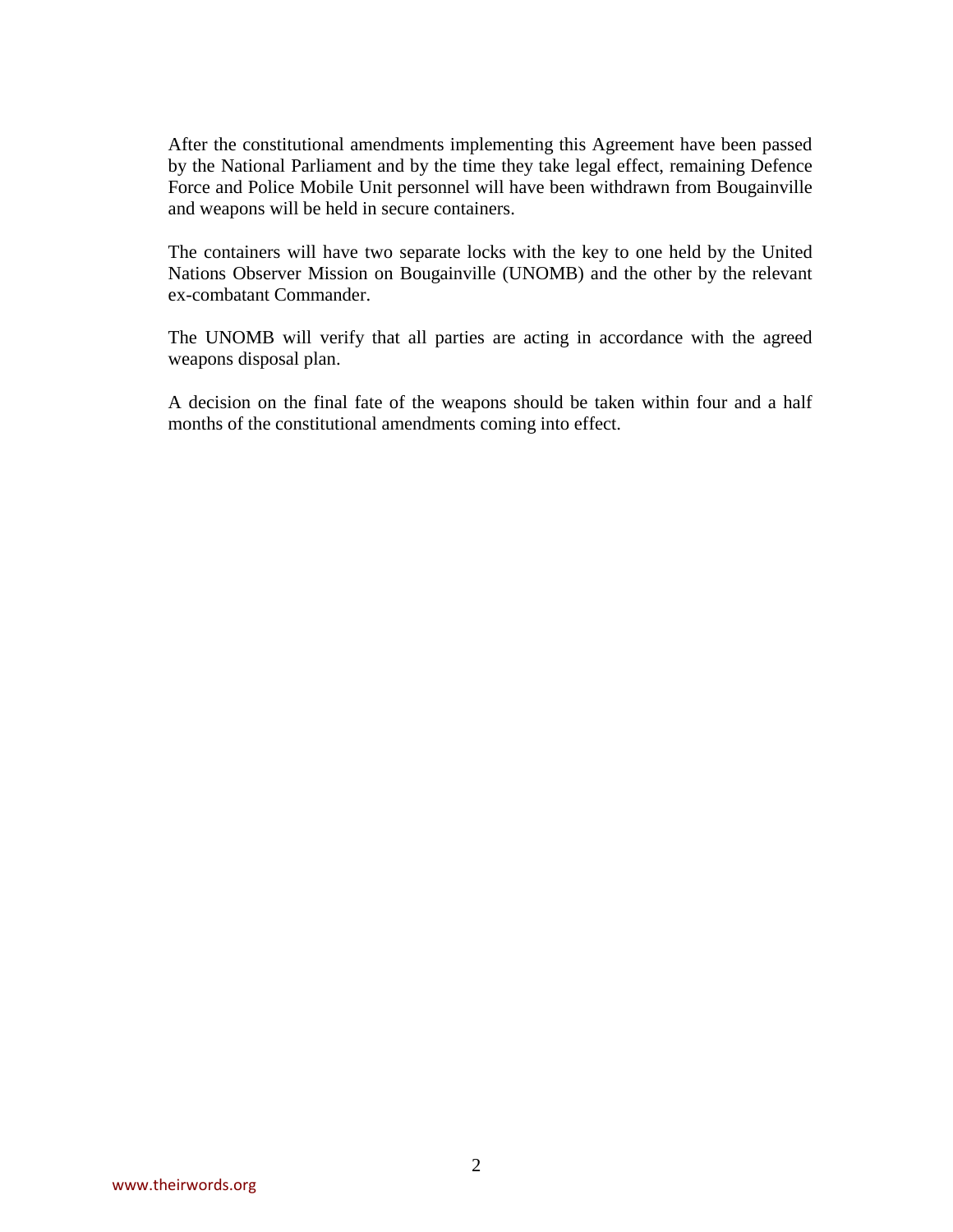After the constitutional amendments implementing this Agreement have been passed by the National Parliament and by the time they take legal effect, remaining Defence Force and Police Mobile Unit personnel will have been withdrawn from Bougainville and weapons will be held in secure containers.

The containers will have two separate locks with the key to one held by the United Nations Observer Mission on Bougainville (UNOMB) and the other by the relevant ex-combatant Commander.

The UNOMB will verify that all parties are acting in accordance with the agreed weapons disposal plan.

A decision on the final fate of the weapons should be taken within four and a half months of the constitutional amendments coming into effect.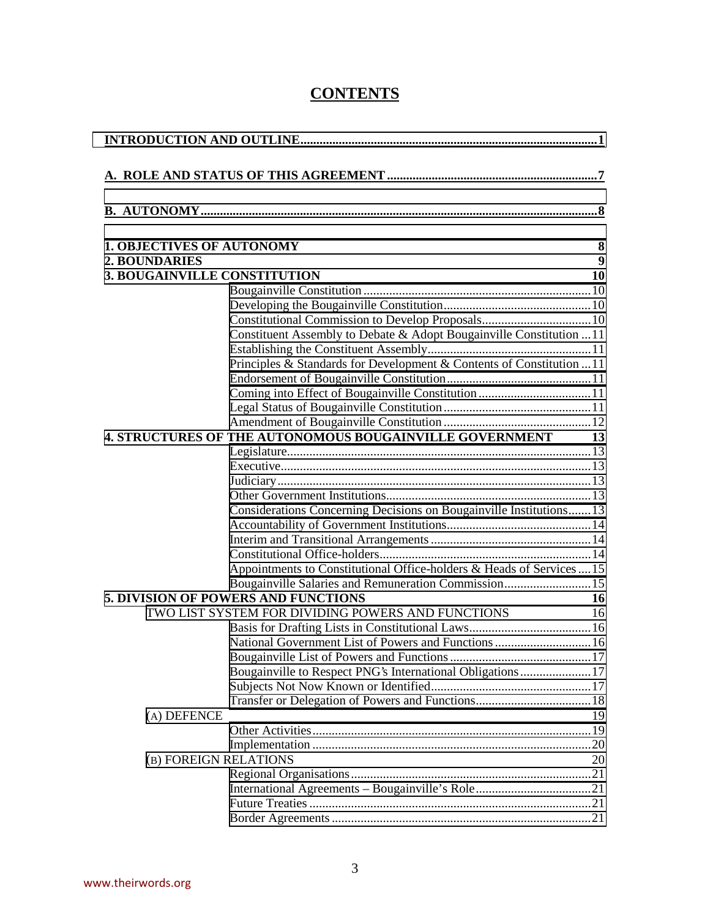# CONTENTS

**INTRODUCTION AND OUTLINE** ........................................................................................ **1**

**A. ROLE AND STATUS OF THIS AGREEMENT** .................................................................. **7**

**B. AUTONOMY** ......................................................................................................... **8**

**1. OBJECTIVES OF AUTONOMY** **8**

**2. BOUNDARIES** **9**

**3. BOUGAINVILLE CONSTITUTION** **10**

- Bougainville Constitution ....................................................................... 10
- Developing the Bougainville Constitution ............................................. 10
- Constitutional Commission to Develop Proposals.................................. 10
- Constituent Assembly to Debate & Adopt Bougainville Constitution ... 11
- Establishing the Constituent Assembly................................................... 11
- Principles & Standards for Development & Contents of Constitution ... 11
- Endorsement of Bougainville Constitution ............................................. 11
- Coming into Effect of Bougainville Constitution ................................... 11
- Legal Status of Bougainville Constitution .............................................. 11
- Amendment of Bougainville Constitution .............................................. 12

**4. STRUCTURES OF THE AUTONOMOUS BOUGAINVILLE GOVERNMENT** **13**

- Legislature............................................................................................... 13
- Executive................................................................................................. 13
- Judiciary.................................................................................................. 13
- Other Government Institutions................................................................ 13
- Considerations Concerning Decisions on Bougainville Institutions....... 13
- Accountability of Government Institutions............................................. 14
- Interim and Transitional Arrangements .................................................. 14
- Constitutional Office-holders.................................................................. 14
- Appointments to Constitutional Office-holders & Heads of Services .... 15
- Bougainville Salaries and Remuneration Commission........................... 15

**5. DIVISION OF POWERS AND FUNCTIONS** **16**

TWO LIST SYSTEM FOR DIVIDING POWERS AND FUNCTIONS 16

- Basis for Drafting Lists in Constitutional Laws...................................... 16
- National Government List of Powers and Functions .............................. 16
- Bougainville List of Powers and Functions ............................................ 17
- Bougainville to Respect PNG's International Obligations...................... 17
- Subjects Not Now Known or Identified.................................................. 17
- Transfer or Delegation of Powers and Functions.................................... 18

(A) DEFENCE 19

- Other Activities....................................................................................... 19
- Implementation ....................................................................................... 20

(B) FOREIGN RELATIONS 20

- Regional Organisations........................................................................... 21
- International Agreements – Bougainville's Role.................................... 21
- Future Treaties ........................................................................................ 21
- Border Agreements ................................................................................ 21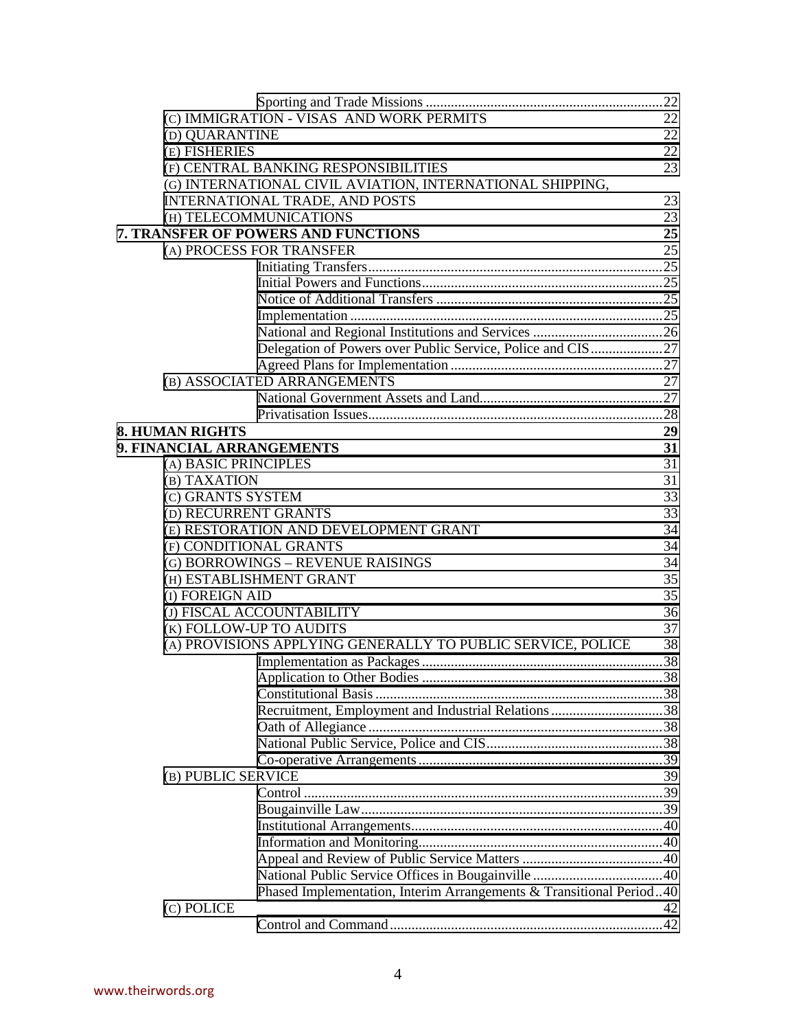| | | |
|---|---|---|
| | Sporting and Trade Missions | 22 |
| (C) IMMIGRATION - VISAS AND WORK PERMITS | | 22 |
| (D) QUARANTINE | | 22 |
| (E) FISHERIES | | 22 |
| (F) CENTRAL BANKING RESPONSIBILITIES | | 23 |
| (G) INTERNATIONAL CIVIL AVIATION, INTERNATIONAL SHIPPING, INTERNATIONAL TRADE, AND POSTS | | 23 |
| (H) TELECOMMUNICATIONS | | 23 |
| **7. TRANSFER OF POWERS AND FUNCTIONS** | | **25** |
| (A) PROCESS FOR TRANSFER | | 25 |
| | Initiating Transfers | 25 |
| | Initial Powers and Functions | 25 |
| | Notice of Additional Transfers | 25 |
| | Implementation | 25 |
| | National and Regional Institutions and Services | 26 |
| | Delegation of Powers over Public Service, Police and CIS | 27 |
| | Agreed Plans for Implementation | 27 |
| (B) ASSOCIATED ARRANGEMENTS | | 27 |
| | National Government Assets and Land | 27 |
| | Privatisation Issues | 28 |
| **8. HUMAN RIGHTS** | | **29** |
| **9. FINANCIAL ARRANGEMENTS** | | **31** |
| (A) BASIC PRINCIPLES | | 31 |
| (B) TAXATION | | 31 |
| (C) GRANTS SYSTEM | | 33 |
| (D) RECURRENT GRANTS | | 33 |
| (E) RESTORATION AND DEVELOPMENT GRANT | | 34 |
| (F) CONDITIONAL GRANTS | | 34 |
| (G) BORROWINGS – REVENUE RAISINGS | | 34 |
| (H) ESTABLISHMENT GRANT | | 35 |
| (I) FOREIGN AID | | 35 |
| (J) FISCAL ACCOUNTABILITY | | 36 |
| (K) FOLLOW-UP TO AUDITS | | 37 |
| (A) PROVISIONS APPLYING GENERALLY TO PUBLIC SERVICE, POLICE | | 38 |
| | Implementation as Packages | 38 |
| | Application to Other Bodies | 38 |
| | Constitutional Basis | 38 |
| | Recruitment, Employment and Industrial Relations | 38 |
| | Oath of Allegiance | 38 |
| | National Public Service, Police and CIS | 38 |
| | Co-operative Arrangements | 39 |
| (B) PUBLIC SERVICE | | 39 |
| | Control | 39 |
| | Bougainville Law | 39 |
| | Institutional Arrangements | 40 |
| | Information and Monitoring | 40 |
| | Appeal and Review of Public Service Matters | 40 |
| | National Public Service Offices in Bougainville | 40 |
| | Phased Implementation, Interim Arrangements & Transitional Period | 40 |
| (C) POLICE | | 42 |
| | Control and Command | 42 |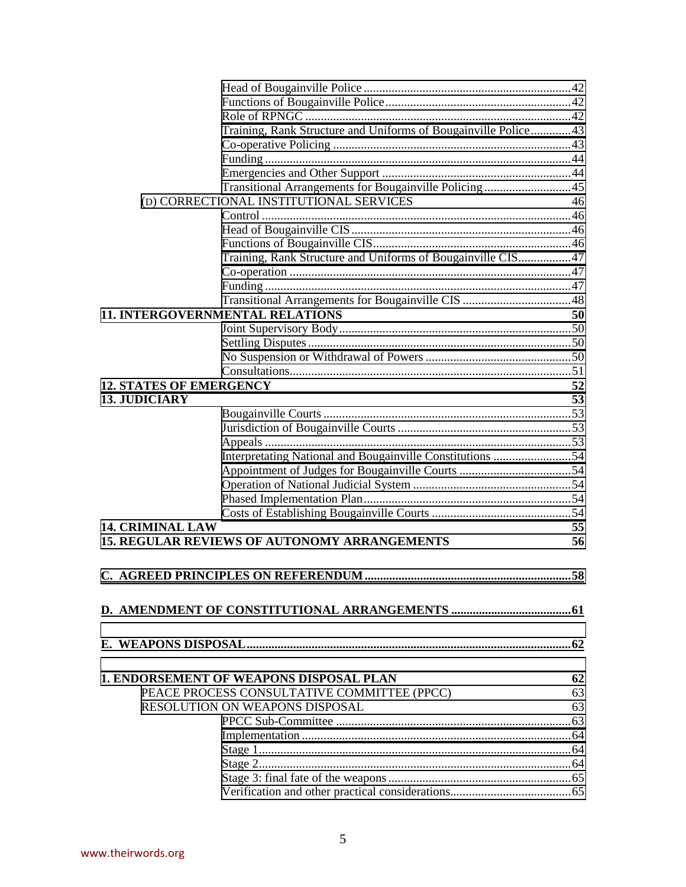| | | |
|---|---|---|
| | Head of Bougainville Police | 42 |
| | Functions of Bougainville Police | 42 |
| | Role of RPNGC | 42 |
| | Training, Rank Structure and Uniforms of Bougainville Police | 43 |
| | Co-operative Policing | 43 |
| | Funding | 44 |
| | Emergencies and Other Support | 44 |
| | Transitional Arrangements for Bougainville Policing | 45 |
| (D) CORRECTIONAL INSTITUTIONAL SERVICES | | 46 |
| | Control | 46 |
| | Head of Bougainville CIS | 46 |
| | Functions of Bougainville CIS | 46 |
| | Training, Rank Structure and Uniforms of Bougainville CIS | 47 |
| | Co-operation | 47 |
| | Funding | 47 |
| | Transitional Arrangements for Bougainville CIS | 48 |
| **11. INTERGOVERNMENTAL RELATIONS** | | **50** |
| | Joint Supervisory Body | 50 |
| | Settling Disputes | 50 |
| | No Suspension or Withdrawal of Powers | 50 |
| | Consultations | 51 |
| **12. STATES OF EMERGENCY** | | **52** |
| **13. JUDICIARY** | | **53** |
| | Bougainville Courts | 53 |
| | Jurisdiction of Bougainville Courts | 53 |
| | Appeals | 53 |
| | Interpretating National and Bougainville Constitutions | 54 |
| | Appointment of Judges for Bougainville Courts | 54 |
| | Operation of National Judicial System | 54 |
| | Phased Implementation Plan | 54 |
| | Costs of Establishing Bougainville Courts | 54 |
| **14. CRIMINAL LAW** | | **55** |
| **15. REGULAR REVIEWS OF AUTONOMY ARRANGEMENTS** | | **56** |

**C. AGREED PRINCIPLES ON REFERENDUM** .......... **58**

**D. AMENDMENT OF CONSTITUTIONAL ARRANGEMENTS** .......... **61**

**E. WEAPONS DISPOSAL** .......... **62**

| | | |
|---|---|---|
| **1. ENDORSEMENT OF WEAPONS DISPOSAL PLAN** | | **62** |
| PEACE PROCESS CONSULTATIVE COMMITTEE (PPCC) | | 63 |
| RESOLUTION ON WEAPONS DISPOSAL | | 63 |
| | PPCC Sub-Committee | 63 |
| | Implementation | 64 |
| | Stage 1 | 64 |
| | Stage 2 | 64 |
| | Stage 3: final fate of the weapons | 65 |
| | Verification and other practical considerations | 65 |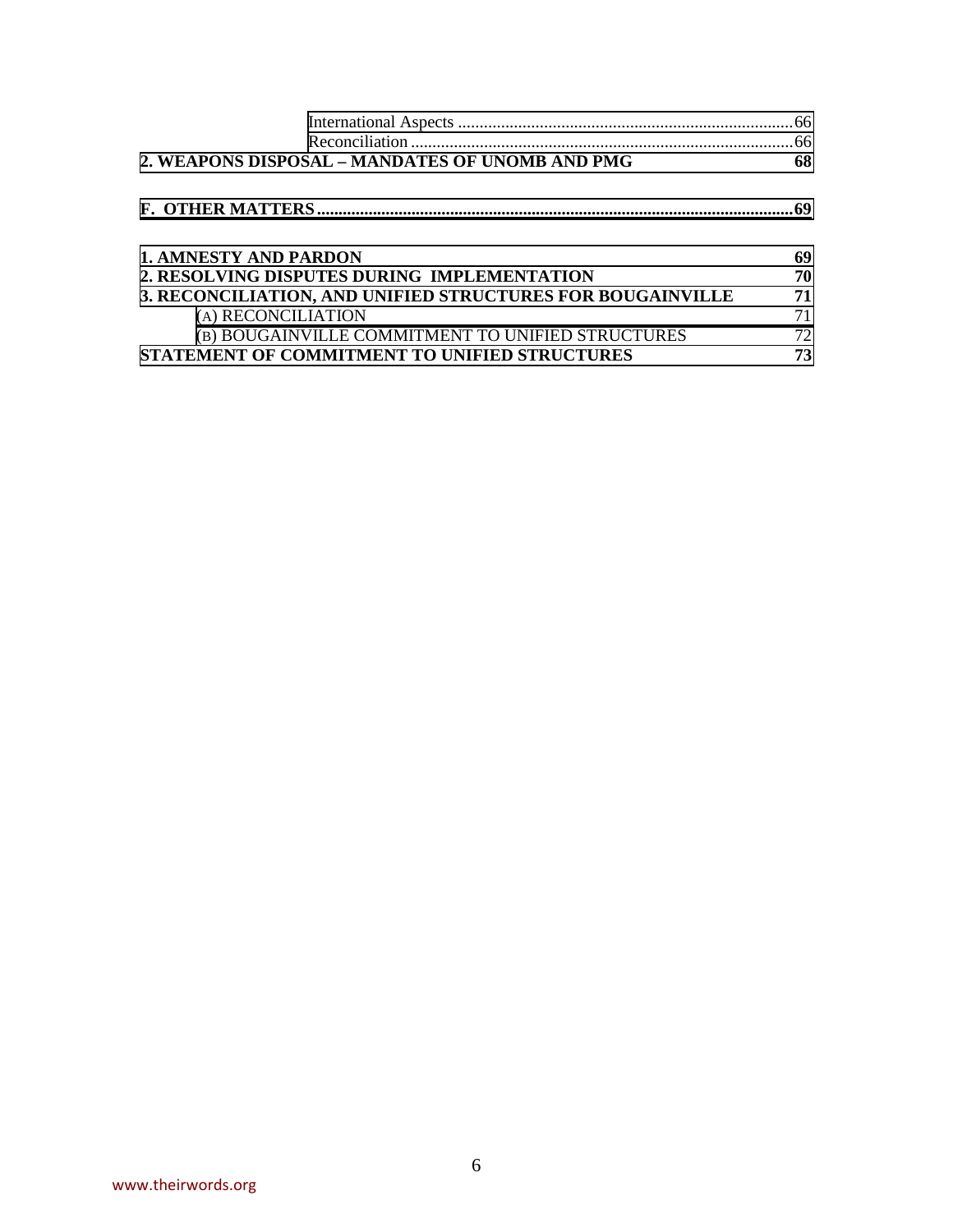International Aspects ............................................................................... 66
Reconciliation .......................................................................................... 66

**2. WEAPONS DISPOSAL – MANDATES OF UNOMB AND PMG 68**

**F. OTHER MATTERS ............................................................................................................... 69**

**1. AMNESTY AND PARDON 69**
**2. RESOLVING DISPUTES DURING IMPLEMENTATION 70**
**3. RECONCILIATION, AND UNIFIED STRUCTURES FOR BOUGAINVILLE 71**
(A) RECONCILIATION 71
(B) BOUGAINVILLE COMMITMENT TO UNIFIED STRUCTURES 72
**STATEMENT OF COMMITMENT TO UNIFIED STRUCTURES 73**

www.theirwords.org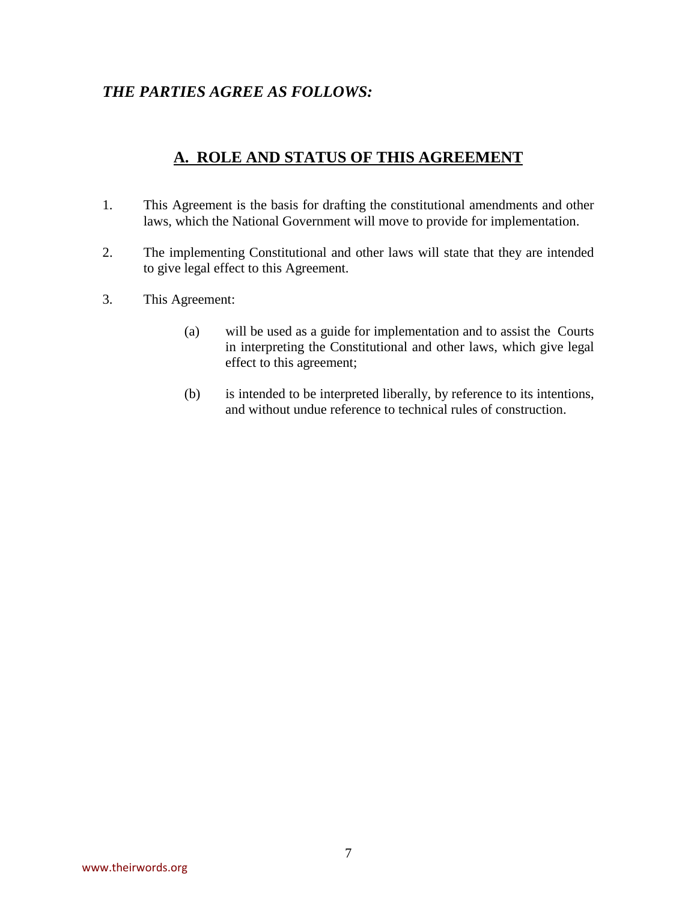*THE PARTIES AGREE AS FOLLOWS:*

## A. ROLE AND STATUS OF THIS AGREEMENT

1. This Agreement is the basis for drafting the constitutional amendments and other laws, which the National Government will move to provide for implementation.

2. The implementing Constitutional and other laws will state that they are intended to give legal effect to this Agreement.

3. This Agreement:

   (a) will be used as a guide for implementation and to assist the Courts in interpreting the Constitutional and other laws, which give legal effect to this agreement;

   (b) is intended to be interpreted liberally, by reference to its intentions, and without undue reference to technical rules of construction.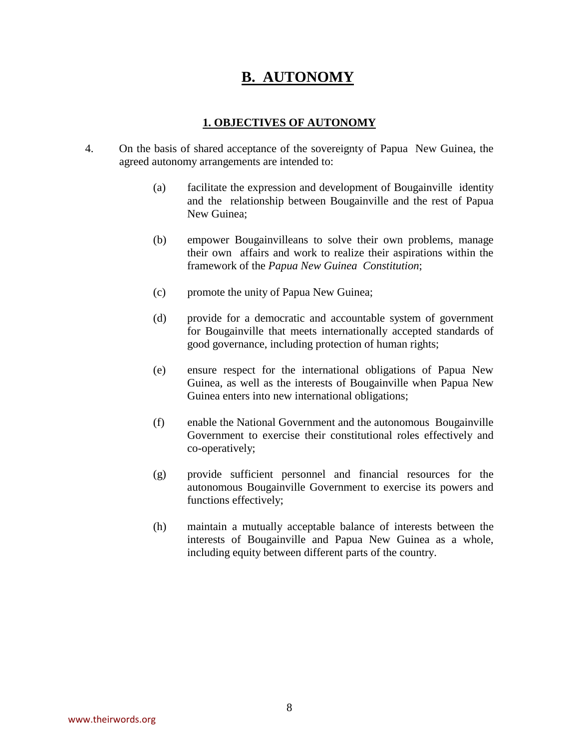# B. AUTONOMY

## 1. OBJECTIVES OF AUTONOMY

4. On the basis of shared acceptance of the sovereignty of Papua New Guinea, the agreed autonomy arrangements are intended to:

   (a) facilitate the expression and development of Bougainville identity and the relationship between Bougainville and the rest of Papua New Guinea;

   (b) empower Bougainvilleans to solve their own problems, manage their own affairs and work to realize their aspirations within the framework of the *Papua New Guinea Constitution*;

   (c) promote the unity of Papua New Guinea;

   (d) provide for a democratic and accountable system of government for Bougainville that meets internationally accepted standards of good governance, including protection of human rights;

   (e) ensure respect for the international obligations of Papua New Guinea, as well as the interests of Bougainville when Papua New Guinea enters into new international obligations;

   (f) enable the National Government and the autonomous Bougainville Government to exercise their constitutional roles effectively and co-operatively;

   (g) provide sufficient personnel and financial resources for the autonomous Bougainville Government to exercise its powers and functions effectively;

   (h) maintain a mutually acceptable balance of interests between the interests of Bougainville and Papua New Guinea as a whole, including equity between different parts of the country.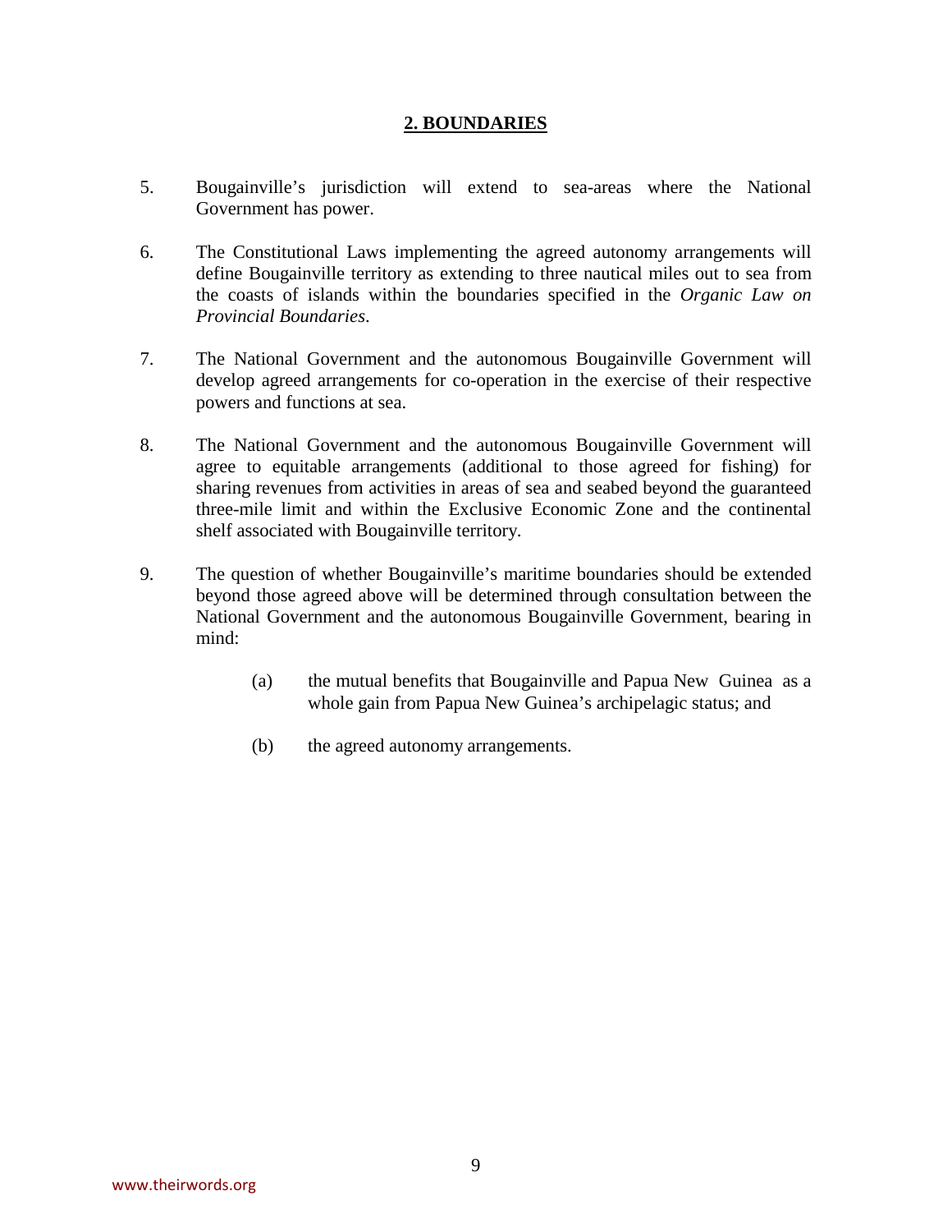## 2. BOUNDARIES

5. Bougainville's jurisdiction will extend to sea-areas where the National Government has power.

6. The Constitutional Laws implementing the agreed autonomy arrangements will define Bougainville territory as extending to three nautical miles out to sea from the coasts of islands within the boundaries specified in the *Organic Law on Provincial Boundaries*.

7. The National Government and the autonomous Bougainville Government will develop agreed arrangements for co-operation in the exercise of their respective powers and functions at sea.

8. The National Government and the autonomous Bougainville Government will agree to equitable arrangements (additional to those agreed for fishing) for sharing revenues from activities in areas of sea and seabed beyond the guaranteed three-mile limit and within the Exclusive Economic Zone and the continental shelf associated with Bougainville territory.

9. The question of whether Bougainville's maritime boundaries should be extended beyond those agreed above will be determined through consultation between the National Government and the autonomous Bougainville Government, bearing in mind:

    (a) the mutual benefits that Bougainville and Papua New Guinea as a whole gain from Papua New Guinea's archipelagic status; and

    (b) the agreed autonomy arrangements.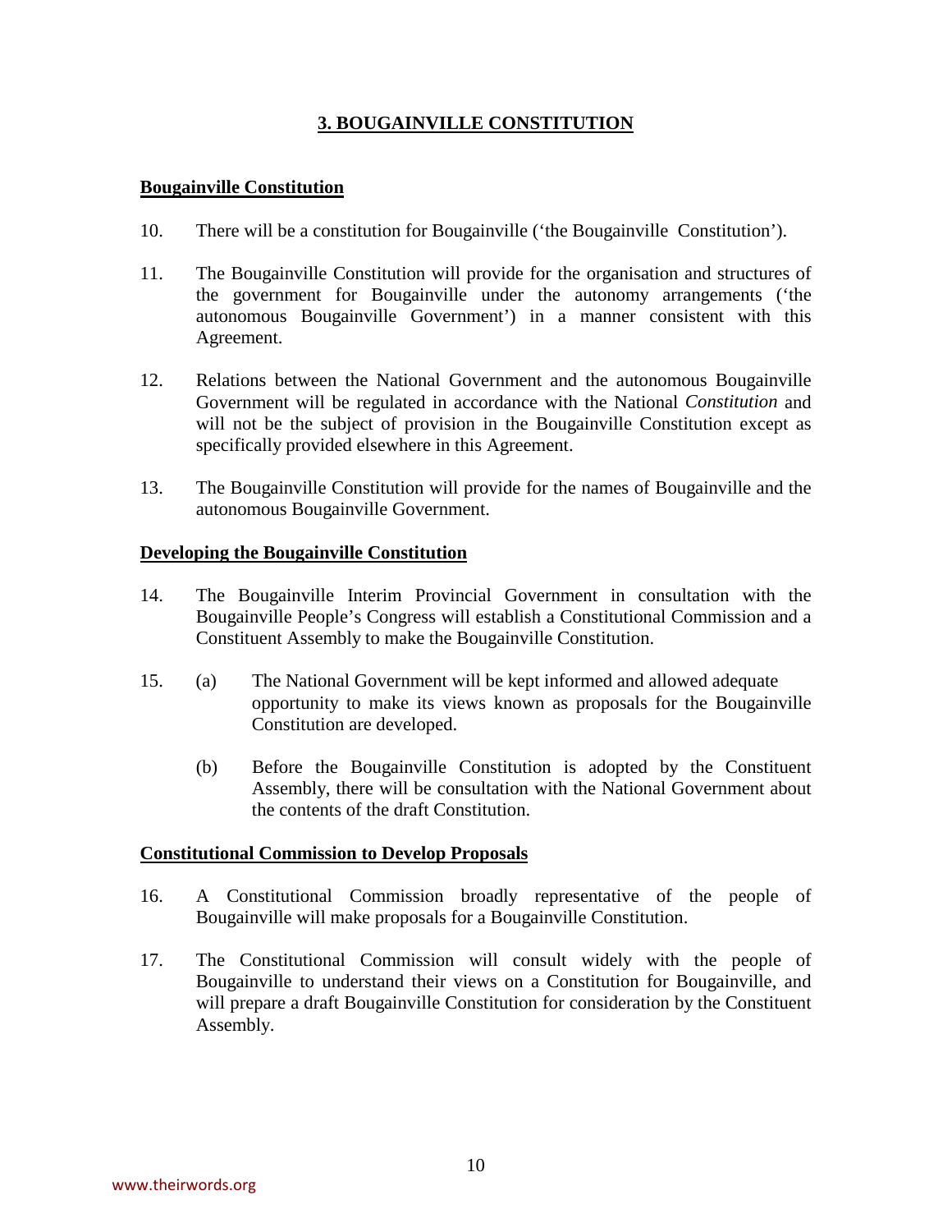## 3. BOUGAINVILLE CONSTITUTION

### Bougainville Constitution

10. There will be a constitution for Bougainville ('the Bougainville Constitution').

11. The Bougainville Constitution will provide for the organisation and structures of the government for Bougainville under the autonomy arrangements ('the autonomous Bougainville Government') in a manner consistent with this Agreement.

12. Relations between the National Government and the autonomous Bougainville Government will be regulated in accordance with the National *Constitution* and will not be the subject of provision in the Bougainville Constitution except as specifically provided elsewhere in this Agreement.

13. The Bougainville Constitution will provide for the names of Bougainville and the autonomous Bougainville Government.

### Developing the Bougainville Constitution

14. The Bougainville Interim Provincial Government in consultation with the Bougainville People's Congress will establish a Constitutional Commission and a Constituent Assembly to make the Bougainville Constitution.

15. (a) The National Government will be kept informed and allowed adequate opportunity to make its views known as proposals for the Bougainville Constitution are developed.

    (b) Before the Bougainville Constitution is adopted by the Constituent Assembly, there will be consultation with the National Government about the contents of the draft Constitution.

### Constitutional Commission to Develop Proposals

16. A Constitutional Commission broadly representative of the people of Bougainville will make proposals for a Bougainville Constitution.

17. The Constitutional Commission will consult widely with the people of Bougainville to understand their views on a Constitution for Bougainville, and will prepare a draft Bougainville Constitution for consideration by the Constituent Assembly.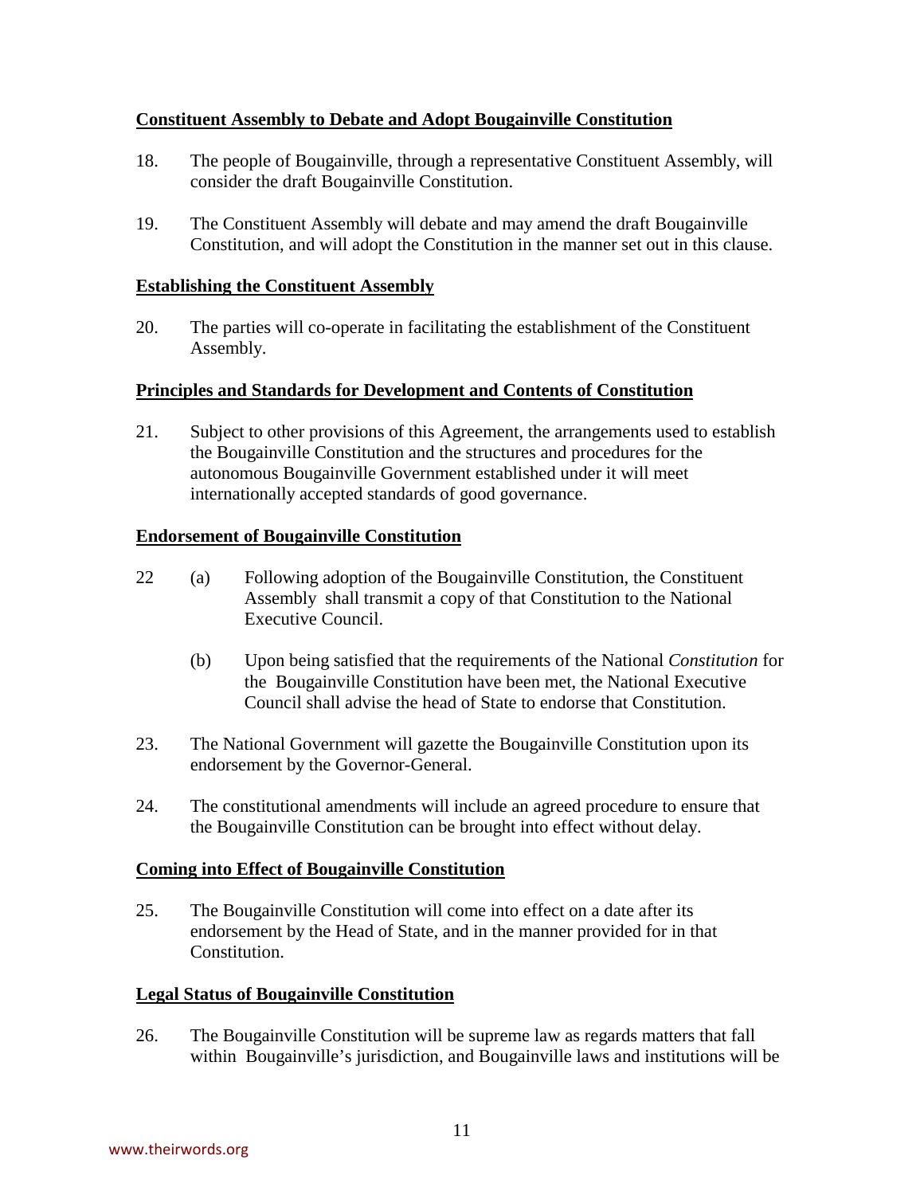**<u>Constituent Assembly to Debate and Adopt Bougainville Constitution</u>**

18. The people of Bougainville, through a representative Constituent Assembly, will consider the draft Bougainville Constitution.

19. The Constituent Assembly will debate and may amend the draft Bougainville Constitution, and will adopt the Constitution in the manner set out in this clause.

**<u>Establishing the Constituent Assembly</u>**

20. The parties will co-operate in facilitating the establishment of the Constituent Assembly.

**<u>Principles and Standards for Development and Contents of Constitution</u>**

21. Subject to other provisions of this Agreement, the arrangements used to establish the Bougainville Constitution and the structures and procedures for the autonomous Bougainville Government established under it will meet internationally accepted standards of good governance.

**<u>Endorsement of Bougainville Constitution</u>**

22 (a) Following adoption of the Bougainville Constitution, the Constituent Assembly shall transmit a copy of that Constitution to the National Executive Council.

(b) Upon being satisfied that the requirements of the National *Constitution* for the Bougainville Constitution have been met, the National Executive Council shall advise the head of State to endorse that Constitution.

23. The National Government will gazette the Bougainville Constitution upon its endorsement by the Governor-General.

24. The constitutional amendments will include an agreed procedure to ensure that the Bougainville Constitution can be brought into effect without delay.

**<u>Coming into Effect of Bougainville Constitution</u>**

25. The Bougainville Constitution will come into effect on a date after its endorsement by the Head of State, and in the manner provided for in that Constitution.

**<u>Legal Status of Bougainville Constitution</u>**

26. The Bougainville Constitution will be supreme law as regards matters that fall within Bougainville's jurisdiction, and Bougainville laws and institutions will be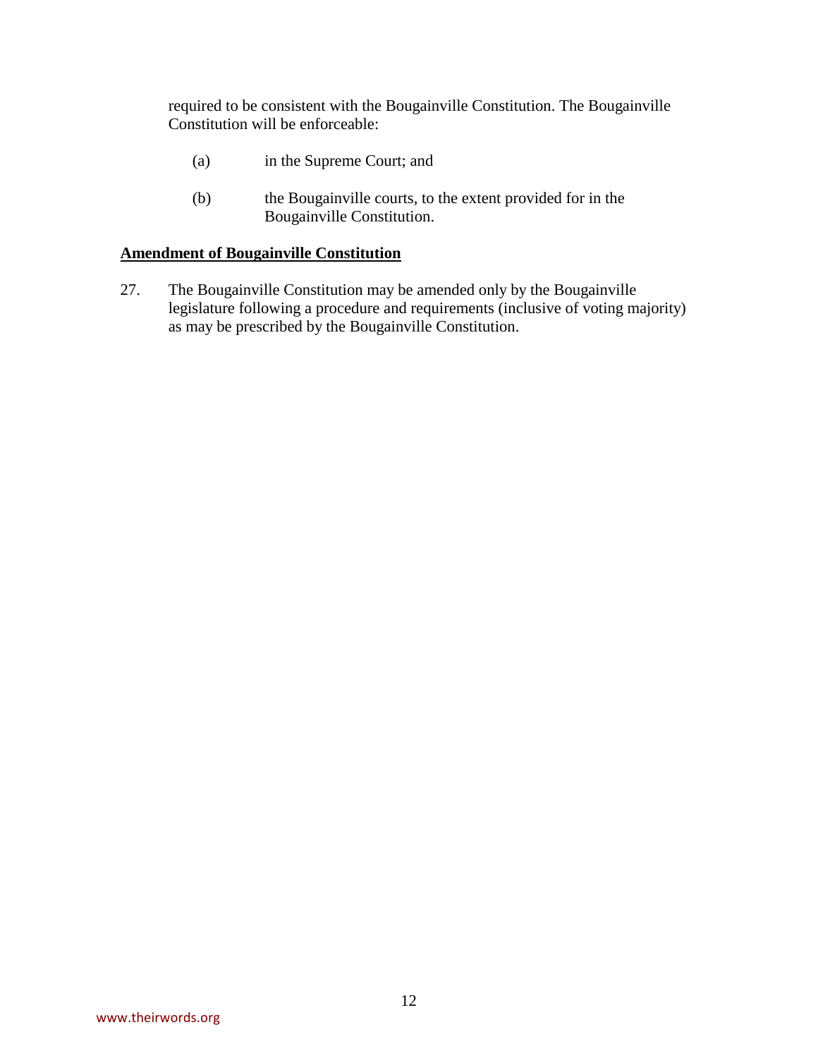required to be consistent with the Bougainville Constitution. The Bougainville Constitution will be enforceable:

(a) in the Supreme Court; and

(b) the Bougainville courts, to the extent provided for in the Bougainville Constitution.

**Amendment of Bougainville Constitution**

27. The Bougainville Constitution may be amended only by the Bougainville legislature following a procedure and requirements (inclusive of voting majority) as may be prescribed by the Bougainville Constitution.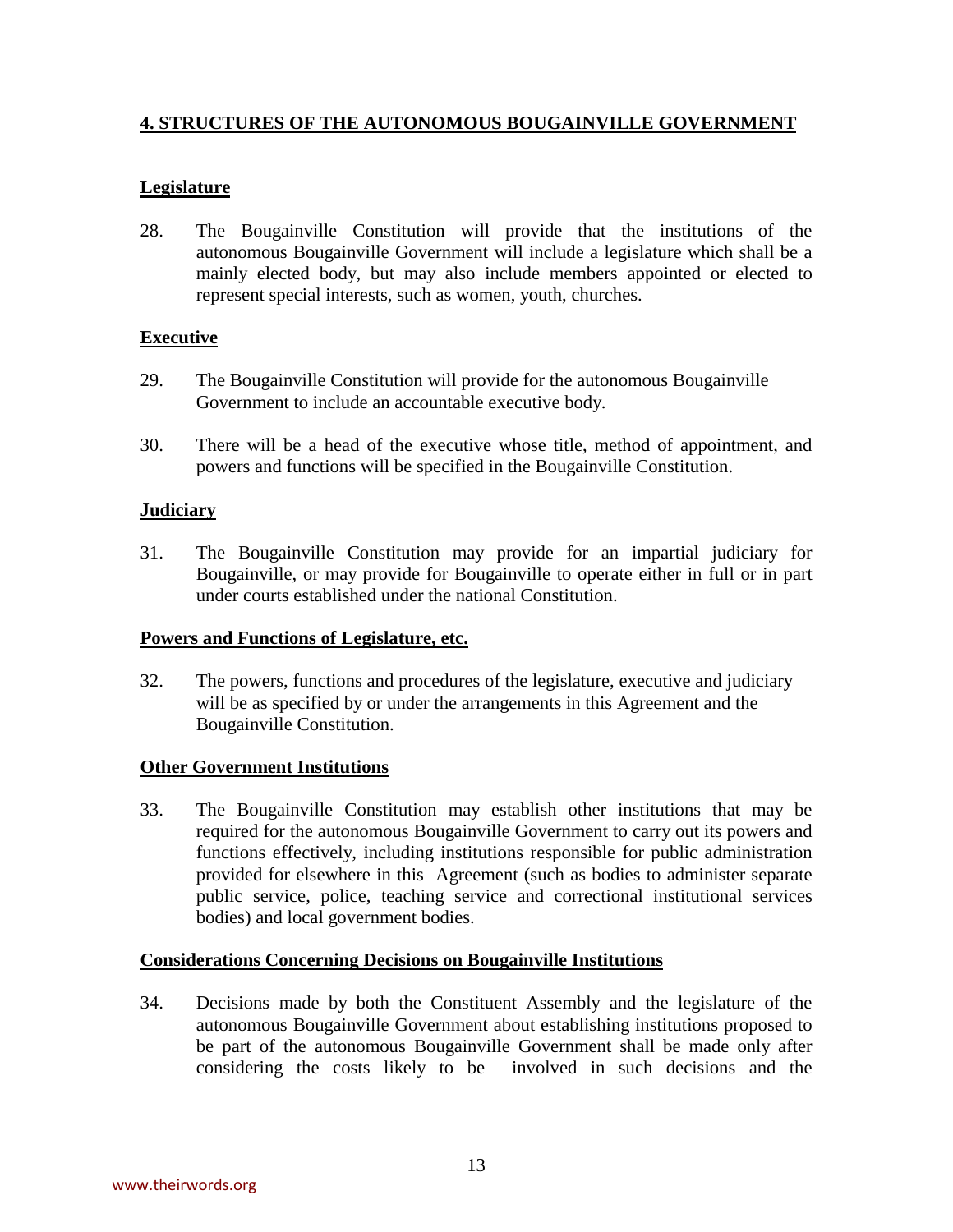## 4. STRUCTURES OF THE AUTONOMOUS BOUGAINVILLE GOVERNMENT

### Legislature

28. The Bougainville Constitution will provide that the institutions of the autonomous Bougainville Government will include a legislature which shall be a mainly elected body, but may also include members appointed or elected to represent special interests, such as women, youth, churches.

### Executive

29. The Bougainville Constitution will provide for the autonomous Bougainville Government to include an accountable executive body.

30. There will be a head of the executive whose title, method of appointment, and powers and functions will be specified in the Bougainville Constitution.

### Judiciary

31. The Bougainville Constitution may provide for an impartial judiciary for Bougainville, or may provide for Bougainville to operate either in full or in part under courts established under the national Constitution.

### Powers and Functions of Legislature, etc.

32. The powers, functions and procedures of the legislature, executive and judiciary will be as specified by or under the arrangements in this Agreement and the Bougainville Constitution.

### Other Government Institutions

33. The Bougainville Constitution may establish other institutions that may be required for the autonomous Bougainville Government to carry out its powers and functions effectively, including institutions responsible for public administration provided for elsewhere in this Agreement (such as bodies to administer separate public service, police, teaching service and correctional institutional services bodies) and local government bodies.

### Considerations Concerning Decisions on Bougainville Institutions

34. Decisions made by both the Constituent Assembly and the legislature of the autonomous Bougainville Government about establishing institutions proposed to be part of the autonomous Bougainville Government shall be made only after considering the costs likely to be involved in such decisions and the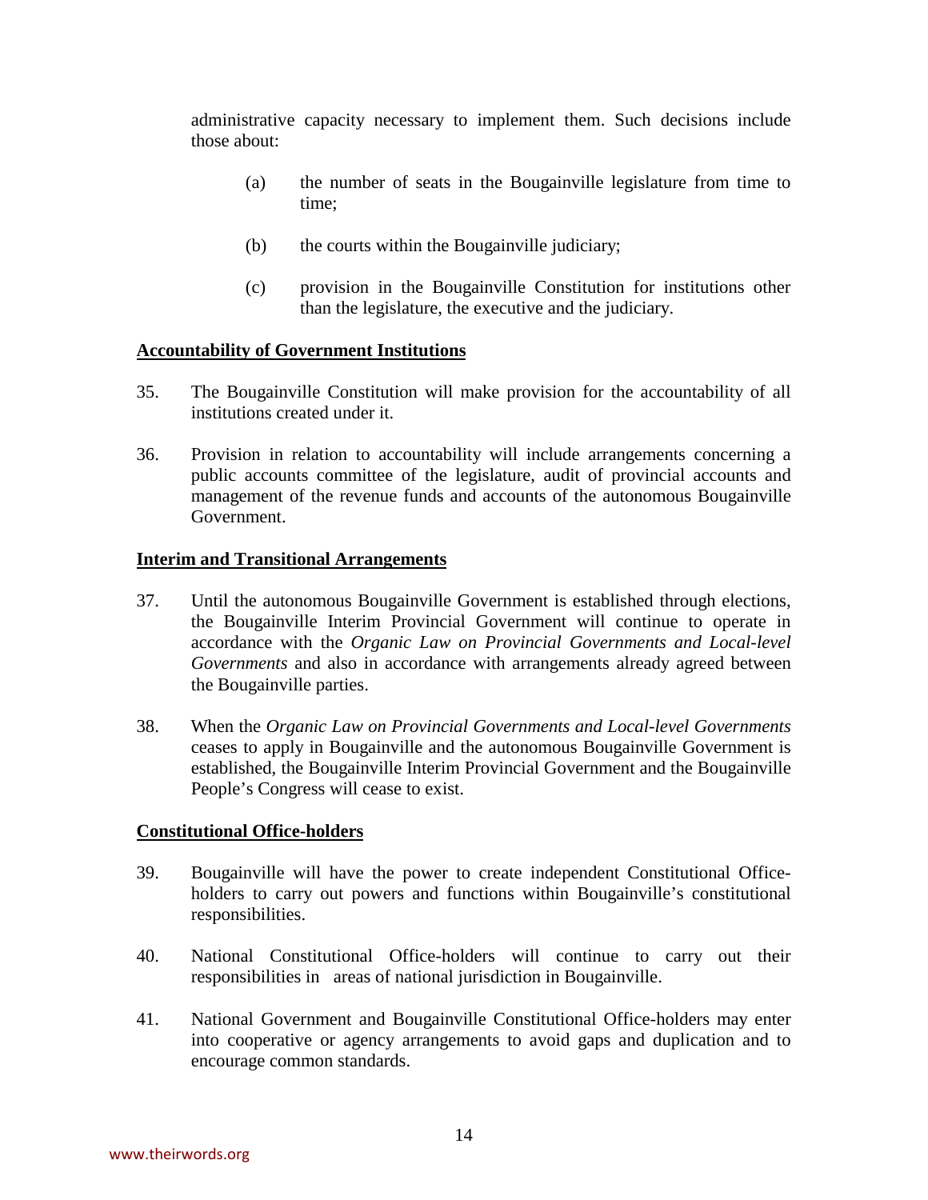administrative capacity necessary to implement them. Such decisions include those about:

(a) the number of seats in the Bougainville legislature from time to time;

(b) the courts within the Bougainville judiciary;

(c) provision in the Bougainville Constitution for institutions other than the legislature, the executive and the judiciary.

**Accountability of Government Institutions**

35. The Bougainville Constitution will make provision for the accountability of all institutions created under it.

36. Provision in relation to accountability will include arrangements concerning a public accounts committee of the legislature, audit of provincial accounts and management of the revenue funds and accounts of the autonomous Bougainville Government.

**Interim and Transitional Arrangements**

37. Until the autonomous Bougainville Government is established through elections, the Bougainville Interim Provincial Government will continue to operate in accordance with the *Organic Law on Provincial Governments and Local-level Governments* and also in accordance with arrangements already agreed between the Bougainville parties.

38. When the *Organic Law on Provincial Governments and Local-level Governments* ceases to apply in Bougainville and the autonomous Bougainville Government is established, the Bougainville Interim Provincial Government and the Bougainville People's Congress will cease to exist.

**Constitutional Office-holders**

39. Bougainville will have the power to create independent Constitutional Office-holders to carry out powers and functions within Bougainville's constitutional responsibilities.

40. National Constitutional Office-holders will continue to carry out their responsibilities in areas of national jurisdiction in Bougainville.

41. National Government and Bougainville Constitutional Office-holders may enter into cooperative or agency arrangements to avoid gaps and duplication and to encourage common standards.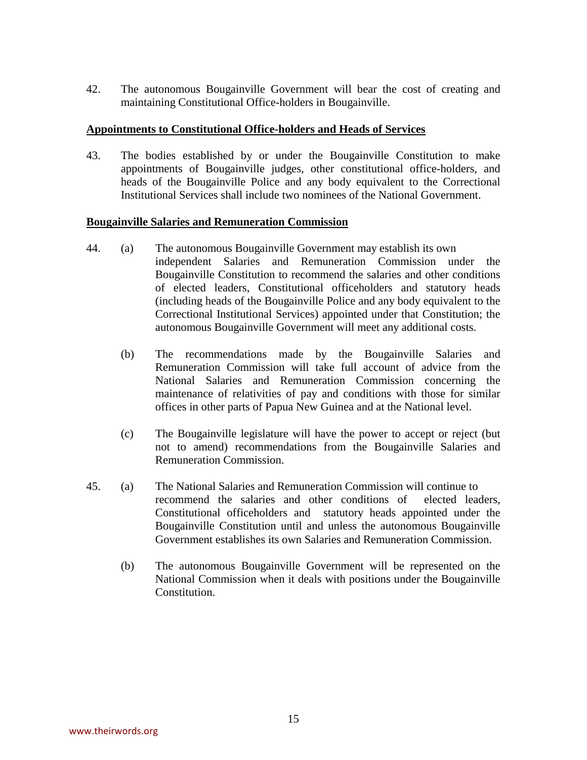42. The autonomous Bougainville Government will bear the cost of creating and maintaining Constitutional Office-holders in Bougainville.

**<u>Appointments to Constitutional Office-holders and Heads of Services</u>**

43. The bodies established by or under the Bougainville Constitution to make appointments of Bougainville judges, other constitutional office-holders, and heads of the Bougainville Police and any body equivalent to the Correctional Institutional Services shall include two nominees of the National Government.

**<u>Bougainville Salaries and Remuneration Commission</u>**

44. (a) The autonomous Bougainville Government may establish its own independent Salaries and Remuneration Commission under the Bougainville Constitution to recommend the salaries and other conditions of elected leaders, Constitutional officeholders and statutory heads (including heads of the Bougainville Police and any body equivalent to the Correctional Institutional Services) appointed under that Constitution; the autonomous Bougainville Government will meet any additional costs.

    (b) The recommendations made by the Bougainville Salaries and Remuneration Commission will take full account of advice from the National Salaries and Remuneration Commission concerning the maintenance of relativities of pay and conditions with those for similar offices in other parts of Papua New Guinea and at the National level.

    (c) The Bougainville legislature will have the power to accept or reject (but not to amend) recommendations from the Bougainville Salaries and Remuneration Commission.

45. (a) The National Salaries and Remuneration Commission will continue to recommend the salaries and other conditions of elected leaders, Constitutional officeholders and statutory heads appointed under the Bougainville Constitution until and unless the autonomous Bougainville Government establishes its own Salaries and Remuneration Commission.

    (b) The autonomous Bougainville Government will be represented on the National Commission when it deals with positions under the Bougainville Constitution.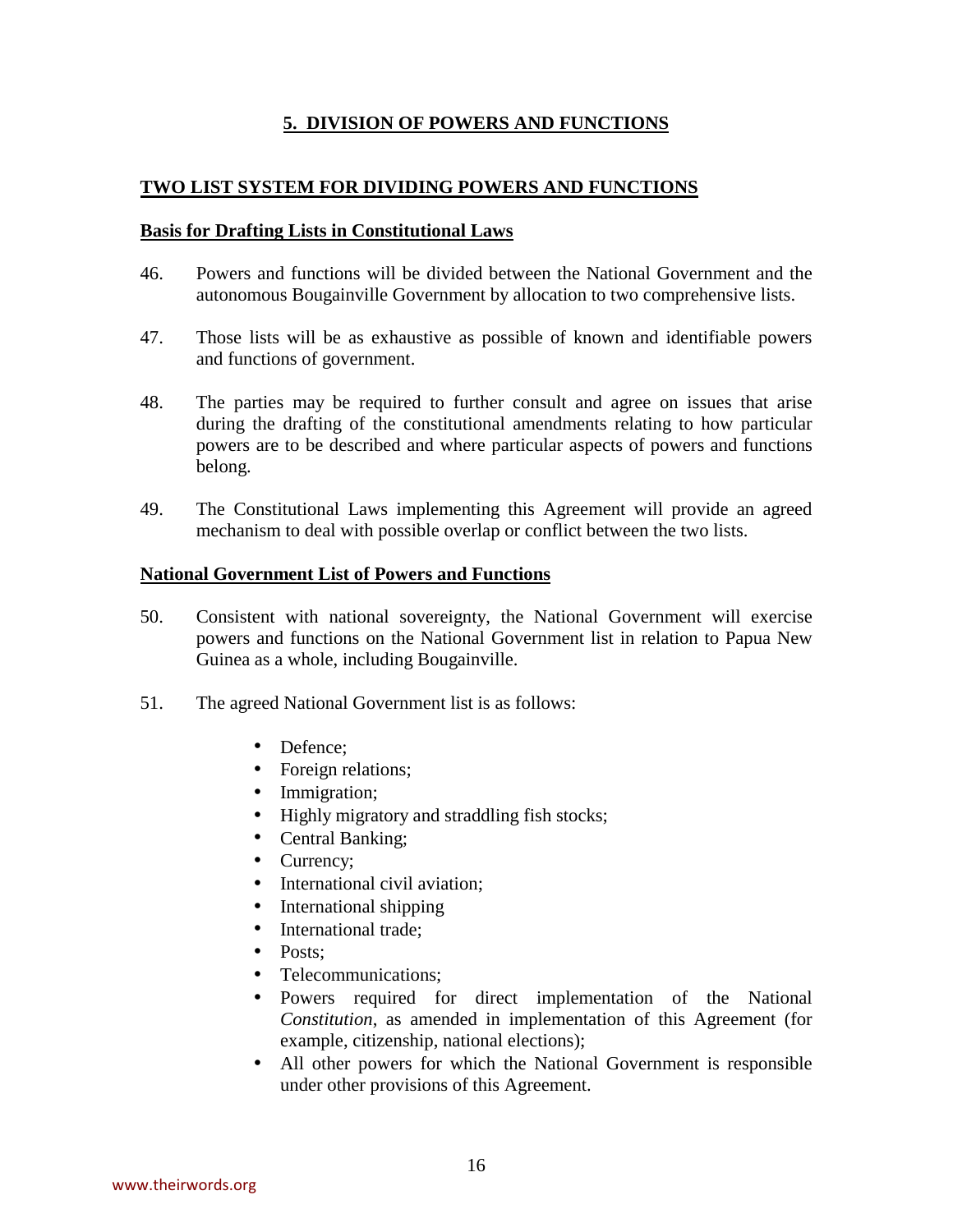## 5. DIVISION OF POWERS AND FUNCTIONS

### TWO LIST SYSTEM FOR DIVIDING POWERS AND FUNCTIONS

#### Basis for Drafting Lists in Constitutional Laws

46. Powers and functions will be divided between the National Government and the autonomous Bougainville Government by allocation to two comprehensive lists.

47. Those lists will be as exhaustive as possible of known and identifiable powers and functions of government.

48. The parties may be required to further consult and agree on issues that arise during the drafting of the constitutional amendments relating to how particular powers are to be described and where particular aspects of powers and functions belong.

49. The Constitutional Laws implementing this Agreement will provide an agreed mechanism to deal with possible overlap or conflict between the two lists.

#### National Government List of Powers and Functions

50. Consistent with national sovereignty, the National Government will exercise powers and functions on the National Government list in relation to Papua New Guinea as a whole, including Bougainville.

51. The agreed National Government list is as follows:

    - Defence;
    - Foreign relations;
    - Immigration;
    - Highly migratory and straddling fish stocks;
    - Central Banking;
    - Currency;
    - International civil aviation;
    - International shipping
    - International trade;
    - Posts;
    - Telecommunications;
    - Powers required for direct implementation of the National *Constitution*, as amended in implementation of this Agreement (for example, citizenship, national elections);
    - All other powers for which the National Government is responsible under other provisions of this Agreement.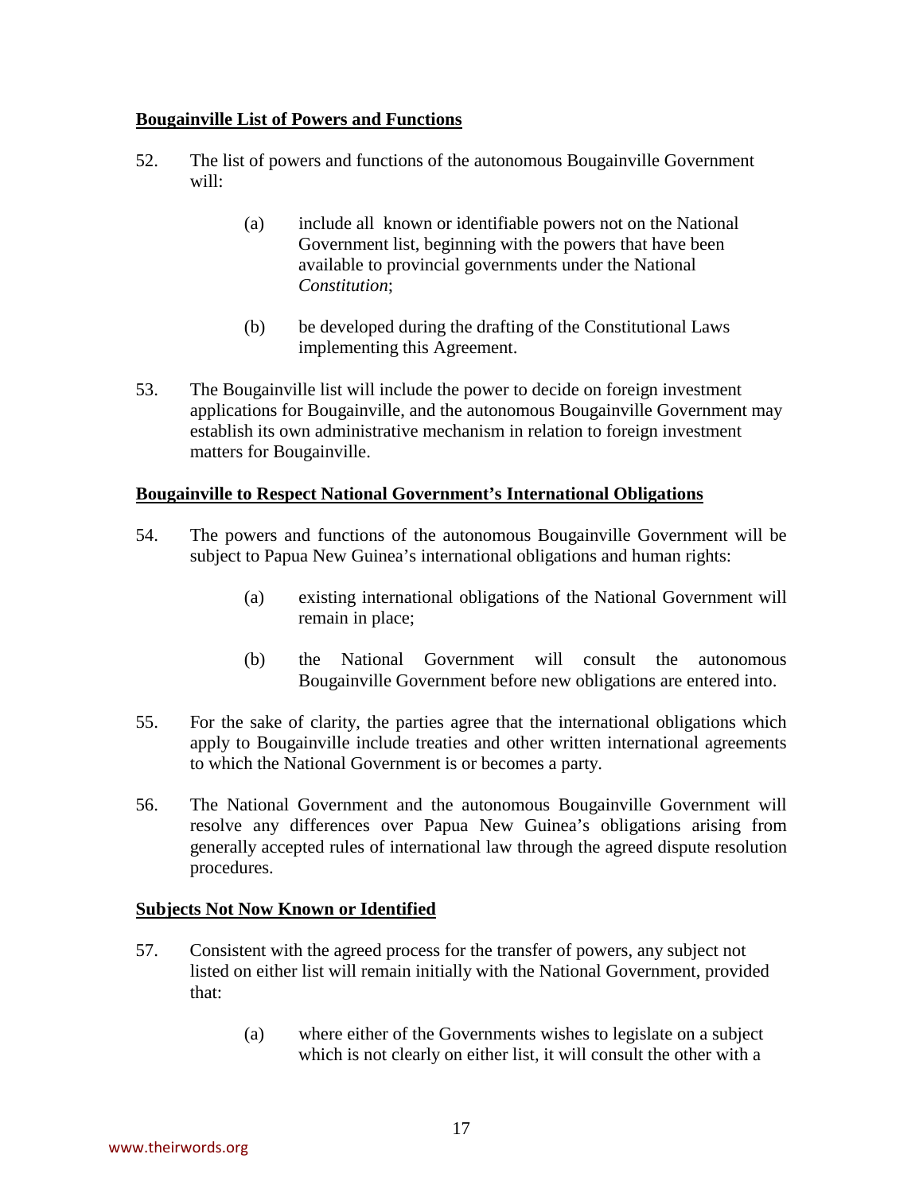**Bougainville List of Powers and Functions**

52. The list of powers and functions of the autonomous Bougainville Government will:

    (a) include all known or identifiable powers not on the National Government list, beginning with the powers that have been available to provincial governments under the National *Constitution*;

    (b) be developed during the drafting of the Constitutional Laws implementing this Agreement.

53. The Bougainville list will include the power to decide on foreign investment applications for Bougainville, and the autonomous Bougainville Government may establish its own administrative mechanism in relation to foreign investment matters for Bougainville.

**Bougainville to Respect National Government's International Obligations**

54. The powers and functions of the autonomous Bougainville Government will be subject to Papua New Guinea's international obligations and human rights:

    (a) existing international obligations of the National Government will remain in place;

    (b) the National Government will consult the autonomous Bougainville Government before new obligations are entered into.

55. For the sake of clarity, the parties agree that the international obligations which apply to Bougainville include treaties and other written international agreements to which the National Government is or becomes a party.

56. The National Government and the autonomous Bougainville Government will resolve any differences over Papua New Guinea's obligations arising from generally accepted rules of international law through the agreed dispute resolution procedures.

**Subjects Not Now Known or Identified**

57. Consistent with the agreed process for the transfer of powers, any subject not listed on either list will remain initially with the National Government, provided that:

    (a) where either of the Governments wishes to legislate on a subject which is not clearly on either list, it will consult the other with a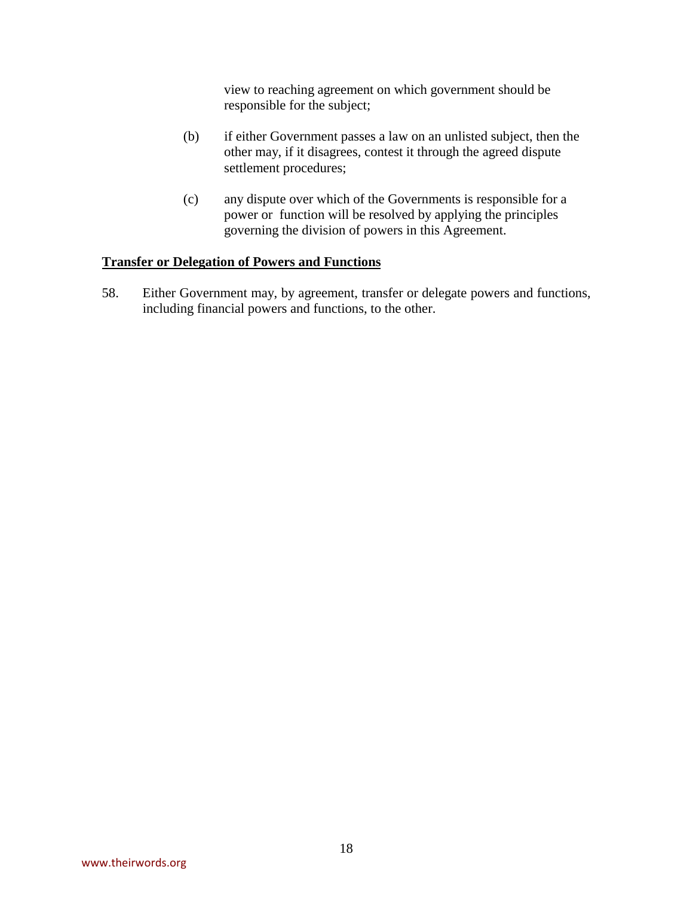view to reaching agreement on which government should be responsible for the subject;

(b) if either Government passes a law on an unlisted subject, then the other may, if it disagrees, contest it through the agreed dispute settlement procedures;

(c) any dispute over which of the Governments is responsible for a power or function will be resolved by applying the principles governing the division of powers in this Agreement.

**Transfer or Delegation of Powers and Functions**

58. Either Government may, by agreement, transfer or delegate powers and functions, including financial powers and functions, to the other.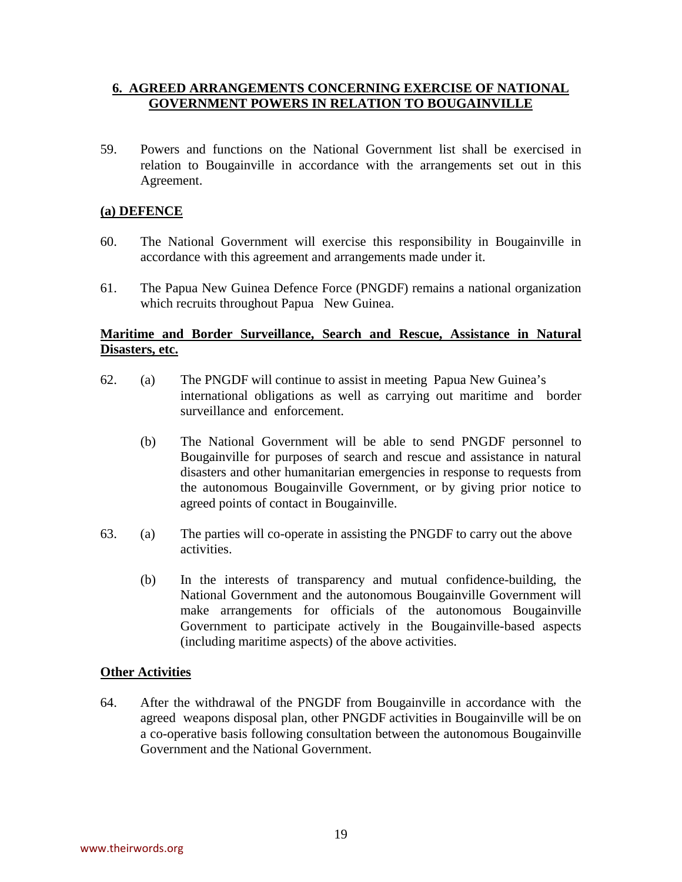## 6. AGREED ARRANGEMENTS CONCERNING EXERCISE OF NATIONAL GOVERNMENT POWERS IN RELATION TO BOUGAINVILLE

59. Powers and functions on the National Government list shall be exercised in relation to Bougainville in accordance with the arrangements set out in this Agreement.

### (a) DEFENCE

60. The National Government will exercise this responsibility in Bougainville in accordance with this agreement and arrangements made under it.

61. The Papua New Guinea Defence Force (PNGDF) remains a national organization which recruits throughout Papua New Guinea.

### Maritime and Border Surveillance, Search and Rescue, Assistance in Natural Disasters, etc.

62. (a) The PNGDF will continue to assist in meeting Papua New Guinea's international obligations as well as carrying out maritime and border surveillance and enforcement.

    (b) The National Government will be able to send PNGDF personnel to Bougainville for purposes of search and rescue and assistance in natural disasters and other humanitarian emergencies in response to requests from the autonomous Bougainville Government, or by giving prior notice to agreed points of contact in Bougainville.

63. (a) The parties will co-operate in assisting the PNGDF to carry out the above activities.

    (b) In the interests of transparency and mutual confidence-building, the National Government and the autonomous Bougainville Government will make arrangements for officials of the autonomous Bougainville Government to participate actively in the Bougainville-based aspects (including maritime aspects) of the above activities.

### Other Activities

64. After the withdrawal of the PNGDF from Bougainville in accordance with the agreed weapons disposal plan, other PNGDF activities in Bougainville will be on a co-operative basis following consultation between the autonomous Bougainville Government and the National Government.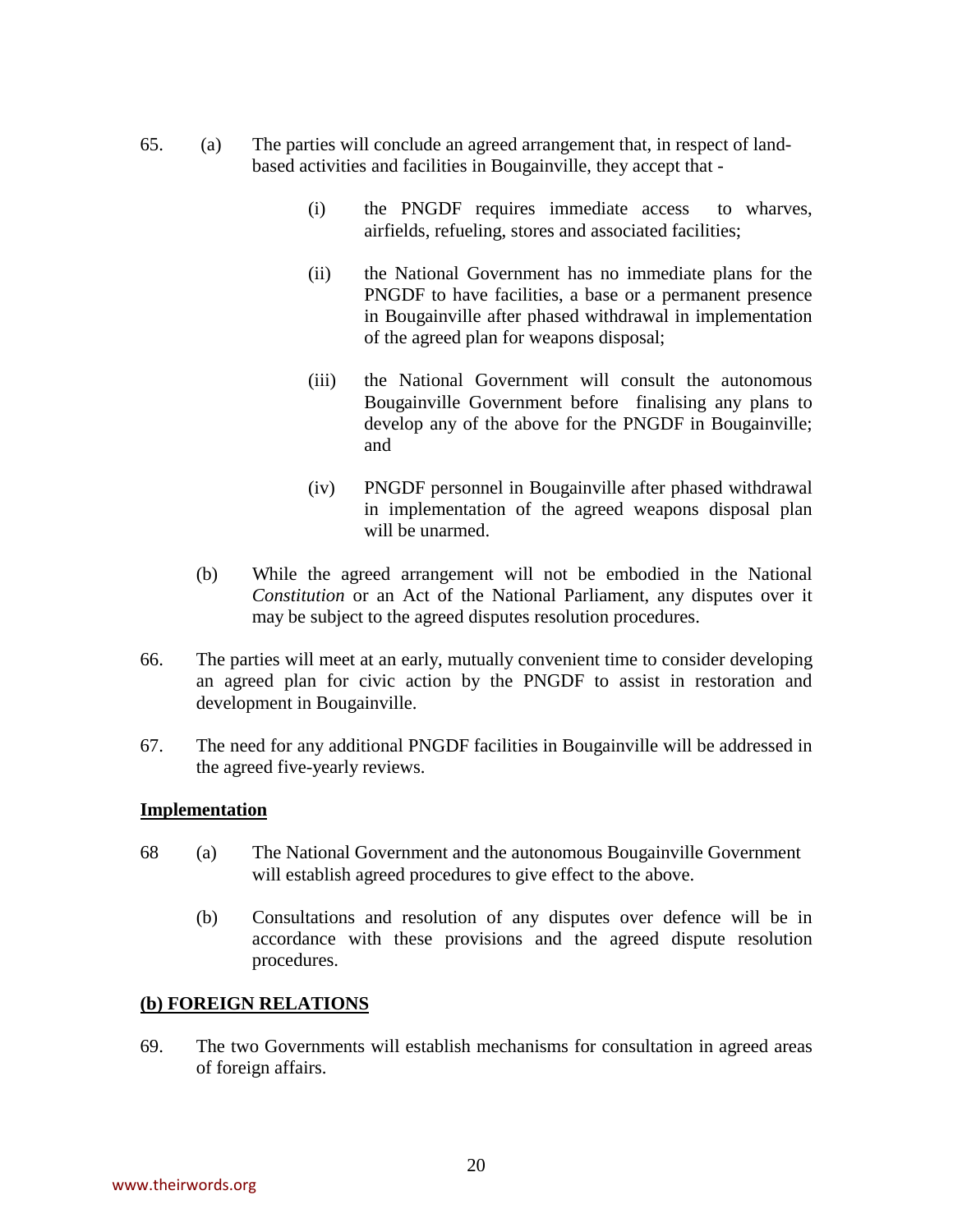65. (a) The parties will conclude an agreed arrangement that, in respect of land-based activities and facilities in Bougainville, they accept that -

   (i) the PNGDF requires immediate access to wharves, airfields, refueling, stores and associated facilities;

   (ii) the National Government has no immediate plans for the PNGDF to have facilities, a base or a permanent presence in Bougainville after phased withdrawal in implementation of the agreed plan for weapons disposal;

   (iii) the National Government will consult the autonomous Bougainville Government before finalising any plans to develop any of the above for the PNGDF in Bougainville; and

   (iv) PNGDF personnel in Bougainville after phased withdrawal in implementation of the agreed weapons disposal plan will be unarmed.

   (b) While the agreed arrangement will not be embodied in the National *Constitution* or an Act of the National Parliament, any disputes over it may be subject to the agreed disputes resolution procedures.

66. The parties will meet at an early, mutually convenient time to consider developing an agreed plan for civic action by the PNGDF to assist in restoration and development in Bougainville.

67. The need for any additional PNGDF facilities in Bougainville will be addressed in the agreed five-yearly reviews.

**Implementation**

68 (a) The National Government and the autonomous Bougainville Government will establish agreed procedures to give effect to the above.

   (b) Consultations and resolution of any disputes over defence will be in accordance with these provisions and the agreed dispute resolution procedures.

**(b) FOREIGN RELATIONS**

69. The two Governments will establish mechanisms for consultation in agreed areas of foreign affairs.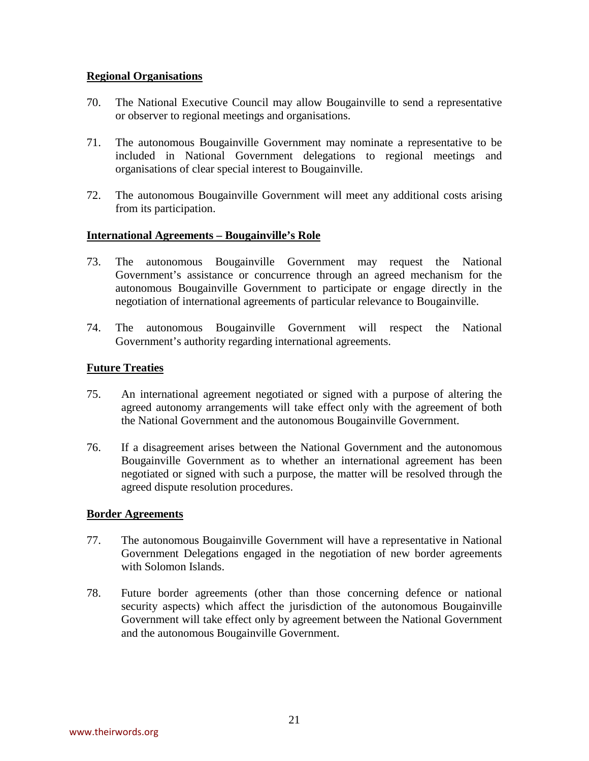**Regional Organisations**

70. The National Executive Council may allow Bougainville to send a representative or observer to regional meetings and organisations.

71. The autonomous Bougainville Government may nominate a representative to be included in National Government delegations to regional meetings and organisations of clear special interest to Bougainville.

72. The autonomous Bougainville Government will meet any additional costs arising from its participation.

**International Agreements – Bougainville's Role**

73. The autonomous Bougainville Government may request the National Government's assistance or concurrence through an agreed mechanism for the autonomous Bougainville Government to participate or engage directly in the negotiation of international agreements of particular relevance to Bougainville.

74. The autonomous Bougainville Government will respect the National Government's authority regarding international agreements.

**Future Treaties**

75. An international agreement negotiated or signed with a purpose of altering the agreed autonomy arrangements will take effect only with the agreement of both the National Government and the autonomous Bougainville Government.

76. If a disagreement arises between the National Government and the autonomous Bougainville Government as to whether an international agreement has been negotiated or signed with such a purpose, the matter will be resolved through the agreed dispute resolution procedures.

**Border Agreements**

77. The autonomous Bougainville Government will have a representative in National Government Delegations engaged in the negotiation of new border agreements with Solomon Islands.

78. Future border agreements (other than those concerning defence or national security aspects) which affect the jurisdiction of the autonomous Bougainville Government will take effect only by agreement between the National Government and the autonomous Bougainville Government.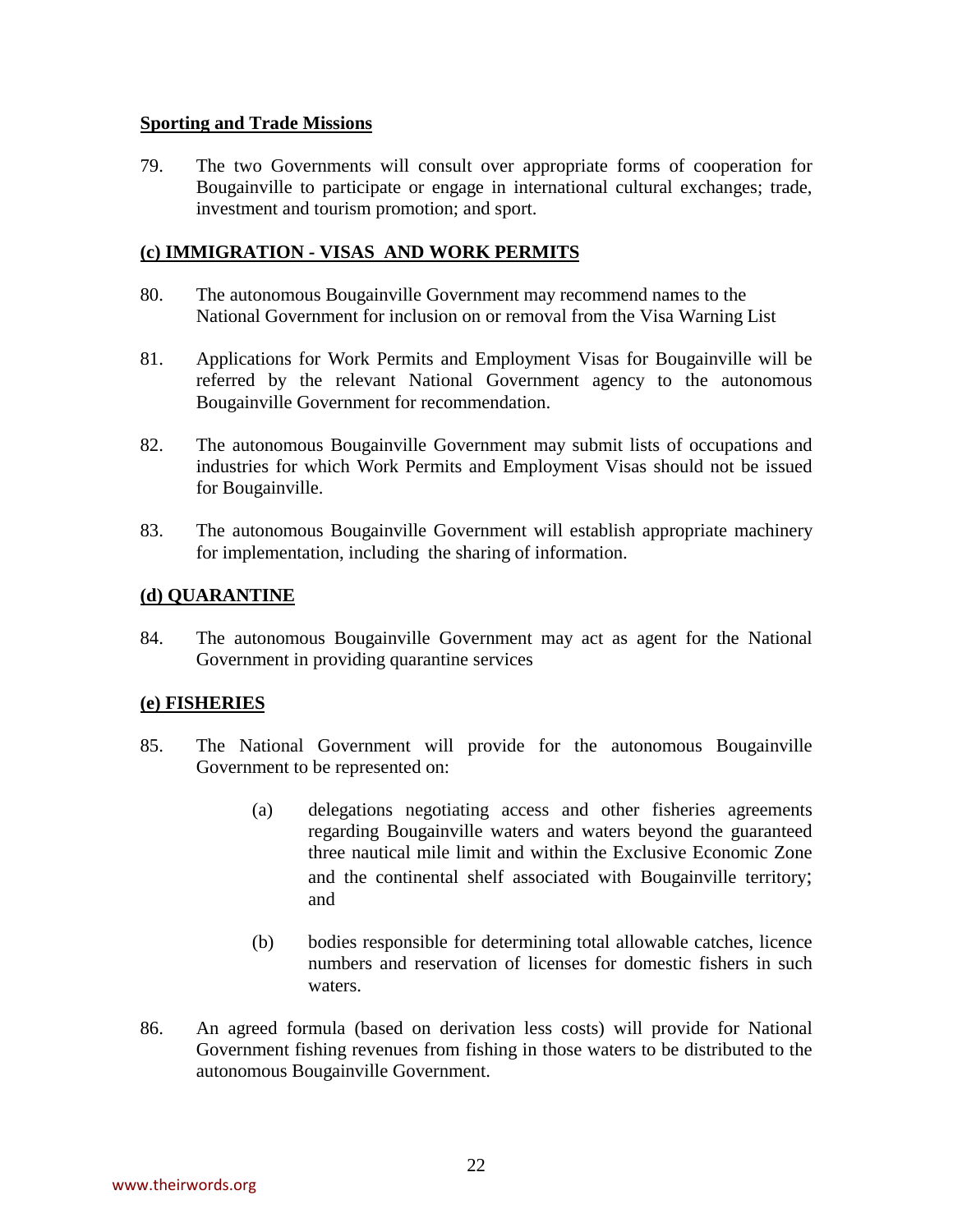**Sporting and Trade Missions**

79. The two Governments will consult over appropriate forms of cooperation for Bougainville to participate or engage in international cultural exchanges; trade, investment and tourism promotion; and sport.

**(c) IMMIGRATION - VISAS AND WORK PERMITS**

80. The autonomous Bougainville Government may recommend names to the National Government for inclusion on or removal from the Visa Warning List

81. Applications for Work Permits and Employment Visas for Bougainville will be referred by the relevant National Government agency to the autonomous Bougainville Government for recommendation.

82. The autonomous Bougainville Government may submit lists of occupations and industries for which Work Permits and Employment Visas should not be issued for Bougainville.

83. The autonomous Bougainville Government will establish appropriate machinery for implementation, including the sharing of information.

**(d) QUARANTINE**

84. The autonomous Bougainville Government may act as agent for the National Government in providing quarantine services

**(e) FISHERIES**

85. The National Government will provide for the autonomous Bougainville Government to be represented on:

    (a) delegations negotiating access and other fisheries agreements regarding Bougainville waters and waters beyond the guaranteed three nautical mile limit and within the Exclusive Economic Zone and the continental shelf associated with Bougainville territory; and

    (b) bodies responsible for determining total allowable catches, licence numbers and reservation of licenses for domestic fishers in such waters.

86. An agreed formula (based on derivation less costs) will provide for National Government fishing revenues from fishing in those waters to be distributed to the autonomous Bougainville Government.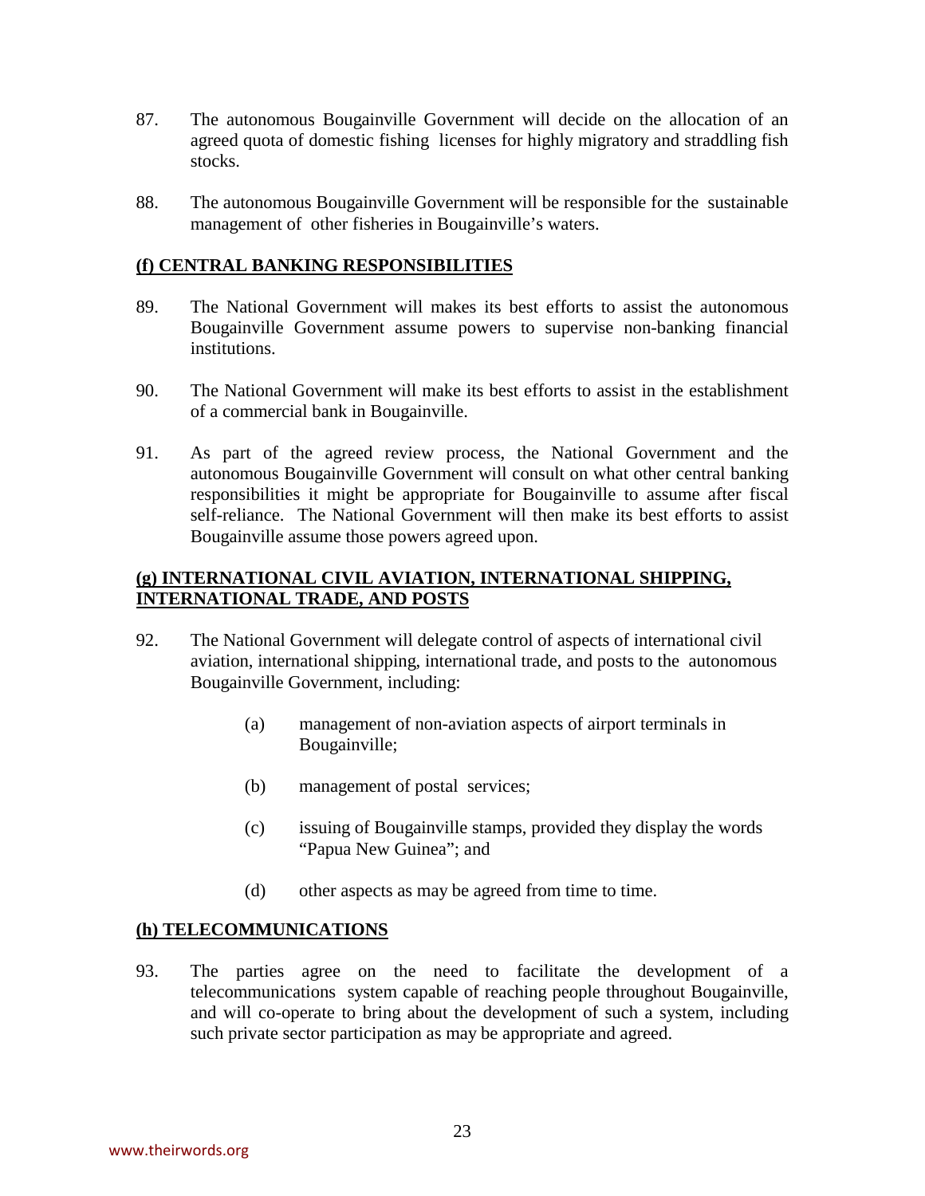87. The autonomous Bougainville Government will decide on the allocation of an agreed quota of domestic fishing licenses for highly migratory and straddling fish stocks.

88. The autonomous Bougainville Government will be responsible for the sustainable management of other fisheries in Bougainville's waters.

## (f) CENTRAL BANKING RESPONSIBILITIES

89. The National Government will makes its best efforts to assist the autonomous Bougainville Government assume powers to supervise non-banking financial institutions.

90. The National Government will make its best efforts to assist in the establishment of a commercial bank in Bougainville.

91. As part of the agreed review process, the National Government and the autonomous Bougainville Government will consult on what other central banking responsibilities it might be appropriate for Bougainville to assume after fiscal self-reliance. The National Government will then make its best efforts to assist Bougainville assume those powers agreed upon.

## (g) INTERNATIONAL CIVIL AVIATION, INTERNATIONAL SHIPPING, INTERNATIONAL TRADE, AND POSTS

92. The National Government will delegate control of aspects of international civil aviation, international shipping, international trade, and posts to the autonomous Bougainville Government, including:

    (a) management of non-aviation aspects of airport terminals in Bougainville;

    (b) management of postal services;

    (c) issuing of Bougainville stamps, provided they display the words "Papua New Guinea"; and

    (d) other aspects as may be agreed from time to time.

## (h) TELECOMMUNICATIONS

93. The parties agree on the need to facilitate the development of a telecommunications system capable of reaching people throughout Bougainville, and will co-operate to bring about the development of such a system, including such private sector participation as may be appropriate and agreed.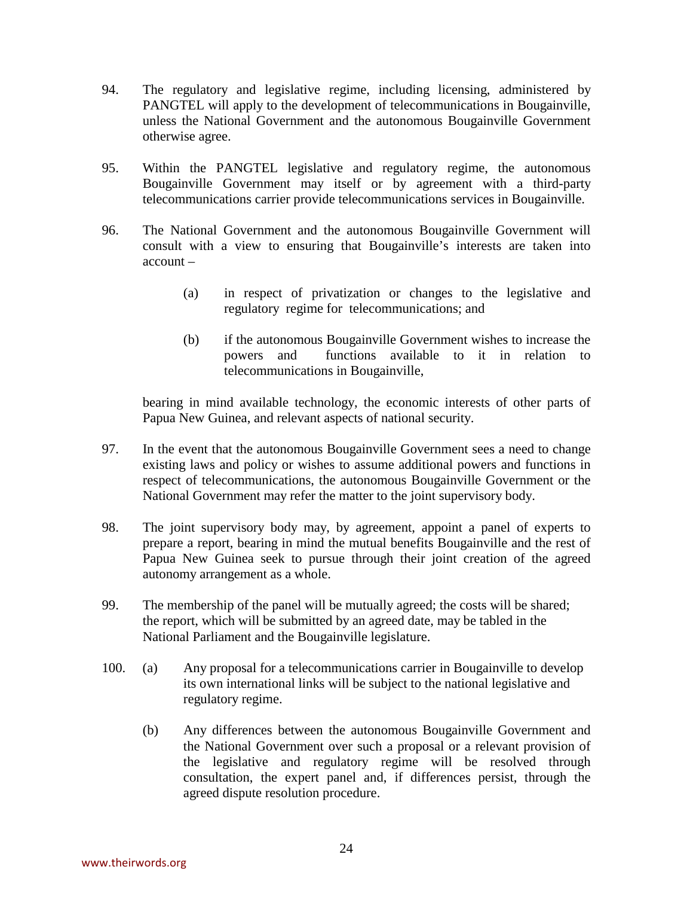94. The regulatory and legislative regime, including licensing, administered by PANGTEL will apply to the development of telecommunications in Bougainville, unless the National Government and the autonomous Bougainville Government otherwise agree.

95. Within the PANGTEL legislative and regulatory regime, the autonomous Bougainville Government may itself or by agreement with a third-party telecommunications carrier provide telecommunications services in Bougainville.

96. The National Government and the autonomous Bougainville Government will consult with a view to ensuring that Bougainville's interests are taken into account –

    (a) in respect of privatization or changes to the legislative and regulatory regime for telecommunications; and

    (b) if the autonomous Bougainville Government wishes to increase the powers and functions available to it in relation to telecommunications in Bougainville,

    bearing in mind available technology, the economic interests of other parts of Papua New Guinea, and relevant aspects of national security.

97. In the event that the autonomous Bougainville Government sees a need to change existing laws and policy or wishes to assume additional powers and functions in respect of telecommunications, the autonomous Bougainville Government or the National Government may refer the matter to the joint supervisory body.

98. The joint supervisory body may, by agreement, appoint a panel of experts to prepare a report, bearing in mind the mutual benefits Bougainville and the rest of Papua New Guinea seek to pursue through their joint creation of the agreed autonomy arrangement as a whole.

99. The membership of the panel will be mutually agreed; the costs will be shared; the report, which will be submitted by an agreed date, may be tabled in the National Parliament and the Bougainville legislature.

100. (a) Any proposal for a telecommunications carrier in Bougainville to develop its own international links will be subject to the national legislative and regulatory regime.

    (b) Any differences between the autonomous Bougainville Government and the National Government over such a proposal or a relevant provision of the legislative and regulatory regime will be resolved through consultation, the expert panel and, if differences persist, through the agreed dispute resolution procedure.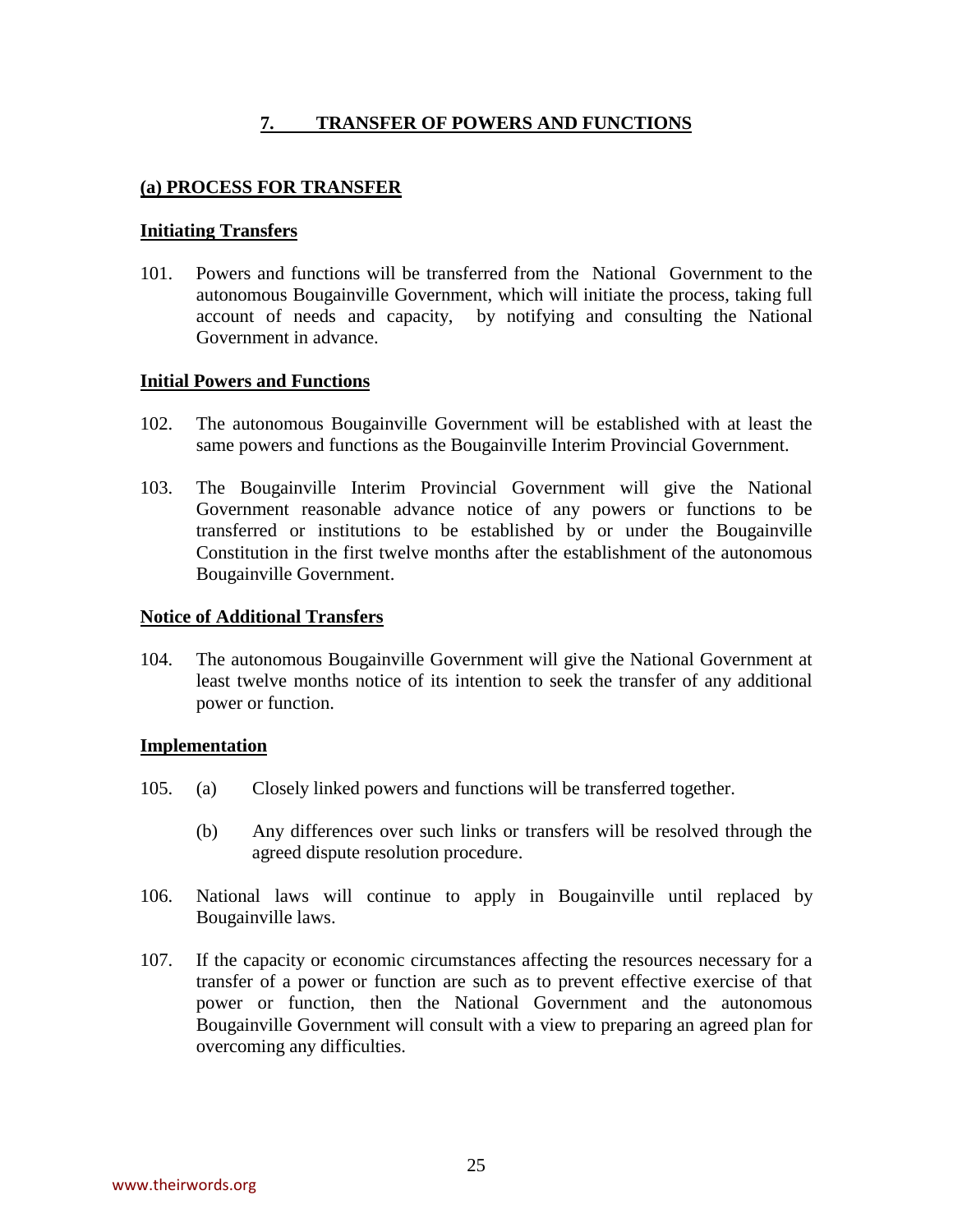## 7. TRANSFER OF POWERS AND FUNCTIONS

### (a) PROCESS FOR TRANSFER

#### Initiating Transfers

101. Powers and functions will be transferred from the National Government to the autonomous Bougainville Government, which will initiate the process, taking full account of needs and capacity, by notifying and consulting the National Government in advance.

#### Initial Powers and Functions

102. The autonomous Bougainville Government will be established with at least the same powers and functions as the Bougainville Interim Provincial Government.

103. The Bougainville Interim Provincial Government will give the National Government reasonable advance notice of any powers or functions to be transferred or institutions to be established by or under the Bougainville Constitution in the first twelve months after the establishment of the autonomous Bougainville Government.

#### Notice of Additional Transfers

104. The autonomous Bougainville Government will give the National Government at least twelve months notice of its intention to seek the transfer of any additional power or function.

#### Implementation

105. (a) Closely linked powers and functions will be transferred together.

     (b) Any differences over such links or transfers will be resolved through the agreed dispute resolution procedure.

106. National laws will continue to apply in Bougainville until replaced by Bougainville laws.

107. If the capacity or economic circumstances affecting the resources necessary for a transfer of a power or function are such as to prevent effective exercise of that power or function, then the National Government and the autonomous Bougainville Government will consult with a view to preparing an agreed plan for overcoming any difficulties.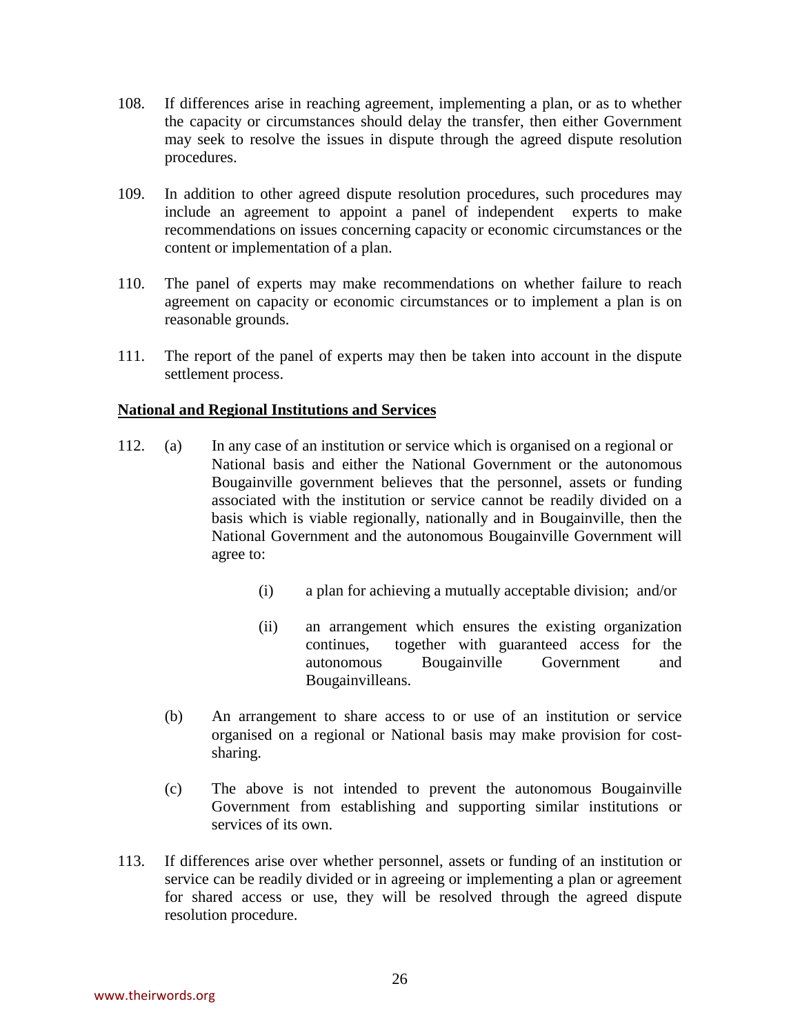108. If differences arise in reaching agreement, implementing a plan, or as to whether the capacity or circumstances should delay the transfer, then either Government may seek to resolve the issues in dispute through the agreed dispute resolution procedures.

109. In addition to other agreed dispute resolution procedures, such procedures may include an agreement to appoint a panel of independent experts to make recommendations on issues concerning capacity or economic circumstances or the content or implementation of a plan.

110. The panel of experts may make recommendations on whether failure to reach agreement on capacity or economic circumstances or to implement a plan is on reasonable grounds.

111. The report of the panel of experts may then be taken into account in the dispute settlement process.

**National and Regional Institutions and Services**

112. (a) In any case of an institution or service which is organised on a regional or National basis and either the National Government or the autonomous Bougainville government believes that the personnel, assets or funding associated with the institution or service cannot be readily divided on a basis which is viable regionally, nationally and in Bougainville, then the National Government and the autonomous Bougainville Government will agree to:

    (i) a plan for achieving a mutually acceptable division; and/or

    (ii) an arrangement which ensures the existing organization continues, together with guaranteed access for the autonomous Bougainville Government and Bougainvilleans.

    (b) An arrangement to share access to or use of an institution or service organised on a regional or National basis may make provision for cost-sharing.

    (c) The above is not intended to prevent the autonomous Bougainville Government from establishing and supporting similar institutions or services of its own.

113. If differences arise over whether personnel, assets or funding of an institution or service can be readily divided or in agreeing or implementing a plan or agreement for shared access or use, they will be resolved through the agreed dispute resolution procedure.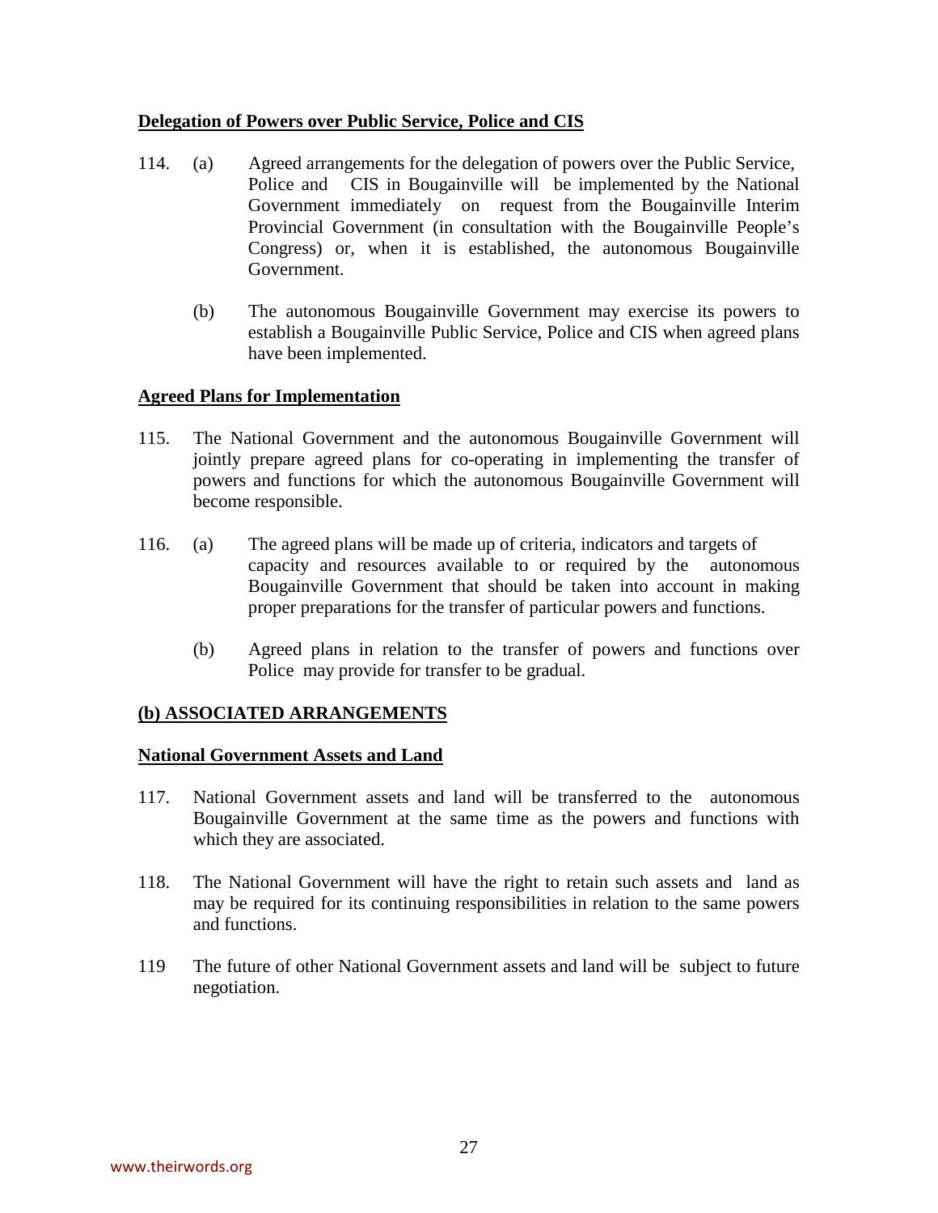**Delegation of Powers over Public Service, Police and CIS**

114. (a) Agreed arrangements for the delegation of powers over the Public Service, Police and CIS in Bougainville will be implemented by the National Government immediately on request from the Bougainville Interim Provincial Government (in consultation with the Bougainville People's Congress) or, when it is established, the autonomous Bougainville Government.

   (b) The autonomous Bougainville Government may exercise its powers to establish a Bougainville Public Service, Police and CIS when agreed plans have been implemented.

**Agreed Plans for Implementation**

115. The National Government and the autonomous Bougainville Government will jointly prepare agreed plans for co-operating in implementing the transfer of powers and functions for which the autonomous Bougainville Government will become responsible.

116. (a) The agreed plans will be made up of criteria, indicators and targets of capacity and resources available to or required by the autonomous Bougainville Government that should be taken into account in making proper preparations for the transfer of particular powers and functions.

   (b) Agreed plans in relation to the transfer of powers and functions over Police may provide for transfer to be gradual.

**(b) ASSOCIATED ARRANGEMENTS**

**National Government Assets and Land**

117. National Government assets and land will be transferred to the autonomous Bougainville Government at the same time as the powers and functions with which they are associated.

118. The National Government will have the right to retain such assets and land as may be required for its continuing responsibilities in relation to the same powers and functions.

119 The future of other National Government assets and land will be subject to future negotiation.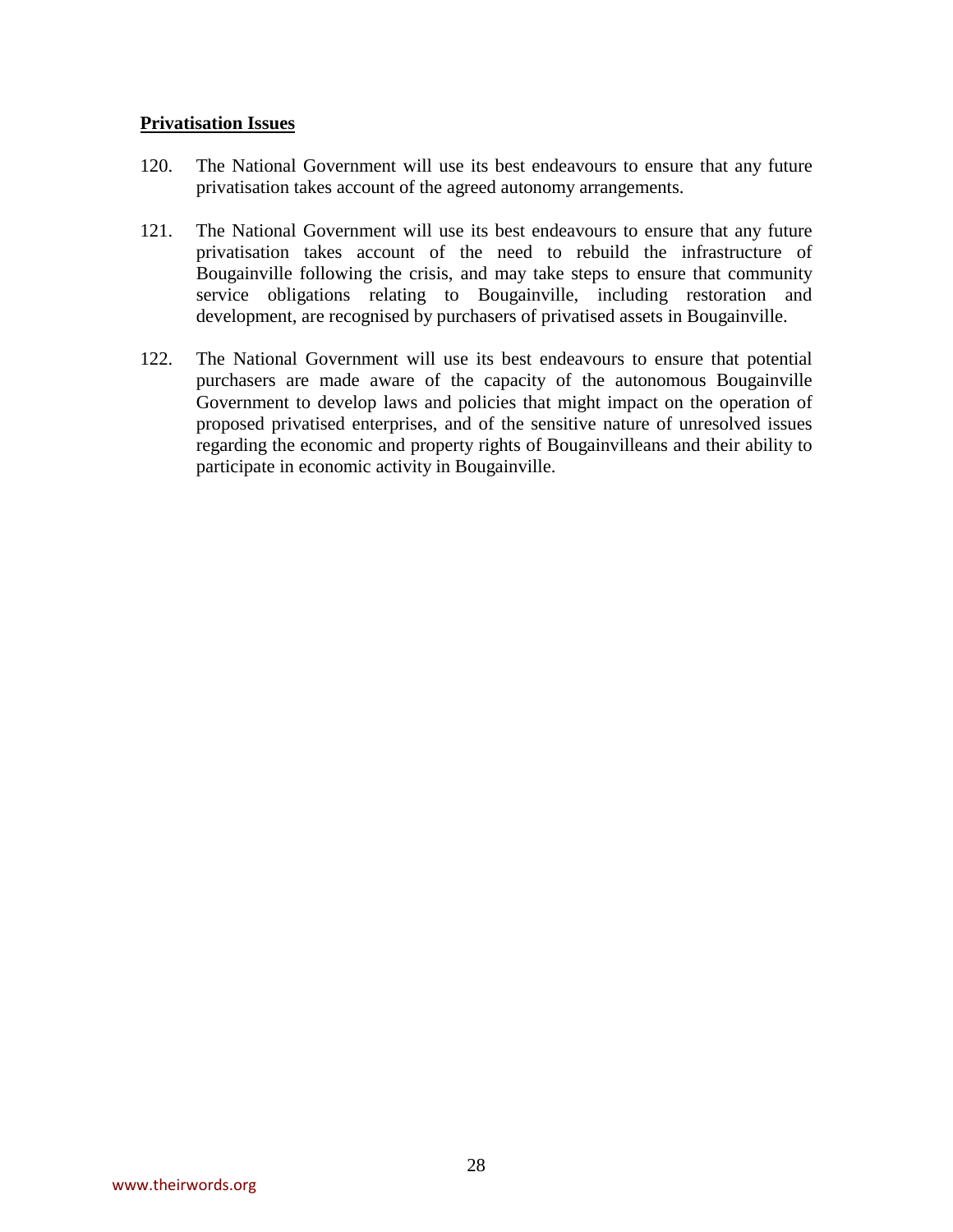**Privatisation Issues**

120. The National Government will use its best endeavours to ensure that any future privatisation takes account of the agreed autonomy arrangements.

121. The National Government will use its best endeavours to ensure that any future privatisation takes account of the need to rebuild the infrastructure of Bougainville following the crisis, and may take steps to ensure that community service obligations relating to Bougainville, including restoration and development, are recognised by purchasers of privatised assets in Bougainville.

122. The National Government will use its best endeavours to ensure that potential purchasers are made aware of the capacity of the autonomous Bougainville Government to develop laws and policies that might impact on the operation of proposed privatised enterprises, and of the sensitive nature of unresolved issues regarding the economic and property rights of Bougainvilleans and their ability to participate in economic activity in Bougainville.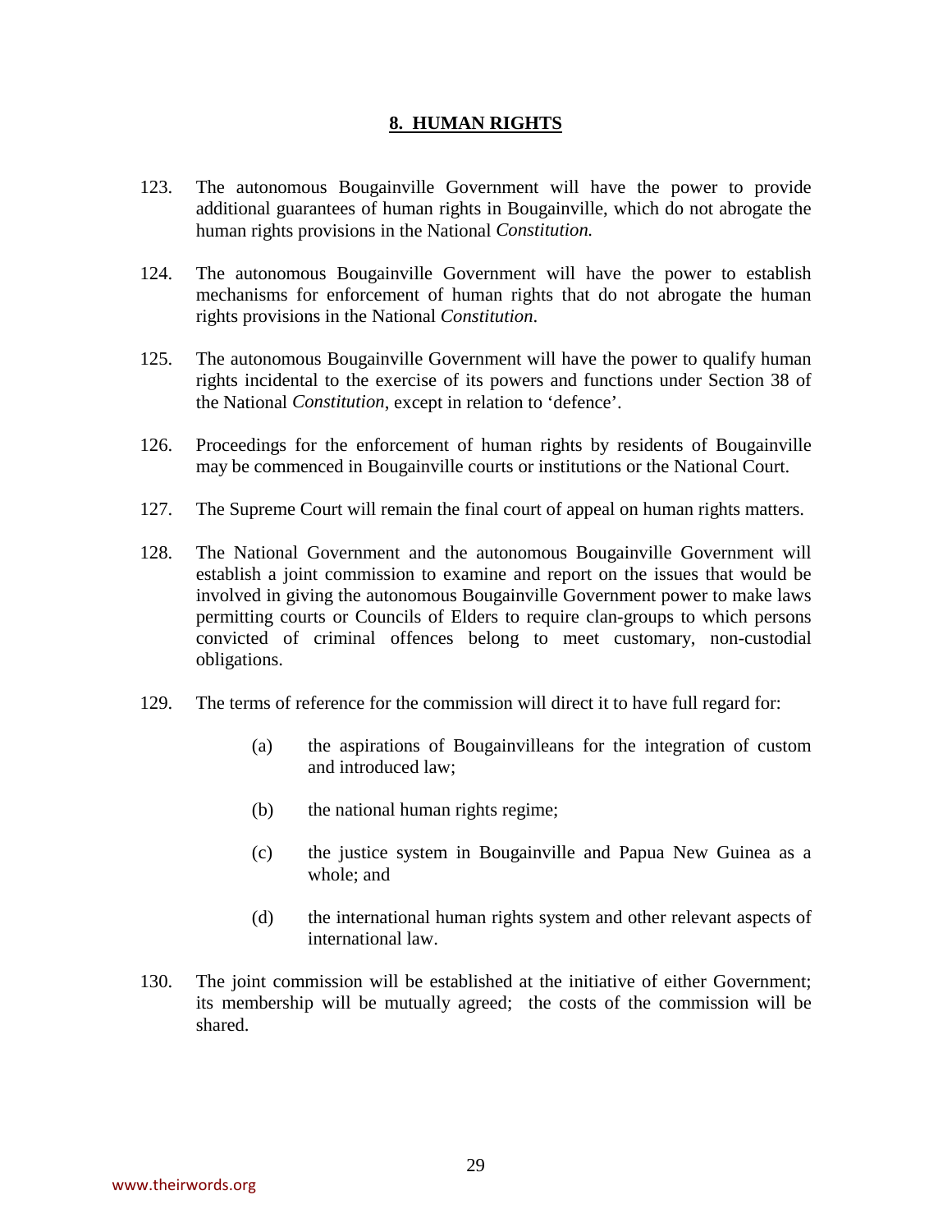## 8. HUMAN RIGHTS

123. The autonomous Bougainville Government will have the power to provide additional guarantees of human rights in Bougainville, which do not abrogate the human rights provisions in the National *Constitution.*

124. The autonomous Bougainville Government will have the power to establish mechanisms for enforcement of human rights that do not abrogate the human rights provisions in the National *Constitution*.

125. The autonomous Bougainville Government will have the power to qualify human rights incidental to the exercise of its powers and functions under Section 38 of the National *Constitution*, except in relation to 'defence'.

126. Proceedings for the enforcement of human rights by residents of Bougainville may be commenced in Bougainville courts or institutions or the National Court.

127. The Supreme Court will remain the final court of appeal on human rights matters.

128. The National Government and the autonomous Bougainville Government will establish a joint commission to examine and report on the issues that would be involved in giving the autonomous Bougainville Government power to make laws permitting courts or Councils of Elders to require clan-groups to which persons convicted of criminal offences belong to meet customary, non-custodial obligations.

129. The terms of reference for the commission will direct it to have full regard for:

    (a) the aspirations of Bougainvilleans for the integration of custom and introduced law;

    (b) the national human rights regime;

    (c) the justice system in Bougainville and Papua New Guinea as a whole; and

    (d) the international human rights system and other relevant aspects of international law.

130. The joint commission will be established at the initiative of either Government; its membership will be mutually agreed; the costs of the commission will be shared.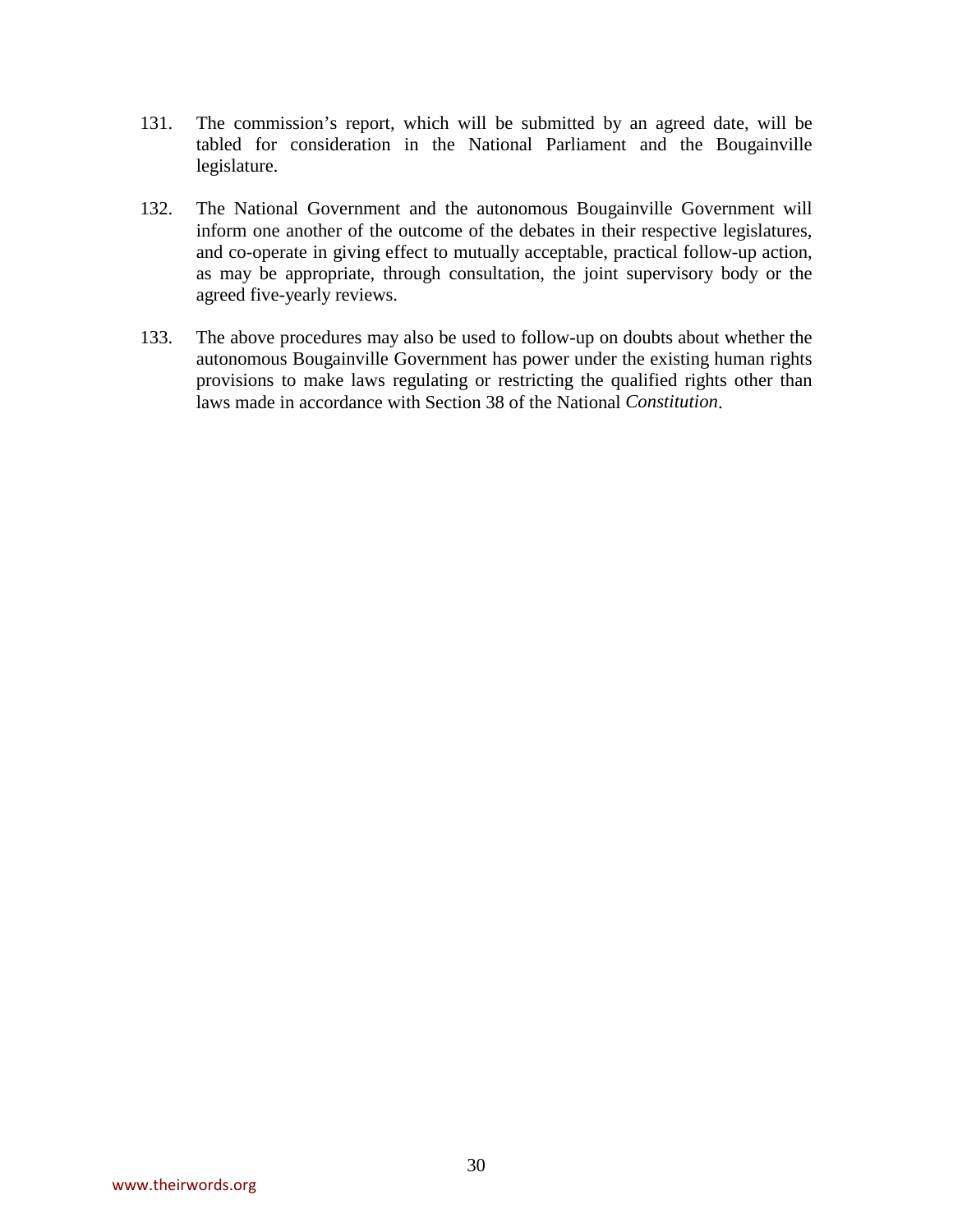131. The commission's report, which will be submitted by an agreed date, will be tabled for consideration in the National Parliament and the Bougainville legislature.

132. The National Government and the autonomous Bougainville Government will inform one another of the outcome of the debates in their respective legislatures, and co-operate in giving effect to mutually acceptable, practical follow-up action, as may be appropriate, through consultation, the joint supervisory body or the agreed five-yearly reviews.

133. The above procedures may also be used to follow-up on doubts about whether the autonomous Bougainville Government has power under the existing human rights provisions to make laws regulating or restricting the qualified rights other than laws made in accordance with Section 38 of the National *Constitution*.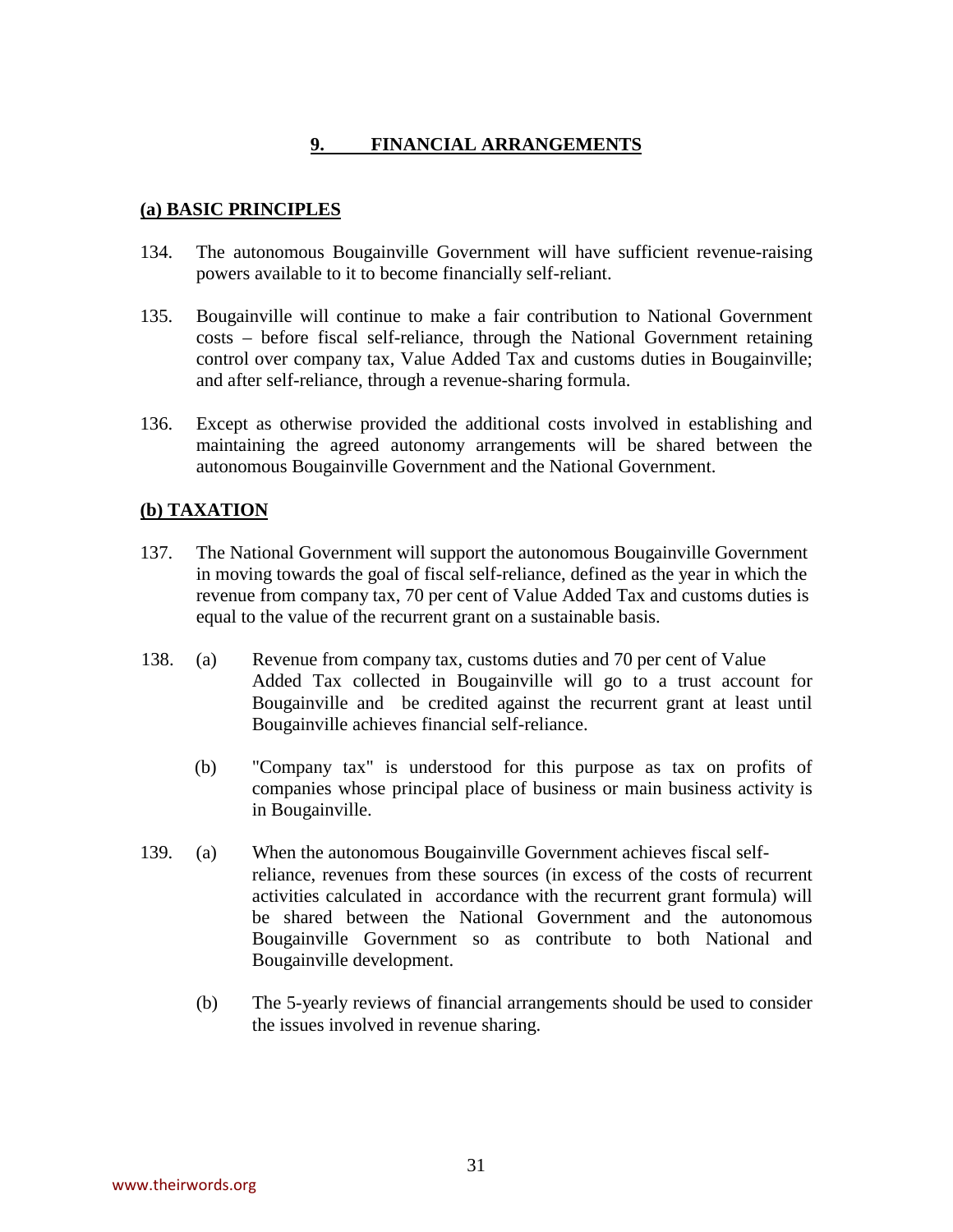## 9. FINANCIAL ARRANGEMENTS

### (a) BASIC PRINCIPLES

134. The autonomous Bougainville Government will have sufficient revenue-raising powers available to it to become financially self-reliant.

135. Bougainville will continue to make a fair contribution to National Government costs – before fiscal self-reliance, through the National Government retaining control over company tax, Value Added Tax and customs duties in Bougainville; and after self-reliance, through a revenue-sharing formula.

136. Except as otherwise provided the additional costs involved in establishing and maintaining the agreed autonomy arrangements will be shared between the autonomous Bougainville Government and the National Government.

### (b) TAXATION

137. The National Government will support the autonomous Bougainville Government in moving towards the goal of fiscal self-reliance, defined as the year in which the revenue from company tax, 70 per cent of Value Added Tax and customs duties is equal to the value of the recurrent grant on a sustainable basis.

138. (a) Revenue from company tax, customs duties and 70 per cent of Value Added Tax collected in Bougainville will go to a trust account for Bougainville and be credited against the recurrent grant at least until Bougainville achieves financial self-reliance.

     (b) "Company tax" is understood for this purpose as tax on profits of companies whose principal place of business or main business activity is in Bougainville.

139. (a) When the autonomous Bougainville Government achieves fiscal self-reliance, revenues from these sources (in excess of the costs of recurrent activities calculated in accordance with the recurrent grant formula) will be shared between the National Government and the autonomous Bougainville Government so as contribute to both National and Bougainville development.

     (b) The 5-yearly reviews of financial arrangements should be used to consider the issues involved in revenue sharing.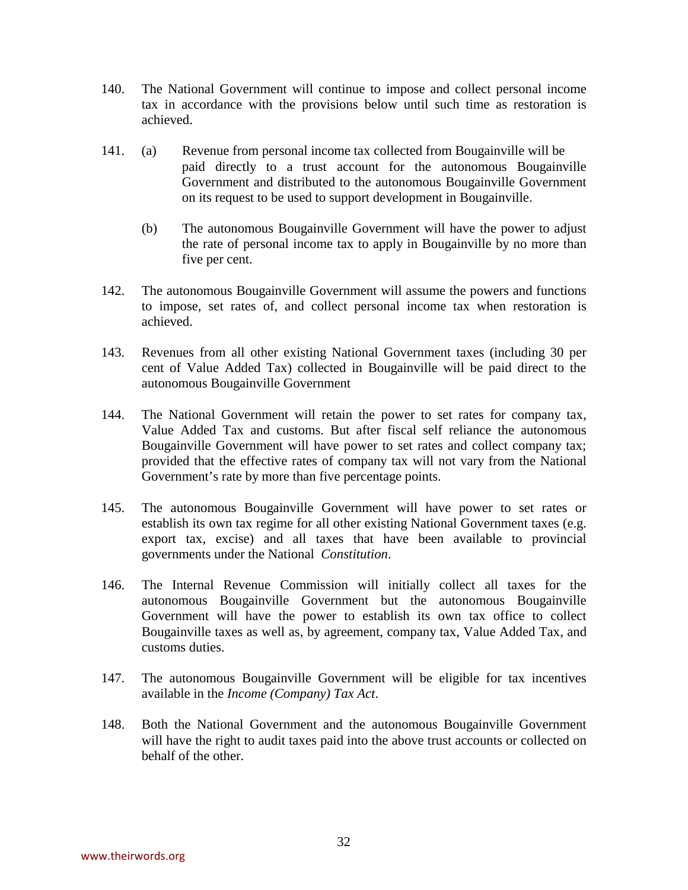140. The National Government will continue to impose and collect personal income tax in accordance with the provisions below until such time as restoration is achieved.

141. (a) Revenue from personal income tax collected from Bougainville will be paid directly to a trust account for the autonomous Bougainville Government and distributed to the autonomous Bougainville Government on its request to be used to support development in Bougainville.

  (b) The autonomous Bougainville Government will have the power to adjust the rate of personal income tax to apply in Bougainville by no more than five per cent.

142. The autonomous Bougainville Government will assume the powers and functions to impose, set rates of, and collect personal income tax when restoration is achieved.

143. Revenues from all other existing National Government taxes (including 30 per cent of Value Added Tax) collected in Bougainville will be paid direct to the autonomous Bougainville Government

144. The National Government will retain the power to set rates for company tax, Value Added Tax and customs. But after fiscal self reliance the autonomous Bougainville Government will have power to set rates and collect company tax; provided that the effective rates of company tax will not vary from the National Government's rate by more than five percentage points.

145. The autonomous Bougainville Government will have power to set rates or establish its own tax regime for all other existing National Government taxes (e.g. export tax, excise) and all taxes that have been available to provincial governments under the National *Constitution*.

146. The Internal Revenue Commission will initially collect all taxes for the autonomous Bougainville Government but the autonomous Bougainville Government will have the power to establish its own tax office to collect Bougainville taxes as well as, by agreement, company tax, Value Added Tax, and customs duties.

147. The autonomous Bougainville Government will be eligible for tax incentives available in the *Income (Company) Tax Act*.

148. Both the National Government and the autonomous Bougainville Government will have the right to audit taxes paid into the above trust accounts or collected on behalf of the other.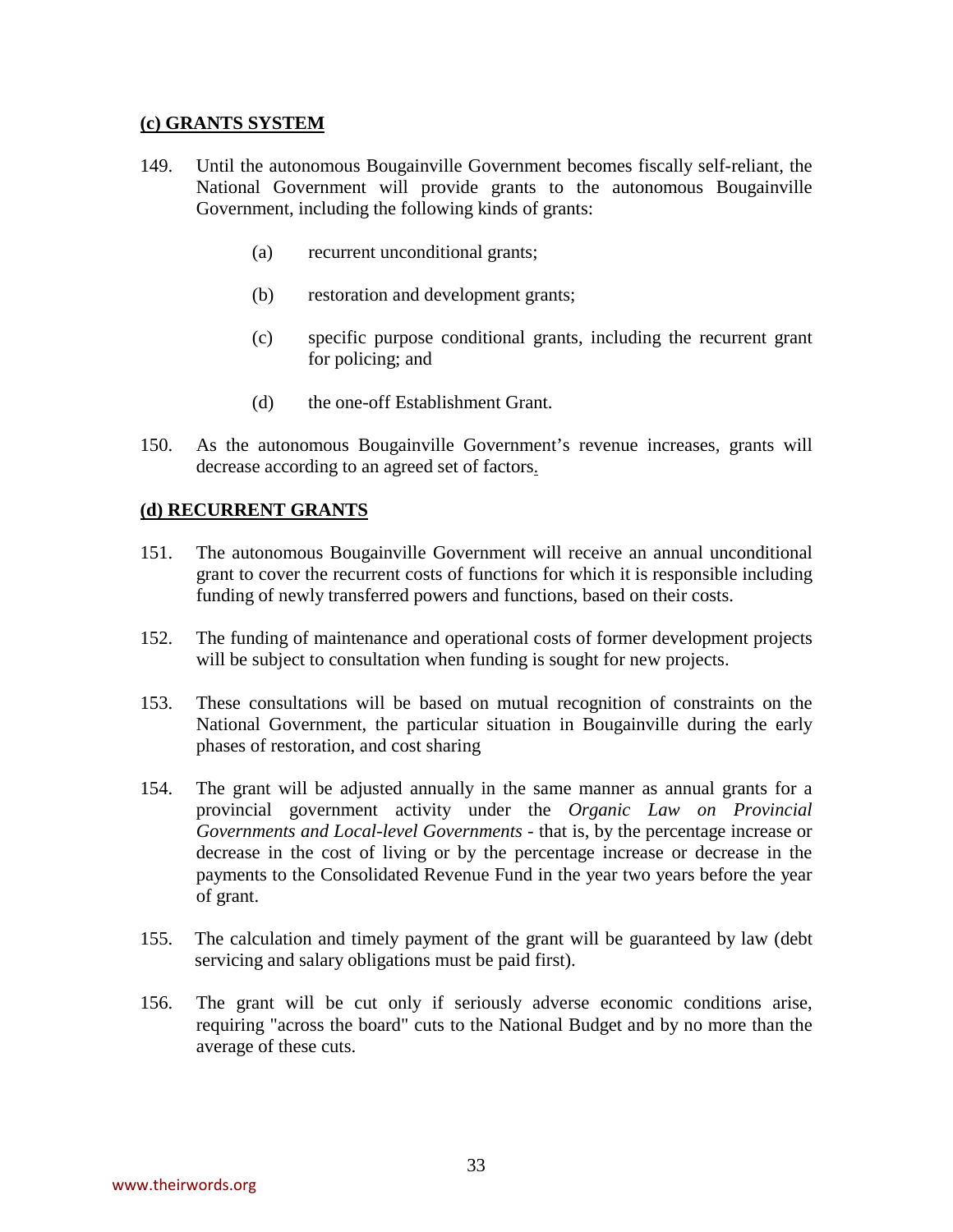## (c) GRANTS SYSTEM

149. Until the autonomous Bougainville Government becomes fiscally self-reliant, the National Government will provide grants to the autonomous Bougainville Government, including the following kinds of grants:

    (a) recurrent unconditional grants;

    (b) restoration and development grants;

    (c) specific purpose conditional grants, including the recurrent grant for policing; and

    (d) the one-off Establishment Grant.

150. As the autonomous Bougainville Government's revenue increases, grants will decrease according to an agreed set of factors.

## (d) RECURRENT GRANTS

151. The autonomous Bougainville Government will receive an annual unconditional grant to cover the recurrent costs of functions for which it is responsible including funding of newly transferred powers and functions, based on their costs.

152. The funding of maintenance and operational costs of former development projects will be subject to consultation when funding is sought for new projects.

153. These consultations will be based on mutual recognition of constraints on the National Government, the particular situation in Bougainville during the early phases of restoration, and cost sharing

154. The grant will be adjusted annually in the same manner as annual grants for a provincial government activity under the *Organic Law on Provincial Governments and Local-level Governments* - that is, by the percentage increase or decrease in the cost of living or by the percentage increase or decrease in the payments to the Consolidated Revenue Fund in the year two years before the year of grant.

155. The calculation and timely payment of the grant will be guaranteed by law (debt servicing and salary obligations must be paid first).

156. The grant will be cut only if seriously adverse economic conditions arise, requiring "across the board" cuts to the National Budget and by no more than the average of these cuts.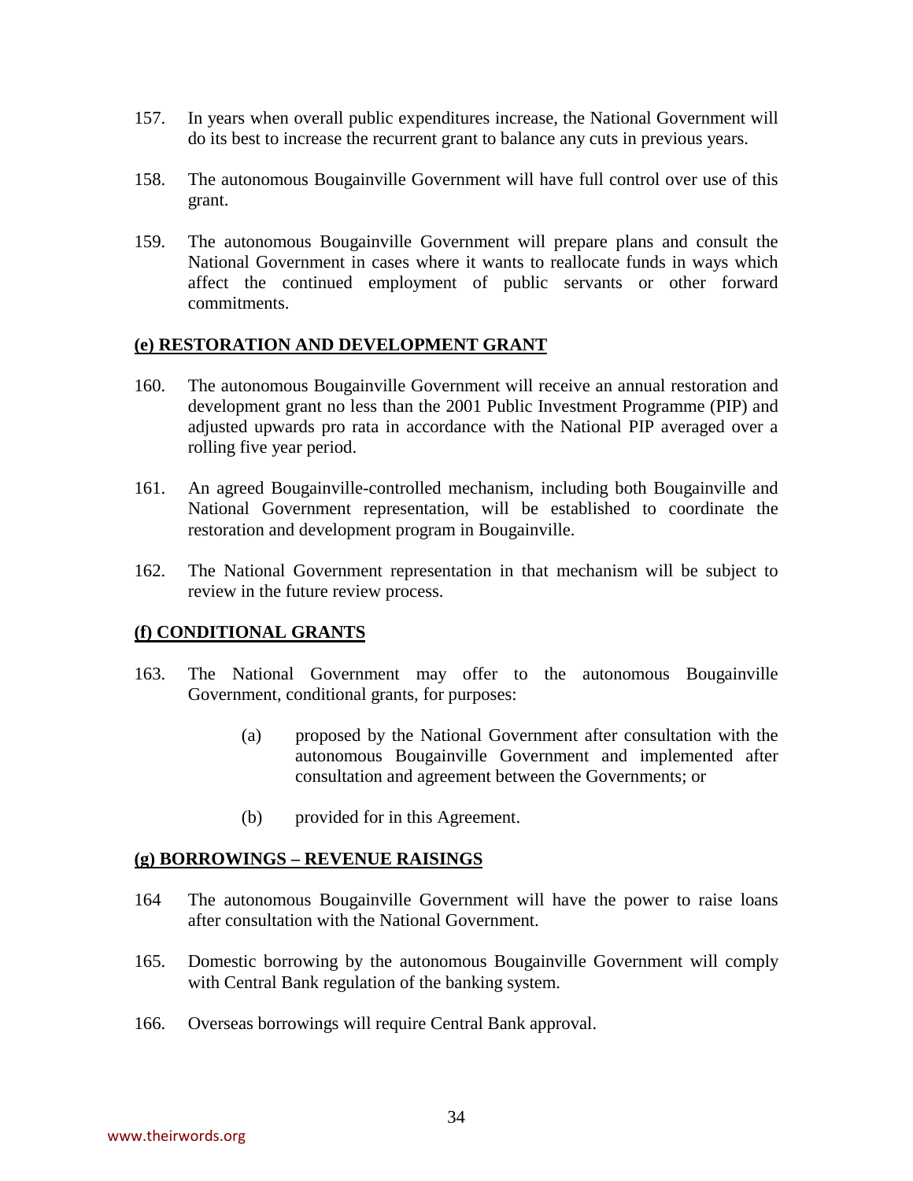157. In years when overall public expenditures increase, the National Government will do its best to increase the recurrent grant to balance any cuts in previous years.

158. The autonomous Bougainville Government will have full control over use of this grant.

159. The autonomous Bougainville Government will prepare plans and consult the National Government in cases where it wants to reallocate funds in ways which affect the continued employment of public servants or other forward commitments.

**(e) RESTORATION AND DEVELOPMENT GRANT**

160. The autonomous Bougainville Government will receive an annual restoration and development grant no less than the 2001 Public Investment Programme (PIP) and adjusted upwards pro rata in accordance with the National PIP averaged over a rolling five year period.

161. An agreed Bougainville-controlled mechanism, including both Bougainville and National Government representation, will be established to coordinate the restoration and development program in Bougainville.

162. The National Government representation in that mechanism will be subject to review in the future review process.

**(f) CONDITIONAL GRANTS**

163. The National Government may offer to the autonomous Bougainville Government, conditional grants, for purposes:

    (a) proposed by the National Government after consultation with the autonomous Bougainville Government and implemented after consultation and agreement between the Governments; or

    (b) provided for in this Agreement.

**(g) BORROWINGS – REVENUE RAISINGS**

164 The autonomous Bougainville Government will have the power to raise loans after consultation with the National Government.

165. Domestic borrowing by the autonomous Bougainville Government will comply with Central Bank regulation of the banking system.

166. Overseas borrowings will require Central Bank approval.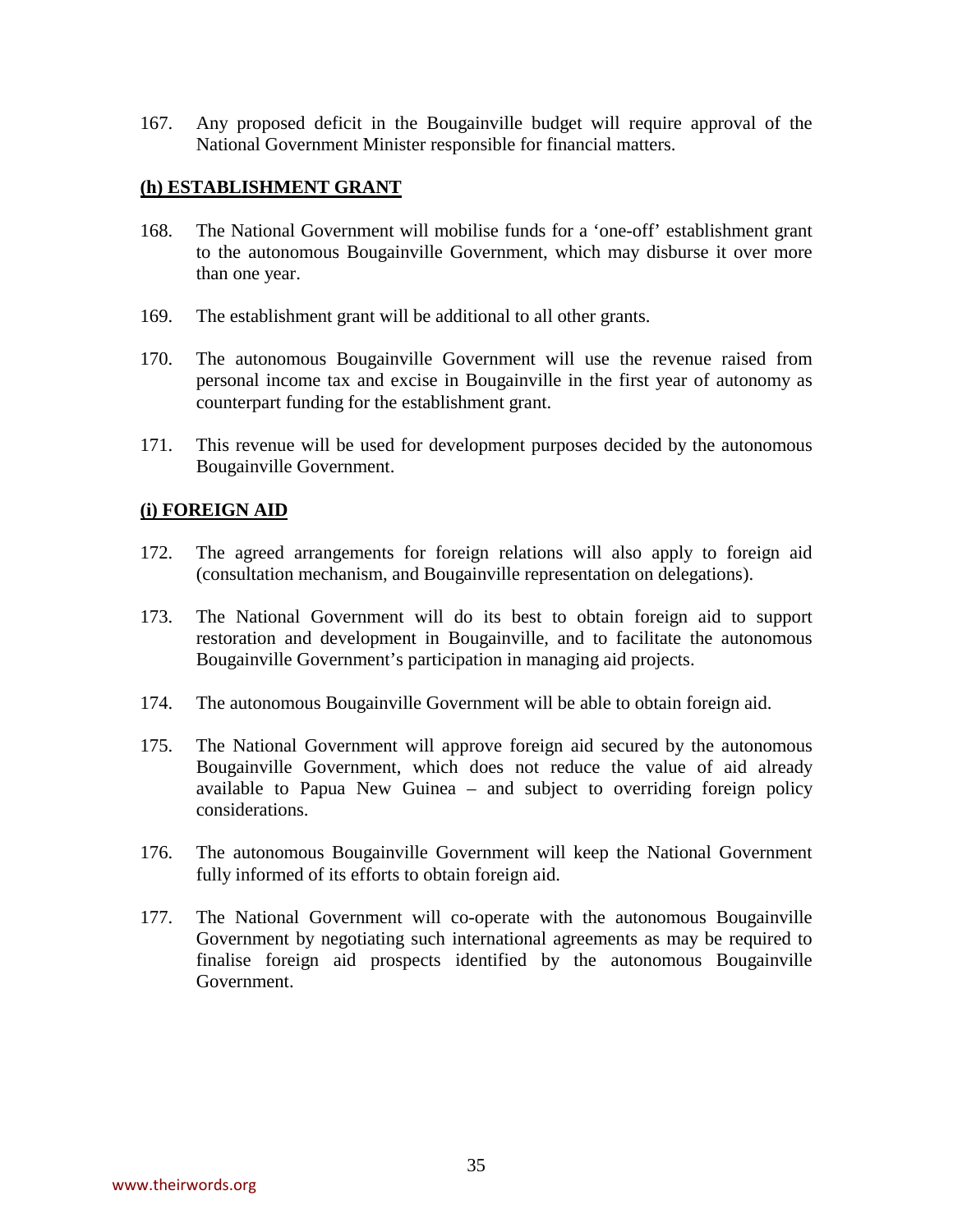167. Any proposed deficit in the Bougainville budget will require approval of the National Government Minister responsible for financial matters.

### (h) ESTABLISHMENT GRANT

168. The National Government will mobilise funds for a 'one-off' establishment grant to the autonomous Bougainville Government, which may disburse it over more than one year.

169. The establishment grant will be additional to all other grants.

170. The autonomous Bougainville Government will use the revenue raised from personal income tax and excise in Bougainville in the first year of autonomy as counterpart funding for the establishment grant.

171. This revenue will be used for development purposes decided by the autonomous Bougainville Government.

### (i) FOREIGN AID

172. The agreed arrangements for foreign relations will also apply to foreign aid (consultation mechanism, and Bougainville representation on delegations).

173. The National Government will do its best to obtain foreign aid to support restoration and development in Bougainville, and to facilitate the autonomous Bougainville Government's participation in managing aid projects.

174. The autonomous Bougainville Government will be able to obtain foreign aid.

175. The National Government will approve foreign aid secured by the autonomous Bougainville Government, which does not reduce the value of aid already available to Papua New Guinea – and subject to overriding foreign policy considerations.

176. The autonomous Bougainville Government will keep the National Government fully informed of its efforts to obtain foreign aid.

177. The National Government will co-operate with the autonomous Bougainville Government by negotiating such international agreements as may be required to finalise foreign aid prospects identified by the autonomous Bougainville Government.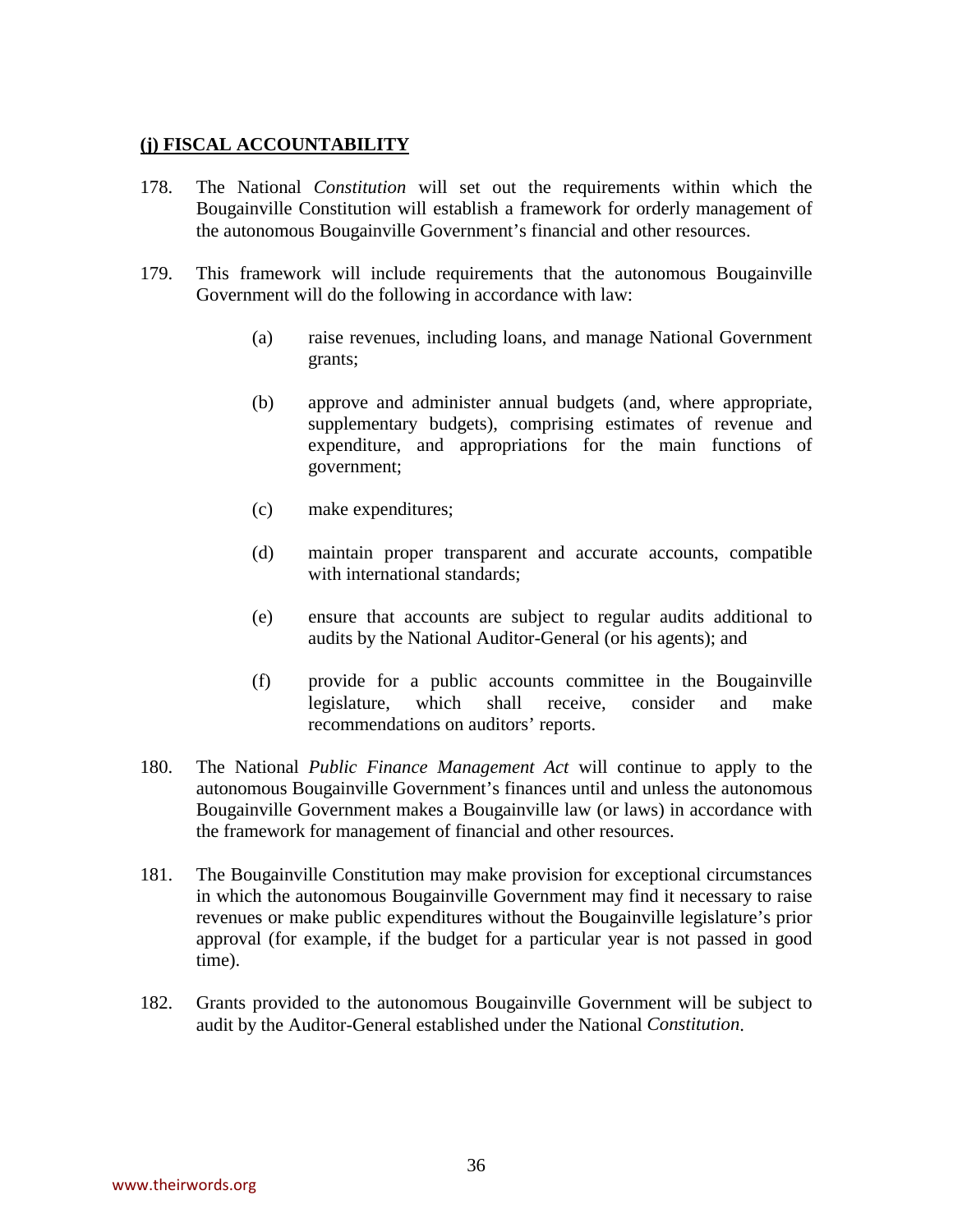## **(j) FISCAL ACCOUNTABILITY**

178. The National *Constitution* will set out the requirements within which the Bougainville Constitution will establish a framework for orderly management of the autonomous Bougainville Government's financial and other resources.

179. This framework will include requirements that the autonomous Bougainville Government will do the following in accordance with law:

    (a) raise revenues, including loans, and manage National Government grants;

    (b) approve and administer annual budgets (and, where appropriate, supplementary budgets), comprising estimates of revenue and expenditure, and appropriations for the main functions of government;

    (c) make expenditures;

    (d) maintain proper transparent and accurate accounts, compatible with international standards;

    (e) ensure that accounts are subject to regular audits additional to audits by the National Auditor-General (or his agents); and

    (f) provide for a public accounts committee in the Bougainville legislature, which shall receive, consider and make recommendations on auditors' reports.

180. The National *Public Finance Management Act* will continue to apply to the autonomous Bougainville Government's finances until and unless the autonomous Bougainville Government makes a Bougainville law (or laws) in accordance with the framework for management of financial and other resources.

181. The Bougainville Constitution may make provision for exceptional circumstances in which the autonomous Bougainville Government may find it necessary to raise revenues or make public expenditures without the Bougainville legislature's prior approval (for example, if the budget for a particular year is not passed in good time).

182. Grants provided to the autonomous Bougainville Government will be subject to audit by the Auditor-General established under the National *Constitution*.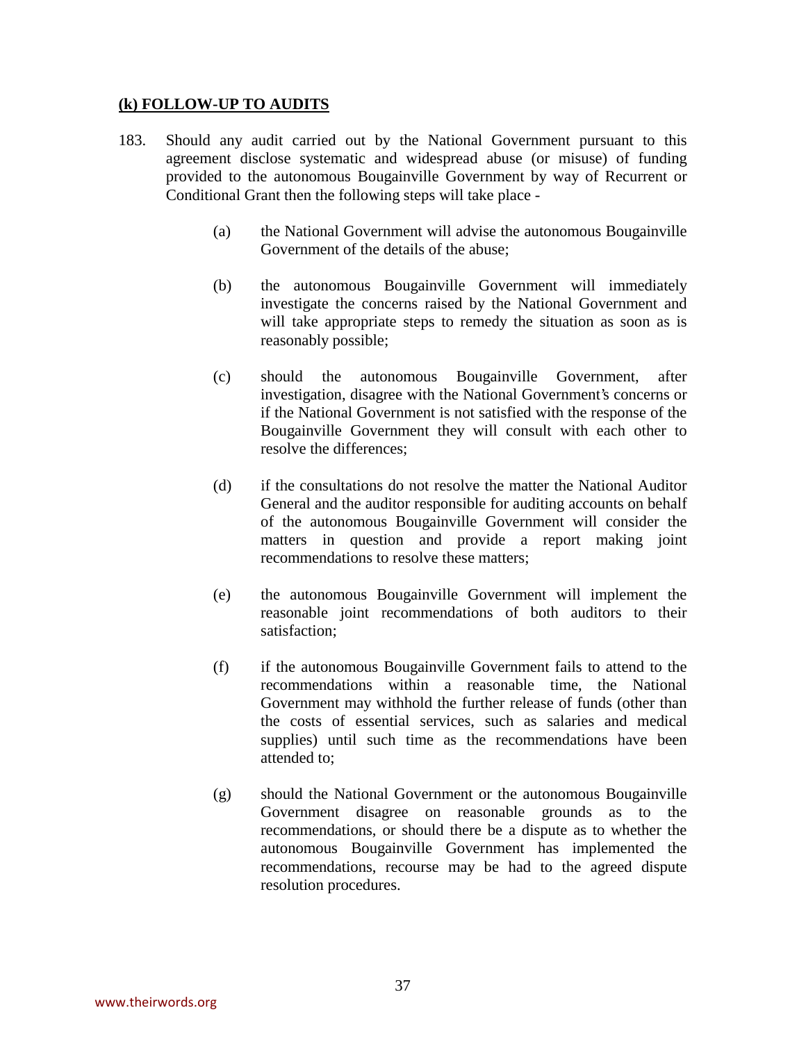## (k) FOLLOW-UP TO AUDITS

183. Should any audit carried out by the National Government pursuant to this agreement disclose systematic and widespread abuse (or misuse) of funding provided to the autonomous Bougainville Government by way of Recurrent or Conditional Grant then the following steps will take place -

    (a) the National Government will advise the autonomous Bougainville Government of the details of the abuse;

    (b) the autonomous Bougainville Government will immediately investigate the concerns raised by the National Government and will take appropriate steps to remedy the situation as soon as is reasonably possible;

    (c) should the autonomous Bougainville Government, after investigation, disagree with the National Government's concerns or if the National Government is not satisfied with the response of the Bougainville Government they will consult with each other to resolve the differences;

    (d) if the consultations do not resolve the matter the National Auditor General and the auditor responsible for auditing accounts on behalf of the autonomous Bougainville Government will consider the matters in question and provide a report making joint recommendations to resolve these matters;

    (e) the autonomous Bougainville Government will implement the reasonable joint recommendations of both auditors to their satisfaction;

    (f) if the autonomous Bougainville Government fails to attend to the recommendations within a reasonable time, the National Government may withhold the further release of funds (other than the costs of essential services, such as salaries and medical supplies) until such time as the recommendations have been attended to;

    (g) should the National Government or the autonomous Bougainville Government disagree on reasonable grounds as to the recommendations, or should there be a dispute as to whether the autonomous Bougainville Government has implemented the recommendations, recourse may be had to the agreed dispute resolution procedures.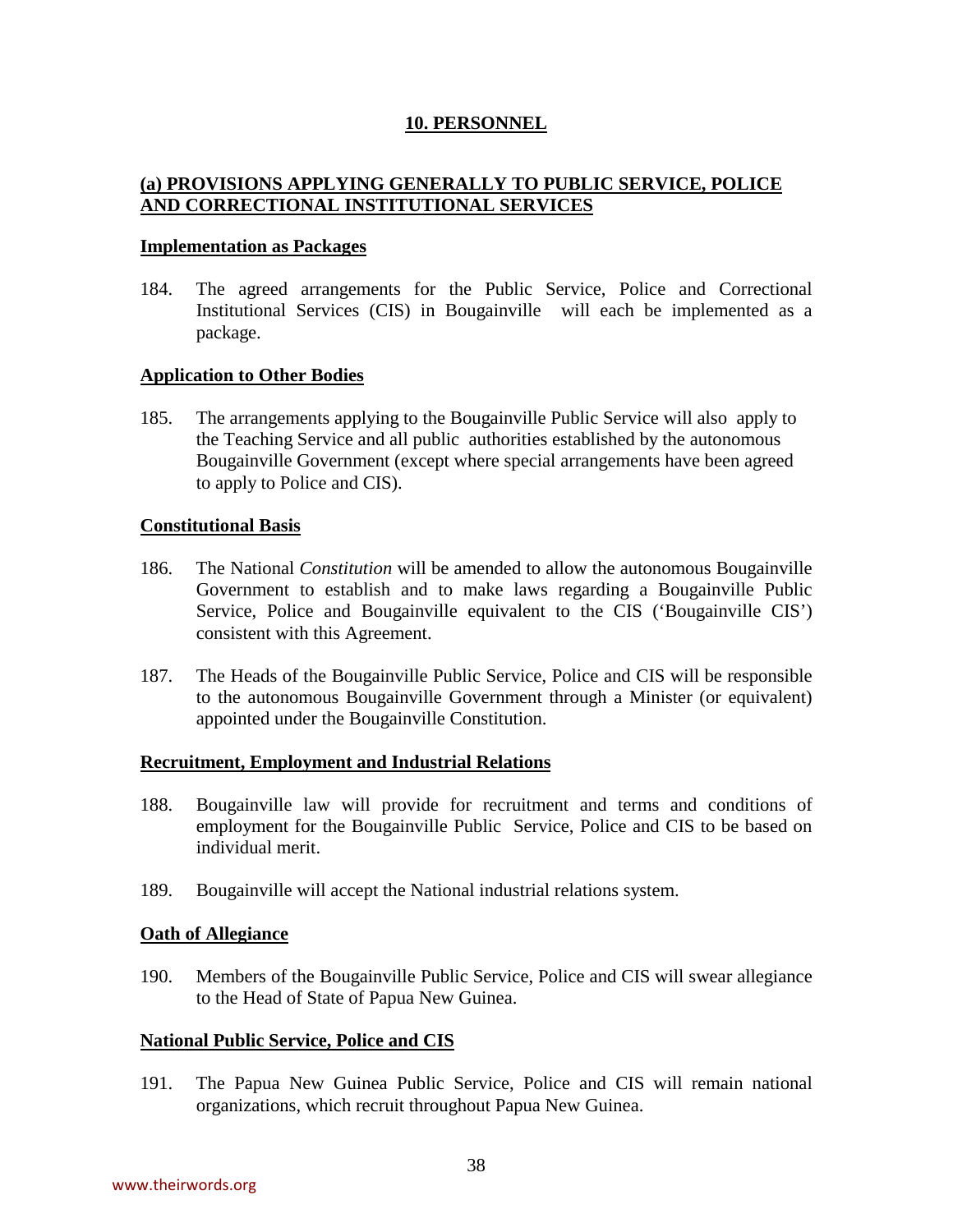## 10. PERSONNEL

### (a) PROVISIONS APPLYING GENERALLY TO PUBLIC SERVICE, POLICE AND CORRECTIONAL INSTITUTIONAL SERVICES

**Implementation as Packages**

184. The agreed arrangements for the Public Service, Police and Correctional Institutional Services (CIS) in Bougainville will each be implemented as a package.

**Application to Other Bodies**

185. The arrangements applying to the Bougainville Public Service will also apply to the Teaching Service and all public authorities established by the autonomous Bougainville Government (except where special arrangements have been agreed to apply to Police and CIS).

**Constitutional Basis**

186. The National *Constitution* will be amended to allow the autonomous Bougainville Government to establish and to make laws regarding a Bougainville Public Service, Police and Bougainville equivalent to the CIS ('Bougainville CIS') consistent with this Agreement.

187. The Heads of the Bougainville Public Service, Police and CIS will be responsible to the autonomous Bougainville Government through a Minister (or equivalent) appointed under the Bougainville Constitution.

**Recruitment, Employment and Industrial Relations**

188. Bougainville law will provide for recruitment and terms and conditions of employment for the Bougainville Public Service, Police and CIS to be based on individual merit.

189. Bougainville will accept the National industrial relations system.

**Oath of Allegiance**

190. Members of the Bougainville Public Service, Police and CIS will swear allegiance to the Head of State of Papua New Guinea.

**National Public Service, Police and CIS**

191. The Papua New Guinea Public Service, Police and CIS will remain national organizations, which recruit throughout Papua New Guinea.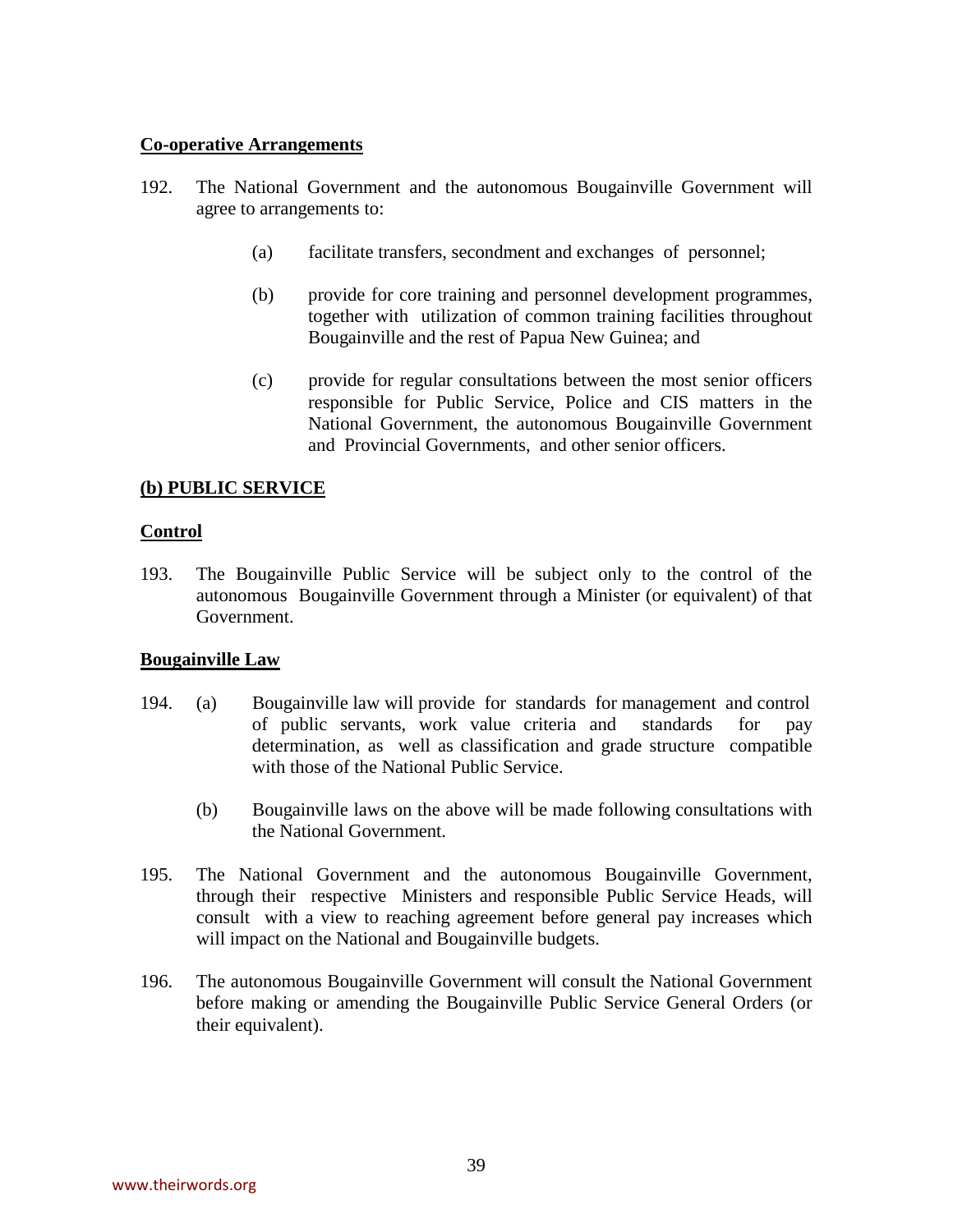**Co-operative Arrangements**

192. The National Government and the autonomous Bougainville Government will agree to arrangements to:

    (a) facilitate transfers, secondment and exchanges of personnel;

    (b) provide for core training and personnel development programmes, together with utilization of common training facilities throughout Bougainville and the rest of Papua New Guinea; and

    (c) provide for regular consultations between the most senior officers responsible for Public Service, Police and CIS matters in the National Government, the autonomous Bougainville Government and Provincial Governments, and other senior officers.

**(b) PUBLIC SERVICE**

**Control**

193. The Bougainville Public Service will be subject only to the control of the autonomous Bougainville Government through a Minister (or equivalent) of that Government.

**Bougainville Law**

194. (a) Bougainville law will provide for standards for management and control of public servants, work value criteria and standards for pay determination, as well as classification and grade structure compatible with those of the National Public Service.

    (b) Bougainville laws on the above will be made following consultations with the National Government.

195. The National Government and the autonomous Bougainville Government, through their respective Ministers and responsible Public Service Heads, will consult with a view to reaching agreement before general pay increases which will impact on the National and Bougainville budgets.

196. The autonomous Bougainville Government will consult the National Government before making or amending the Bougainville Public Service General Orders (or their equivalent).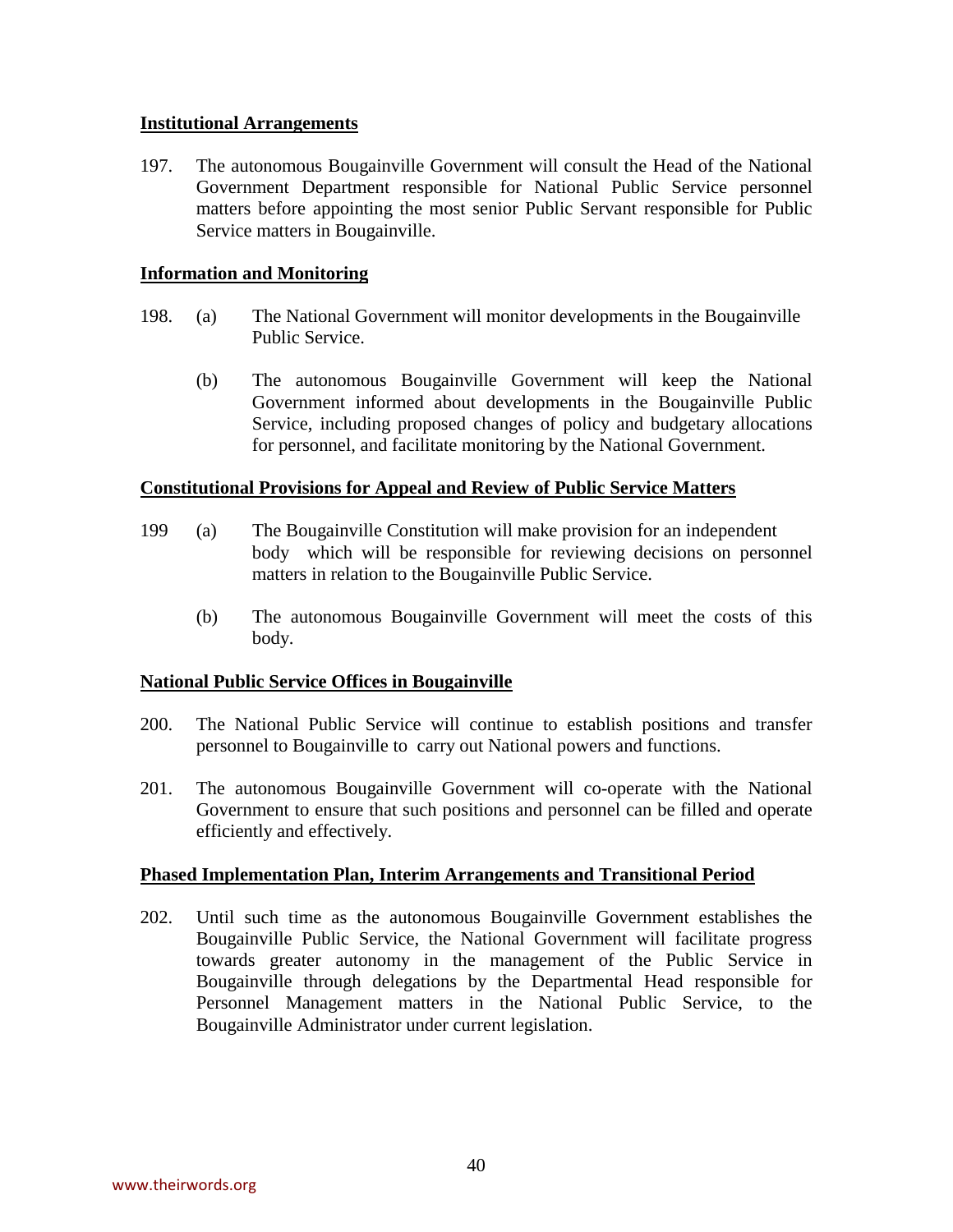**Institutional Arrangements**

197. The autonomous Bougainville Government will consult the Head of the National Government Department responsible for National Public Service personnel matters before appointing the most senior Public Servant responsible for Public Service matters in Bougainville.

**Information and Monitoring**

198. (a) The National Government will monitor developments in the Bougainville Public Service.

(b) The autonomous Bougainville Government will keep the National Government informed about developments in the Bougainville Public Service, including proposed changes of policy and budgetary allocations for personnel, and facilitate monitoring by the National Government.

**Constitutional Provisions for Appeal and Review of Public Service Matters**

199 (a) The Bougainville Constitution will make provision for an independent body which will be responsible for reviewing decisions on personnel matters in relation to the Bougainville Public Service.

(b) The autonomous Bougainville Government will meet the costs of this body.

**National Public Service Offices in Bougainville**

200. The National Public Service will continue to establish positions and transfer personnel to Bougainville to carry out National powers and functions.

201. The autonomous Bougainville Government will co-operate with the National Government to ensure that such positions and personnel can be filled and operate efficiently and effectively.

**Phased Implementation Plan, Interim Arrangements and Transitional Period**

202. Until such time as the autonomous Bougainville Government establishes the Bougainville Public Service, the National Government will facilitate progress towards greater autonomy in the management of the Public Service in Bougainville through delegations by the Departmental Head responsible for Personnel Management matters in the National Public Service, to the Bougainville Administrator under current legislation.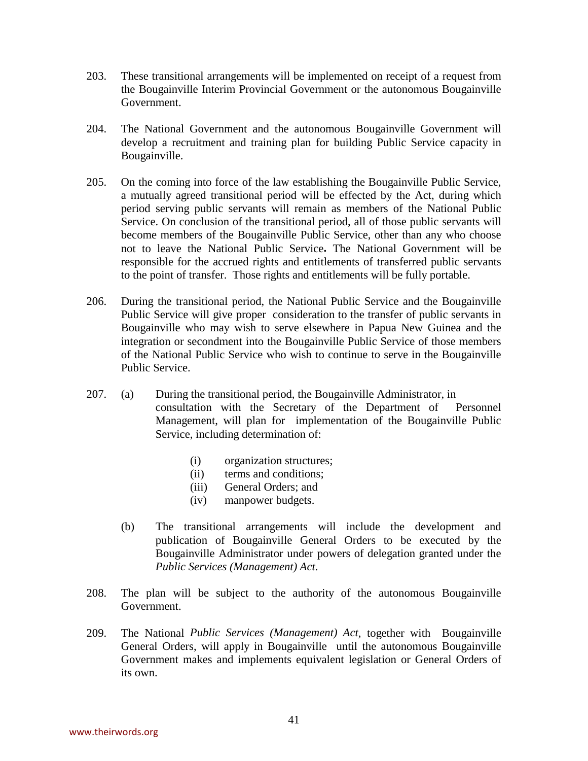203. These transitional arrangements will be implemented on receipt of a request from the Bougainville Interim Provincial Government or the autonomous Bougainville Government.

204. The National Government and the autonomous Bougainville Government will develop a recruitment and training plan for building Public Service capacity in Bougainville.

205. On the coming into force of the law establishing the Bougainville Public Service, a mutually agreed transitional period will be effected by the Act, during which period serving public servants will remain as members of the National Public Service. On conclusion of the transitional period, all of those public servants will become members of the Bougainville Public Service, other than any who choose not to leave the National Public Service**.** The National Government will be responsible for the accrued rights and entitlements of transferred public servants to the point of transfer. Those rights and entitlements will be fully portable.

206. During the transitional period, the National Public Service and the Bougainville Public Service will give proper consideration to the transfer of public servants in Bougainville who may wish to serve elsewhere in Papua New Guinea and the integration or secondment into the Bougainville Public Service of those members of the National Public Service who wish to continue to serve in the Bougainville Public Service.

207. (a) During the transitional period, the Bougainville Administrator, in consultation with the Secretary of the Department of Personnel Management, will plan for implementation of the Bougainville Public Service, including determination of:

    (i) organization structures;
    (ii) terms and conditions;
    (iii) General Orders; and
    (iv) manpower budgets.

    (b) The transitional arrangements will include the development and publication of Bougainville General Orders to be executed by the Bougainville Administrator under powers of delegation granted under the *Public Services (Management) Act*.

208. The plan will be subject to the authority of the autonomous Bougainville Government.

209. The National *Public Services (Management) Act*, together with Bougainville General Orders, will apply in Bougainville until the autonomous Bougainville Government makes and implements equivalent legislation or General Orders of its own.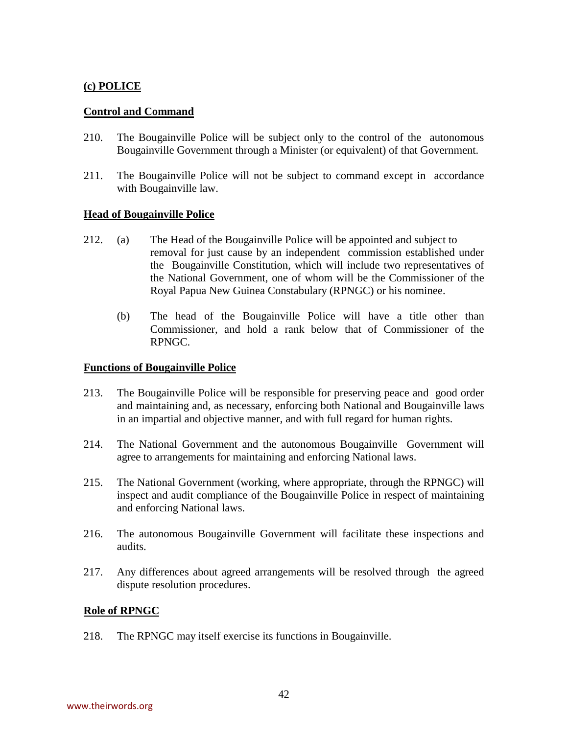**(c) POLICE**

**Control and Command**

210. The Bougainville Police will be subject only to the control of the autonomous Bougainville Government through a Minister (or equivalent) of that Government.

211. The Bougainville Police will not be subject to command except in accordance with Bougainville law.

**Head of Bougainville Police**

212. (a) The Head of the Bougainville Police will be appointed and subject to removal for just cause by an independent commission established under the Bougainville Constitution, which will include two representatives of the National Government, one of whom will be the Commissioner of the Royal Papua New Guinea Constabulary (RPNGC) or his nominee.

(b) The head of the Bougainville Police will have a title other than Commissioner, and hold a rank below that of Commissioner of the RPNGC.

**Functions of Bougainville Police**

213. The Bougainville Police will be responsible for preserving peace and good order and maintaining and, as necessary, enforcing both National and Bougainville laws in an impartial and objective manner, and with full regard for human rights.

214. The National Government and the autonomous Bougainville Government will agree to arrangements for maintaining and enforcing National laws.

215. The National Government (working, where appropriate, through the RPNGC) will inspect and audit compliance of the Bougainville Police in respect of maintaining and enforcing National laws.

216. The autonomous Bougainville Government will facilitate these inspections and audits.

217. Any differences about agreed arrangements will be resolved through the agreed dispute resolution procedures.

**Role of RPNGC**

218. The RPNGC may itself exercise its functions in Bougainville.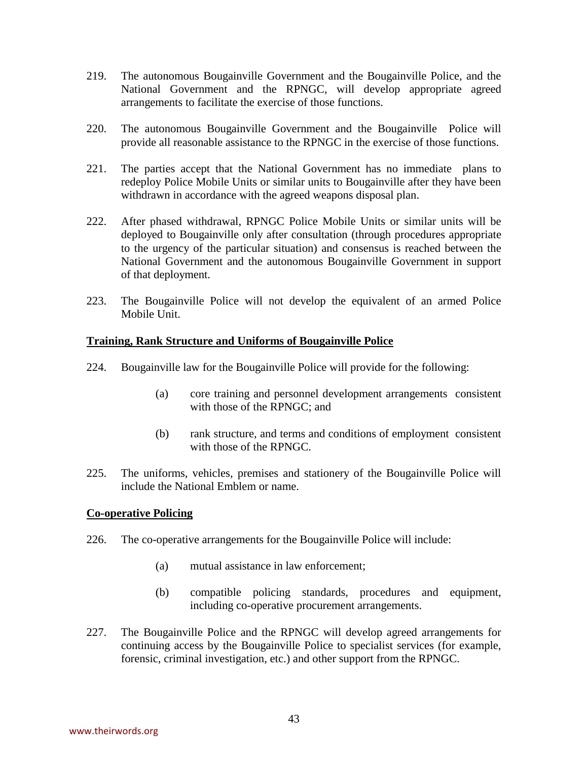219. The autonomous Bougainville Government and the Bougainville Police, and the National Government and the RPNGC, will develop appropriate agreed arrangements to facilitate the exercise of those functions.

220. The autonomous Bougainville Government and the Bougainville Police will provide all reasonable assistance to the RPNGC in the exercise of those functions.

221. The parties accept that the National Government has no immediate plans to redeploy Police Mobile Units or similar units to Bougainville after they have been withdrawn in accordance with the agreed weapons disposal plan.

222. After phased withdrawal, RPNGC Police Mobile Units or similar units will be deployed to Bougainville only after consultation (through procedures appropriate to the urgency of the particular situation) and consensus is reached between the National Government and the autonomous Bougainville Government in support of that deployment.

223. The Bougainville Police will not develop the equivalent of an armed Police Mobile Unit.

**Training, Rank Structure and Uniforms of Bougainville Police**

224. Bougainville law for the Bougainville Police will provide for the following:

    (a) core training and personnel development arrangements consistent with those of the RPNGC; and

    (b) rank structure, and terms and conditions of employment consistent with those of the RPNGC.

225. The uniforms, vehicles, premises and stationery of the Bougainville Police will include the National Emblem or name.

**Co-operative Policing**

226. The co-operative arrangements for the Bougainville Police will include:

    (a) mutual assistance in law enforcement;

    (b) compatible policing standards, procedures and equipment, including co-operative procurement arrangements.

227. The Bougainville Police and the RPNGC will develop agreed arrangements for continuing access by the Bougainville Police to specialist services (for example, forensic, criminal investigation, etc.) and other support from the RPNGC.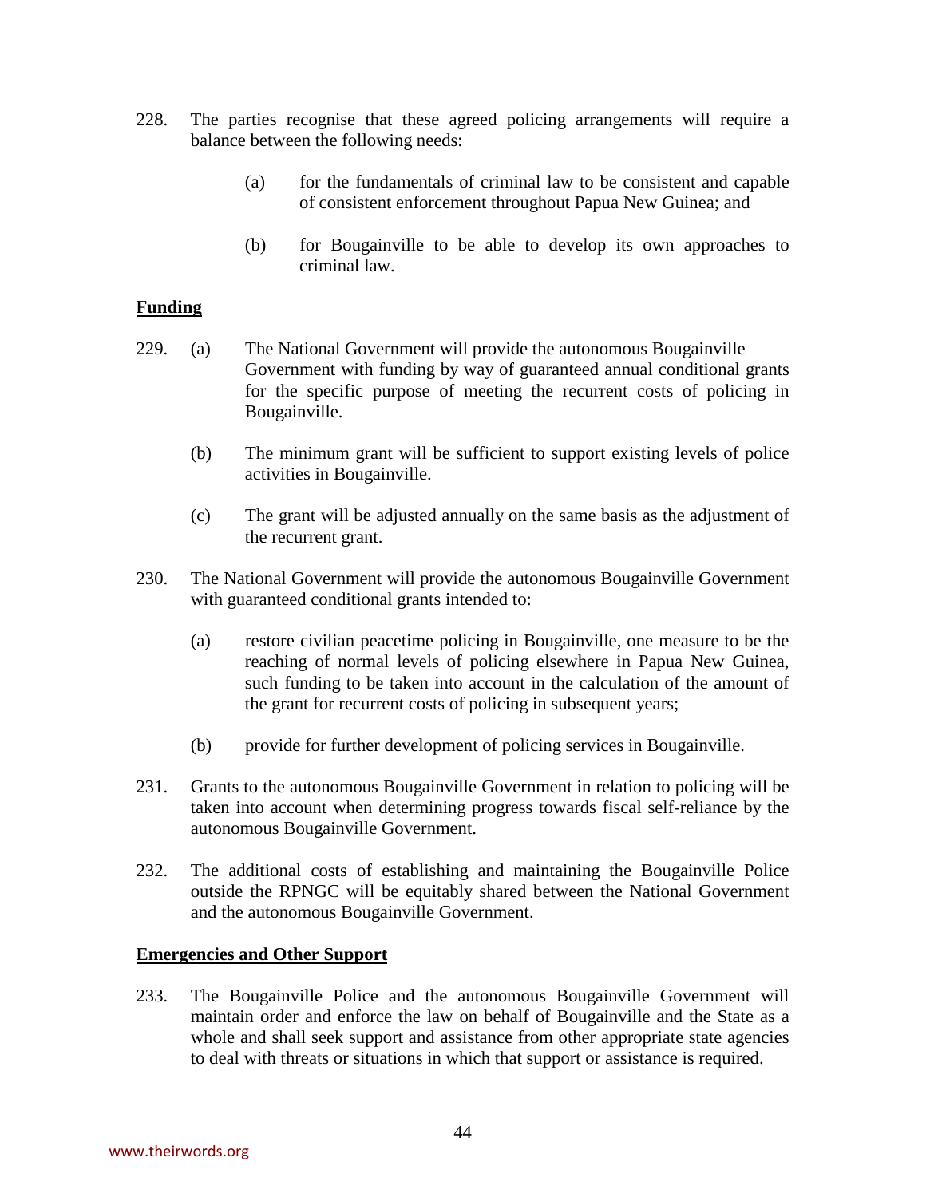228. The parties recognise that these agreed policing arrangements will require a balance between the following needs:

   (a) for the fundamentals of criminal law to be consistent and capable of consistent enforcement throughout Papua New Guinea; and

   (b) for Bougainville to be able to develop its own approaches to criminal law.

**Funding**

229. (a) The National Government will provide the autonomous Bougainville Government with funding by way of guaranteed annual conditional grants for the specific purpose of meeting the recurrent costs of policing in Bougainville.

   (b) The minimum grant will be sufficient to support existing levels of police activities in Bougainville.

   (c) The grant will be adjusted annually on the same basis as the adjustment of the recurrent grant.

230. The National Government will provide the autonomous Bougainville Government with guaranteed conditional grants intended to:

   (a) restore civilian peacetime policing in Bougainville, one measure to be the reaching of normal levels of policing elsewhere in Papua New Guinea, such funding to be taken into account in the calculation of the amount of the grant for recurrent costs of policing in subsequent years;

   (b) provide for further development of policing services in Bougainville.

231. Grants to the autonomous Bougainville Government in relation to policing will be taken into account when determining progress towards fiscal self-reliance by the autonomous Bougainville Government.

232. The additional costs of establishing and maintaining the Bougainville Police outside the RPNGC will be equitably shared between the National Government and the autonomous Bougainville Government.

**Emergencies and Other Support**

233. The Bougainville Police and the autonomous Bougainville Government will maintain order and enforce the law on behalf of Bougainville and the State as a whole and shall seek support and assistance from other appropriate state agencies to deal with threats or situations in which that support or assistance is required.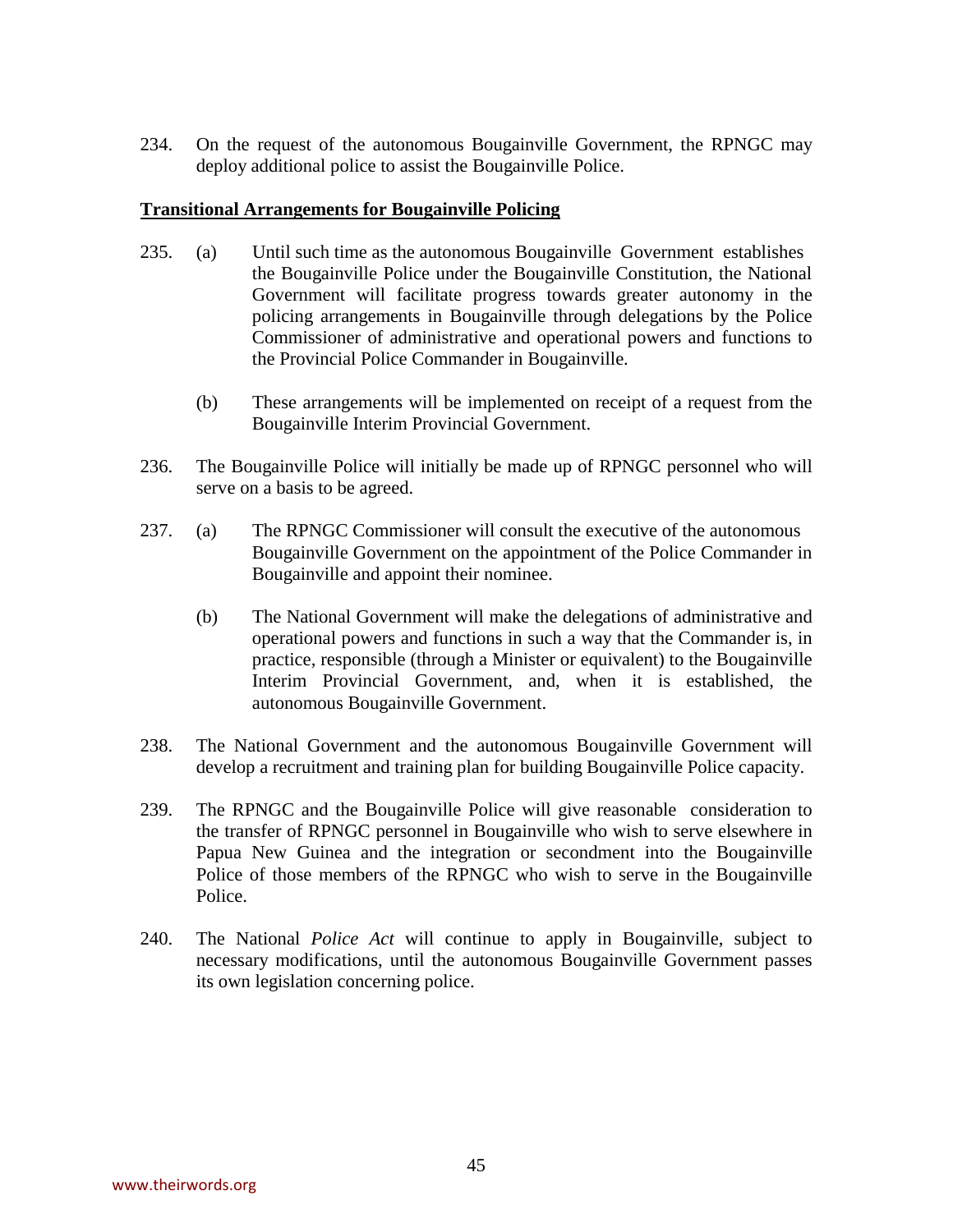234. On the request of the autonomous Bougainville Government, the RPNGC may deploy additional police to assist the Bougainville Police.

**Transitional Arrangements for Bougainville Policing**

235. (a) Until such time as the autonomous Bougainville Government establishes the Bougainville Police under the Bougainville Constitution, the National Government will facilitate progress towards greater autonomy in the policing arrangements in Bougainville through delegations by the Police Commissioner of administrative and operational powers and functions to the Provincial Police Commander in Bougainville.

(b) These arrangements will be implemented on receipt of a request from the Bougainville Interim Provincial Government.

236. The Bougainville Police will initially be made up of RPNGC personnel who will serve on a basis to be agreed.

237. (a) The RPNGC Commissioner will consult the executive of the autonomous Bougainville Government on the appointment of the Police Commander in Bougainville and appoint their nominee.

(b) The National Government will make the delegations of administrative and operational powers and functions in such a way that the Commander is, in practice, responsible (through a Minister or equivalent) to the Bougainville Interim Provincial Government, and, when it is established, the autonomous Bougainville Government.

238. The National Government and the autonomous Bougainville Government will develop a recruitment and training plan for building Bougainville Police capacity.

239. The RPNGC and the Bougainville Police will give reasonable consideration to the transfer of RPNGC personnel in Bougainville who wish to serve elsewhere in Papua New Guinea and the integration or secondment into the Bougainville Police of those members of the RPNGC who wish to serve in the Bougainville Police.

240. The National *Police Act* will continue to apply in Bougainville, subject to necessary modifications, until the autonomous Bougainville Government passes its own legislation concerning police.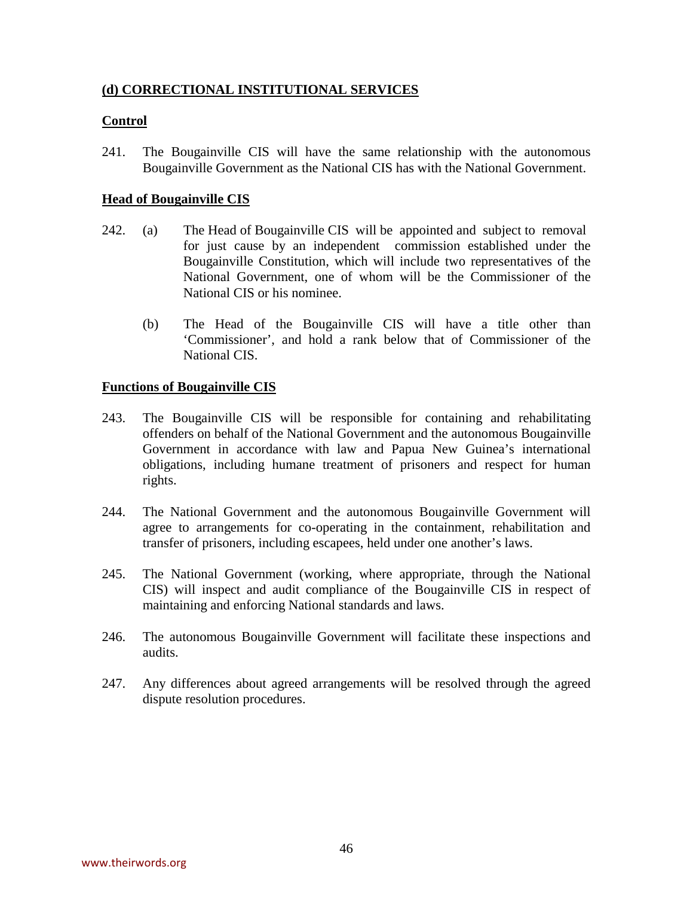## (d) CORRECTIONAL INSTITUTIONAL SERVICES

### Control

241. The Bougainville CIS will have the same relationship with the autonomous Bougainville Government as the National CIS has with the National Government.

### Head of Bougainville CIS

242. (a) The Head of Bougainville CIS will be appointed and subject to removal for just cause by an independent commission established under the Bougainville Constitution, which will include two representatives of the National Government, one of whom will be the Commissioner of the National CIS or his nominee.

(b) The Head of the Bougainville CIS will have a title other than 'Commissioner', and hold a rank below that of Commissioner of the National CIS.

### Functions of Bougainville CIS

243. The Bougainville CIS will be responsible for containing and rehabilitating offenders on behalf of the National Government and the autonomous Bougainville Government in accordance with law and Papua New Guinea's international obligations, including humane treatment of prisoners and respect for human rights.

244. The National Government and the autonomous Bougainville Government will agree to arrangements for co-operating in the containment, rehabilitation and transfer of prisoners, including escapees, held under one another's laws.

245. The National Government (working, where appropriate, through the National CIS) will inspect and audit compliance of the Bougainville CIS in respect of maintaining and enforcing National standards and laws.

246. The autonomous Bougainville Government will facilitate these inspections and audits.

247. Any differences about agreed arrangements will be resolved through the agreed dispute resolution procedures.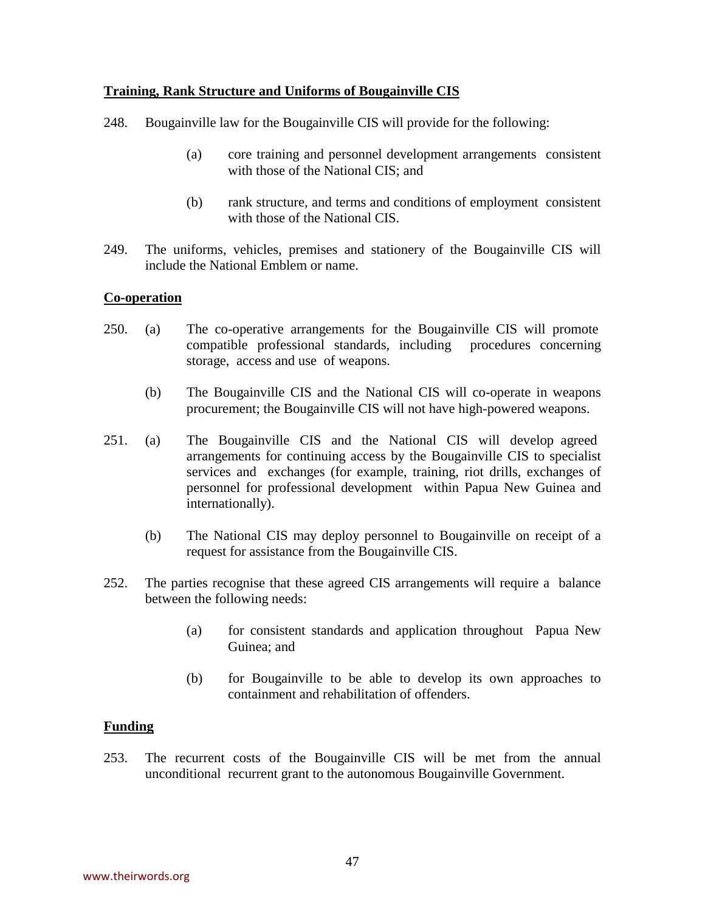**Training, Rank Structure and Uniforms of Bougainville CIS**

248. Bougainville law for the Bougainville CIS will provide for the following:

   (a) core training and personnel development arrangements consistent with those of the National CIS; and

   (b) rank structure, and terms and conditions of employment consistent with those of the National CIS.

249. The uniforms, vehicles, premises and stationery of the Bougainville CIS will include the National Emblem or name.

**Co-operation**

250. (a) The co-operative arrangements for the Bougainville CIS will promote compatible professional standards, including procedures concerning storage, access and use of weapons.

   (b) The Bougainville CIS and the National CIS will co-operate in weapons procurement; the Bougainville CIS will not have high-powered weapons.

251. (a) The Bougainville CIS and the National CIS will develop agreed arrangements for continuing access by the Bougainville CIS to specialist services and exchanges (for example, training, riot drills, exchanges of personnel for professional development within Papua New Guinea and internationally).

   (b) The National CIS may deploy personnel to Bougainville on receipt of a request for assistance from the Bougainville CIS.

252. The parties recognise that these agreed CIS arrangements will require a balance between the following needs:

   (a) for consistent standards and application throughout Papua New Guinea; and

   (b) for Bougainville to be able to develop its own approaches to containment and rehabilitation of offenders.

**Funding**

253. The recurrent costs of the Bougainville CIS will be met from the annual unconditional recurrent grant to the autonomous Bougainville Government.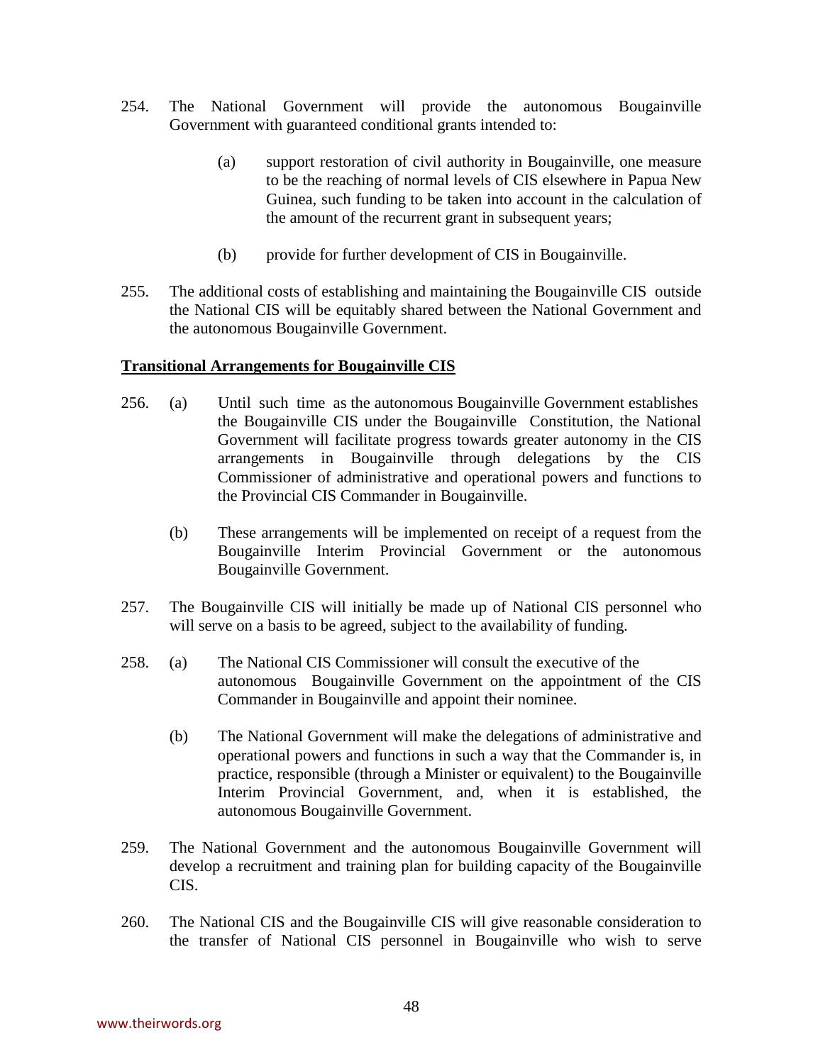254. The National Government will provide the autonomous Bougainville Government with guaranteed conditional grants intended to:

    (a) support restoration of civil authority in Bougainville, one measure to be the reaching of normal levels of CIS elsewhere in Papua New Guinea, such funding to be taken into account in the calculation of the amount of the recurrent grant in subsequent years;

    (b) provide for further development of CIS in Bougainville.

255. The additional costs of establishing and maintaining the Bougainville CIS outside the National CIS will be equitably shared between the National Government and the autonomous Bougainville Government.

**Transitional Arrangements for Bougainville CIS**

256. (a) Until such time as the autonomous Bougainville Government establishes the Bougainville CIS under the Bougainville Constitution, the National Government will facilitate progress towards greater autonomy in the CIS arrangements in Bougainville through delegations by the CIS Commissioner of administrative and operational powers and functions to the Provincial CIS Commander in Bougainville.

    (b) These arrangements will be implemented on receipt of a request from the Bougainville Interim Provincial Government or the autonomous Bougainville Government.

257. The Bougainville CIS will initially be made up of National CIS personnel who will serve on a basis to be agreed, subject to the availability of funding.

258. (a) The National CIS Commissioner will consult the executive of the autonomous Bougainville Government on the appointment of the CIS Commander in Bougainville and appoint their nominee.

    (b) The National Government will make the delegations of administrative and operational powers and functions in such a way that the Commander is, in practice, responsible (through a Minister or equivalent) to the Bougainville Interim Provincial Government, and, when it is established, the autonomous Bougainville Government.

259. The National Government and the autonomous Bougainville Government will develop a recruitment and training plan for building capacity of the Bougainville CIS.

260. The National CIS and the Bougainville CIS will give reasonable consideration to the transfer of National CIS personnel in Bougainville who wish to serve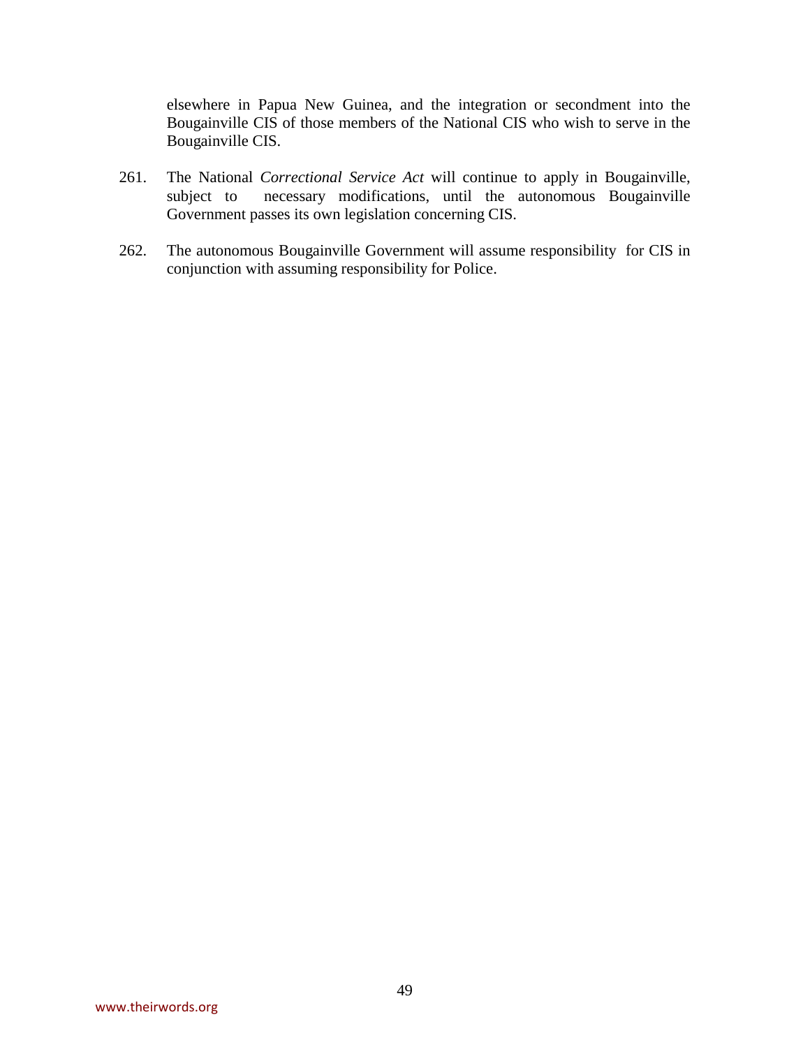elsewhere in Papua New Guinea, and the integration or secondment into the Bougainville CIS of those members of the National CIS who wish to serve in the Bougainville CIS.

261. The National *Correctional Service Act* will continue to apply in Bougainville, subject to necessary modifications, until the autonomous Bougainville Government passes its own legislation concerning CIS.

262. The autonomous Bougainville Government will assume responsibility for CIS in conjunction with assuming responsibility for Police.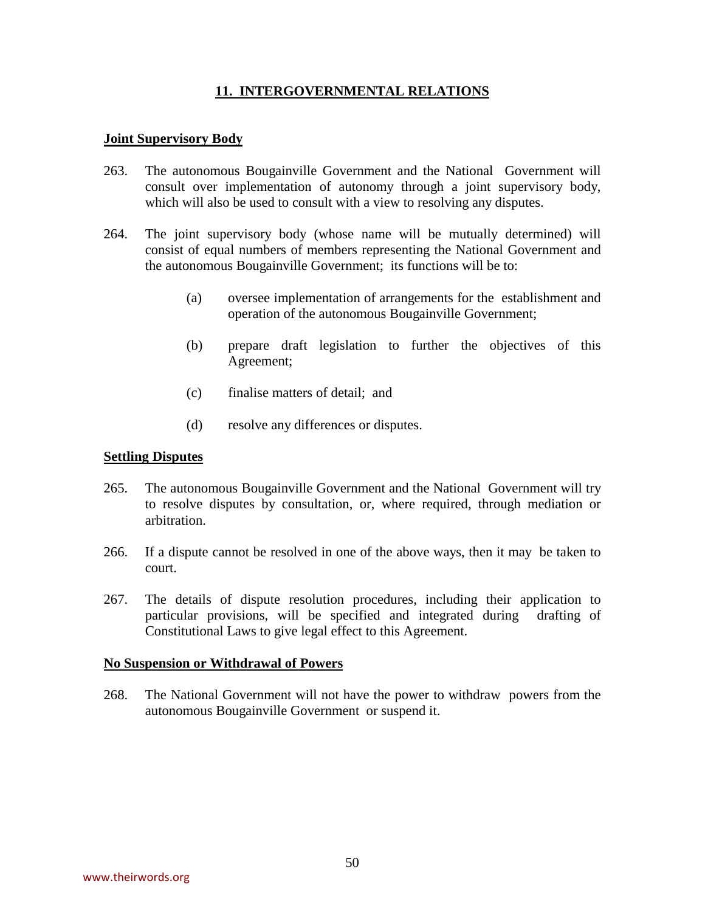## 11. INTERGOVERNMENTAL RELATIONS

### Joint Supervisory Body

263. The autonomous Bougainville Government and the National Government will consult over implementation of autonomy through a joint supervisory body, which will also be used to consult with a view to resolving any disputes.

264. The joint supervisory body (whose name will be mutually determined) will consist of equal numbers of members representing the National Government and the autonomous Bougainville Government; its functions will be to:

    (a) oversee implementation of arrangements for the establishment and operation of the autonomous Bougainville Government;

    (b) prepare draft legislation to further the objectives of this Agreement;

    (c) finalise matters of detail; and

    (d) resolve any differences or disputes.

### Settling Disputes

265. The autonomous Bougainville Government and the National Government will try to resolve disputes by consultation, or, where required, through mediation or arbitration.

266. If a dispute cannot be resolved in one of the above ways, then it may be taken to court.

267. The details of dispute resolution procedures, including their application to particular provisions, will be specified and integrated during drafting of Constitutional Laws to give legal effect to this Agreement.

### No Suspension or Withdrawal of Powers

268. The National Government will not have the power to withdraw powers from the autonomous Bougainville Government or suspend it.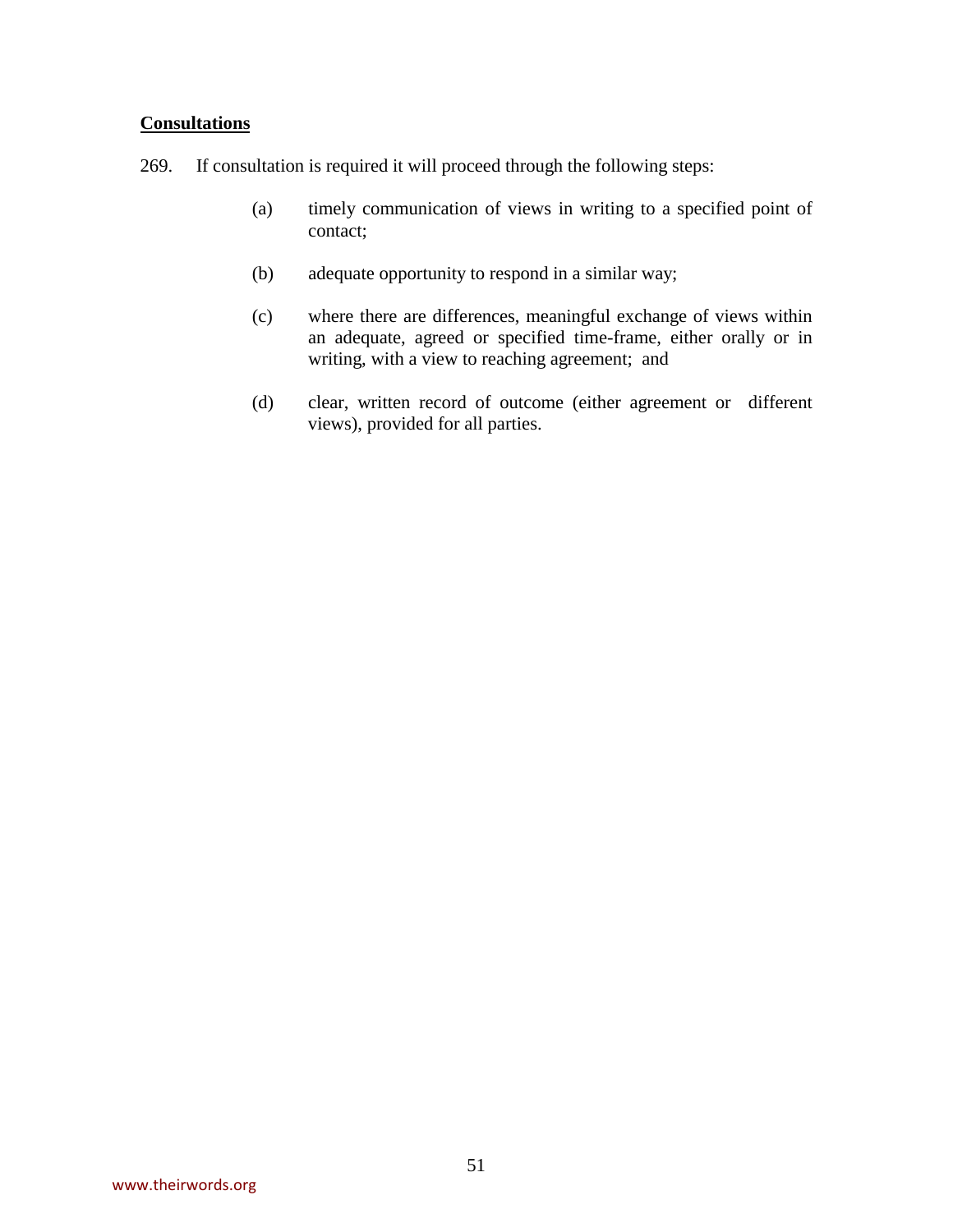## Consultations

269. If consultation is required it will proceed through the following steps:

    (a) timely communication of views in writing to a specified point of contact;

    (b) adequate opportunity to respond in a similar way;

    (c) where there are differences, meaningful exchange of views within an adequate, agreed or specified time-frame, either orally or in writing, with a view to reaching agreement; and

    (d) clear, written record of outcome (either agreement or different views), provided for all parties.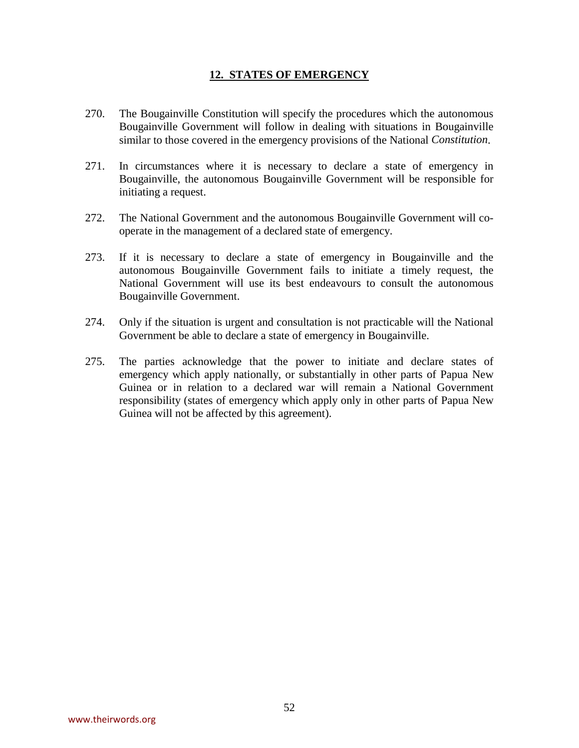## **12. STATES OF EMERGENCY**

270. The Bougainville Constitution will specify the procedures which the autonomous Bougainville Government will follow in dealing with situations in Bougainville similar to those covered in the emergency provisions of the National *Constitution*.

271. In circumstances where it is necessary to declare a state of emergency in Bougainville, the autonomous Bougainville Government will be responsible for initiating a request.

272. The National Government and the autonomous Bougainville Government will co-operate in the management of a declared state of emergency.

273. If it is necessary to declare a state of emergency in Bougainville and the autonomous Bougainville Government fails to initiate a timely request, the National Government will use its best endeavours to consult the autonomous Bougainville Government.

274. Only if the situation is urgent and consultation is not practicable will the National Government be able to declare a state of emergency in Bougainville.

275. The parties acknowledge that the power to initiate and declare states of emergency which apply nationally, or substantially in other parts of Papua New Guinea or in relation to a declared war will remain a National Government responsibility (states of emergency which apply only in other parts of Papua New Guinea will not be affected by this agreement).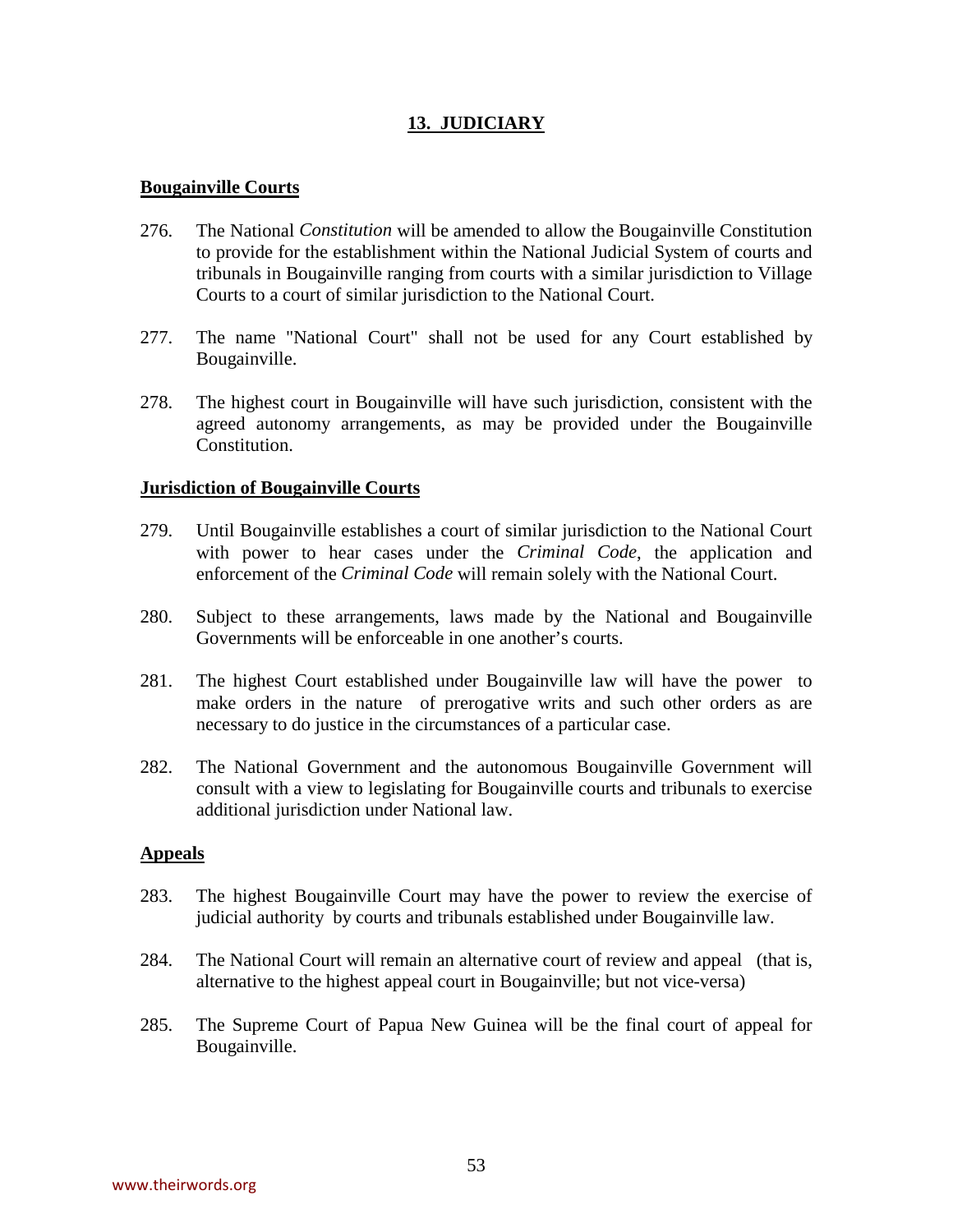## 13. JUDICIARY

### Bougainville Courts

276. The National *Constitution* will be amended to allow the Bougainville Constitution to provide for the establishment within the National Judicial System of courts and tribunals in Bougainville ranging from courts with a similar jurisdiction to Village Courts to a court of similar jurisdiction to the National Court.

277. The name "National Court" shall not be used for any Court established by Bougainville.

278. The highest court in Bougainville will have such jurisdiction, consistent with the agreed autonomy arrangements, as may be provided under the Bougainville Constitution.

### Jurisdiction of Bougainville Courts

279. Until Bougainville establishes a court of similar jurisdiction to the National Court with power to hear cases under the *Criminal Code*, the application and enforcement of the *Criminal Code* will remain solely with the National Court.

280. Subject to these arrangements, laws made by the National and Bougainville Governments will be enforceable in one another's courts.

281. The highest Court established under Bougainville law will have the power to make orders in the nature of prerogative writs and such other orders as are necessary to do justice in the circumstances of a particular case.

282. The National Government and the autonomous Bougainville Government will consult with a view to legislating for Bougainville courts and tribunals to exercise additional jurisdiction under National law.

### Appeals

283. The highest Bougainville Court may have the power to review the exercise of judicial authority by courts and tribunals established under Bougainville law.

284. The National Court will remain an alternative court of review and appeal (that is, alternative to the highest appeal court in Bougainville; but not vice-versa)

285. The Supreme Court of Papua New Guinea will be the final court of appeal for Bougainville.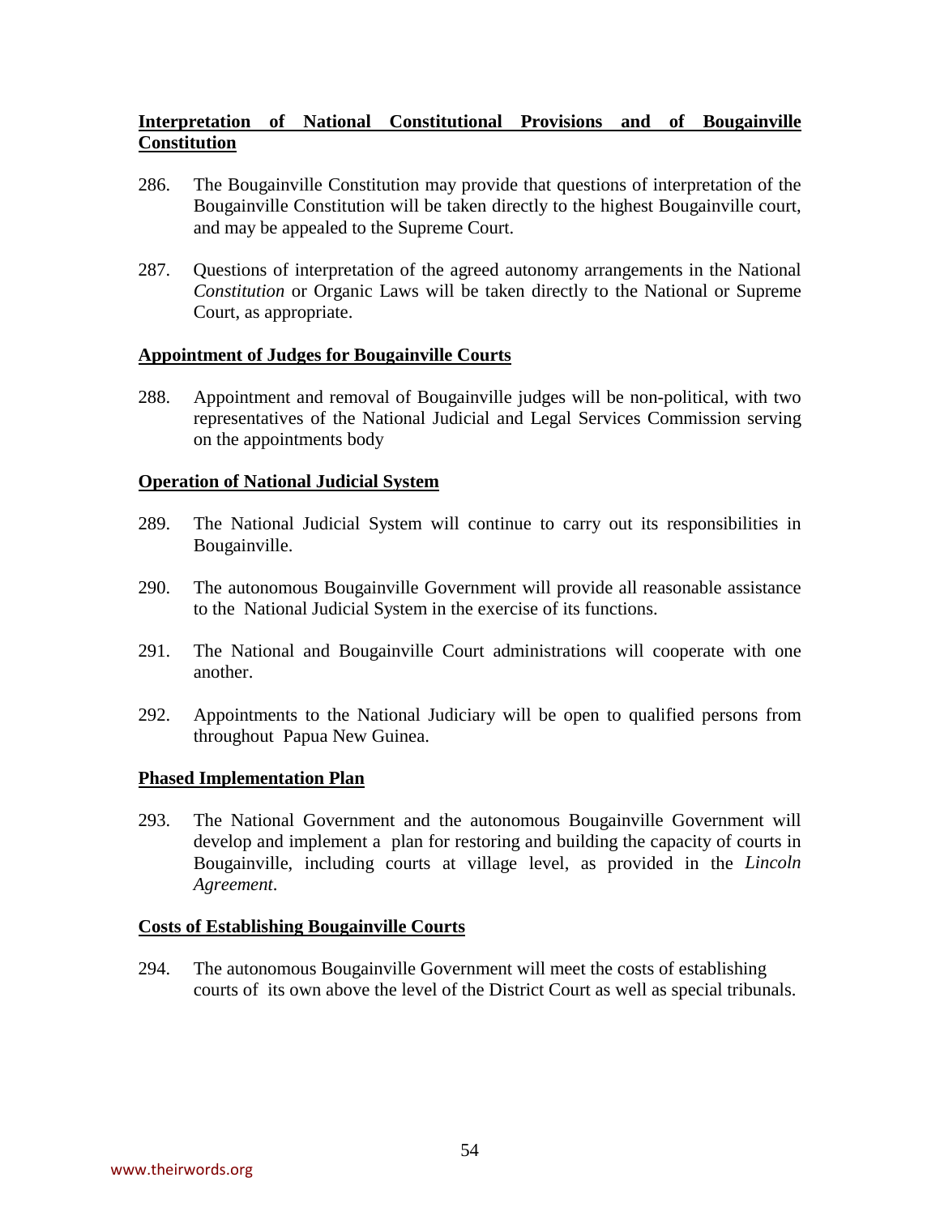**Interpretation of National Constitutional Provisions and of Bougainville Constitution**

286. The Bougainville Constitution may provide that questions of interpretation of the Bougainville Constitution will be taken directly to the highest Bougainville court, and may be appealed to the Supreme Court.

287. Questions of interpretation of the agreed autonomy arrangements in the National *Constitution* or Organic Laws will be taken directly to the National or Supreme Court, as appropriate.

**Appointment of Judges for Bougainville Courts**

288. Appointment and removal of Bougainville judges will be non-political, with two representatives of the National Judicial and Legal Services Commission serving on the appointments body

**Operation of National Judicial System**

289. The National Judicial System will continue to carry out its responsibilities in Bougainville.

290. The autonomous Bougainville Government will provide all reasonable assistance to the National Judicial System in the exercise of its functions.

291. The National and Bougainville Court administrations will cooperate with one another.

292. Appointments to the National Judiciary will be open to qualified persons from throughout Papua New Guinea.

**Phased Implementation Plan**

293. The National Government and the autonomous Bougainville Government will develop and implement a plan for restoring and building the capacity of courts in Bougainville, including courts at village level, as provided in the *Lincoln Agreement*.

**Costs of Establishing Bougainville Courts**

294. The autonomous Bougainville Government will meet the costs of establishing courts of its own above the level of the District Court as well as special tribunals.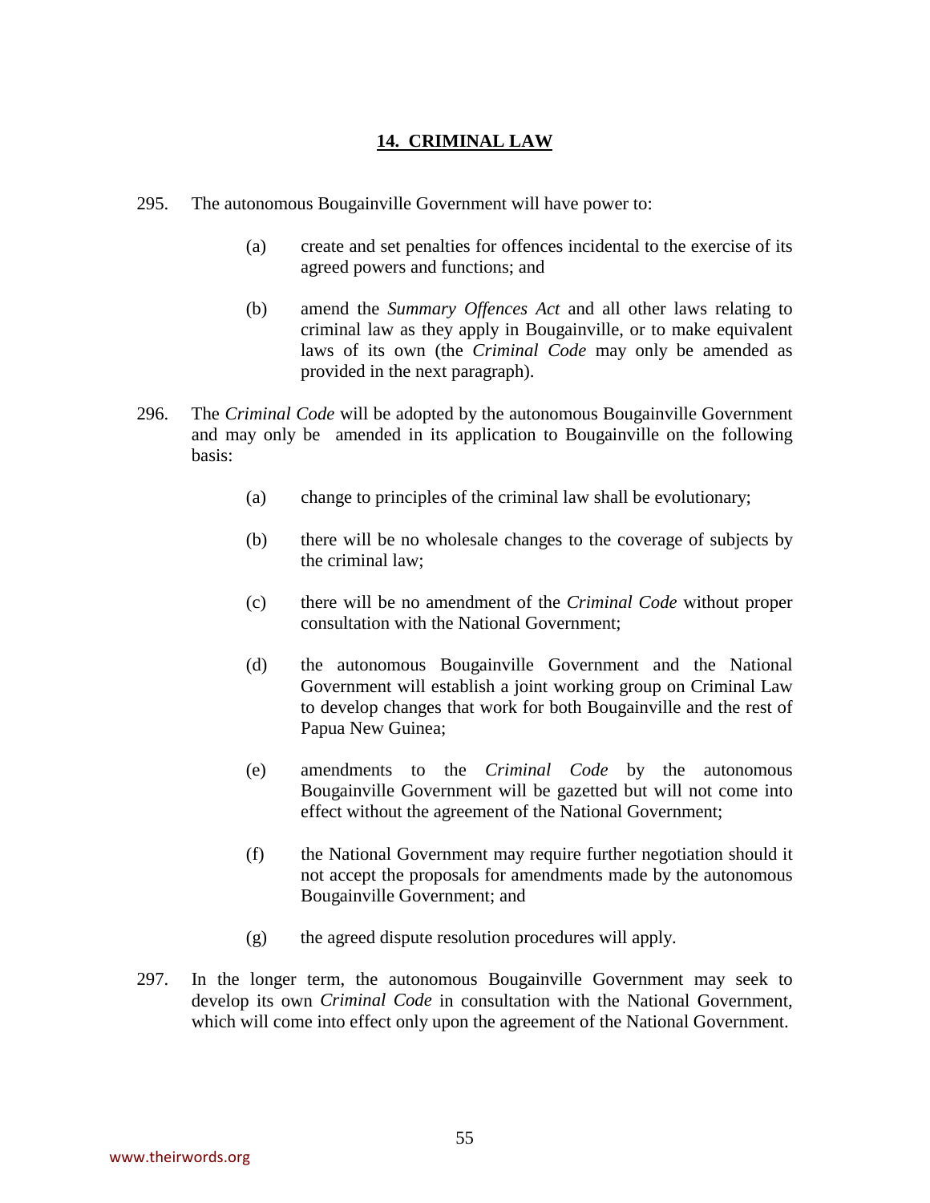## 14. CRIMINAL LAW

295. The autonomous Bougainville Government will have power to:

   (a) create and set penalties for offences incidental to the exercise of its agreed powers and functions; and

   (b) amend the *Summary Offences Act* and all other laws relating to criminal law as they apply in Bougainville, or to make equivalent laws of its own (the *Criminal Code* may only be amended as provided in the next paragraph).

296. The *Criminal Code* will be adopted by the autonomous Bougainville Government and may only be amended in its application to Bougainville on the following basis:

   (a) change to principles of the criminal law shall be evolutionary;

   (b) there will be no wholesale changes to the coverage of subjects by the criminal law;

   (c) there will be no amendment of the *Criminal Code* without proper consultation with the National Government;

   (d) the autonomous Bougainville Government and the National Government will establish a joint working group on Criminal Law to develop changes that work for both Bougainville and the rest of Papua New Guinea;

   (e) amendments to the *Criminal Code* by the autonomous Bougainville Government will be gazetted but will not come into effect without the agreement of the National Government;

   (f) the National Government may require further negotiation should it not accept the proposals for amendments made by the autonomous Bougainville Government; and

   (g) the agreed dispute resolution procedures will apply.

297. In the longer term, the autonomous Bougainville Government may seek to develop its own *Criminal Code* in consultation with the National Government, which will come into effect only upon the agreement of the National Government.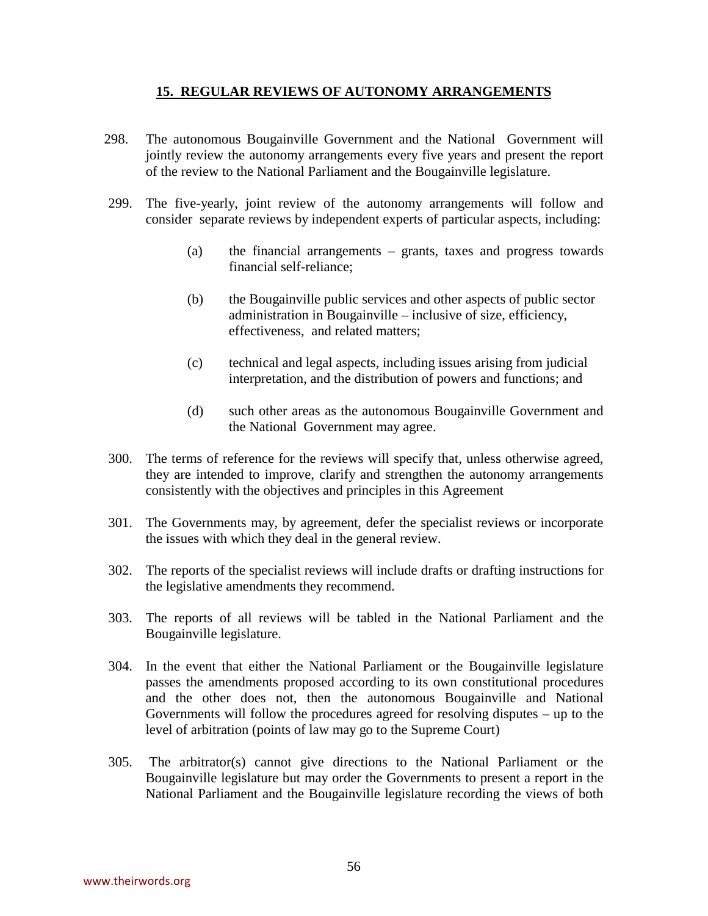## 15. REGULAR REVIEWS OF AUTONOMY ARRANGEMENTS

298. The autonomous Bougainville Government and the National Government will jointly review the autonomy arrangements every five years and present the report of the review to the National Parliament and the Bougainville legislature.

299. The five-yearly, joint review of the autonomy arrangements will follow and consider separate reviews by independent experts of particular aspects, including:

   (a) the financial arrangements – grants, taxes and progress towards financial self-reliance;

   (b) the Bougainville public services and other aspects of public sector administration in Bougainville – inclusive of size, efficiency, effectiveness, and related matters;

   (c) technical and legal aspects, including issues arising from judicial interpretation, and the distribution of powers and functions; and

   (d) such other areas as the autonomous Bougainville Government and the National Government may agree.

300. The terms of reference for the reviews will specify that, unless otherwise agreed, they are intended to improve, clarify and strengthen the autonomy arrangements consistently with the objectives and principles in this Agreement

301. The Governments may, by agreement, defer the specialist reviews or incorporate the issues with which they deal in the general review.

302. The reports of the specialist reviews will include drafts or drafting instructions for the legislative amendments they recommend.

303. The reports of all reviews will be tabled in the National Parliament and the Bougainville legislature.

304. In the event that either the National Parliament or the Bougainville legislature passes the amendments proposed according to its own constitutional procedures and the other does not, then the autonomous Bougainville and National Governments will follow the procedures agreed for resolving disputes – up to the level of arbitration (points of law may go to the Supreme Court)

305. The arbitrator(s) cannot give directions to the National Parliament or the Bougainville legislature but may order the Governments to present a report in the National Parliament and the Bougainville legislature recording the views of both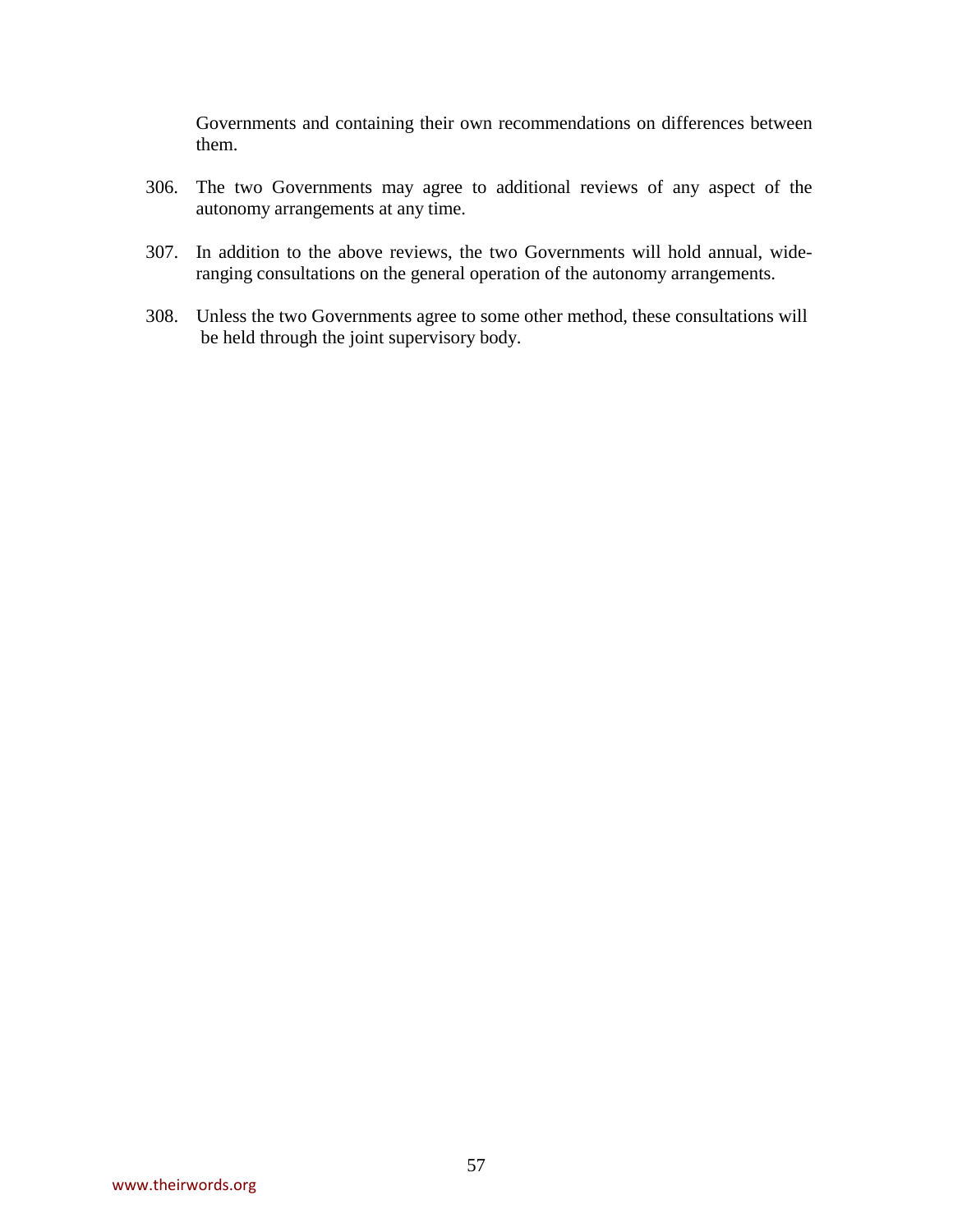Governments and containing their own recommendations on differences between them.

306. The two Governments may agree to additional reviews of any aspect of the autonomy arrangements at any time.

307. In addition to the above reviews, the two Governments will hold annual, wide-ranging consultations on the general operation of the autonomy arrangements.

308. Unless the two Governments agree to some other method, these consultations will be held through the joint supervisory body.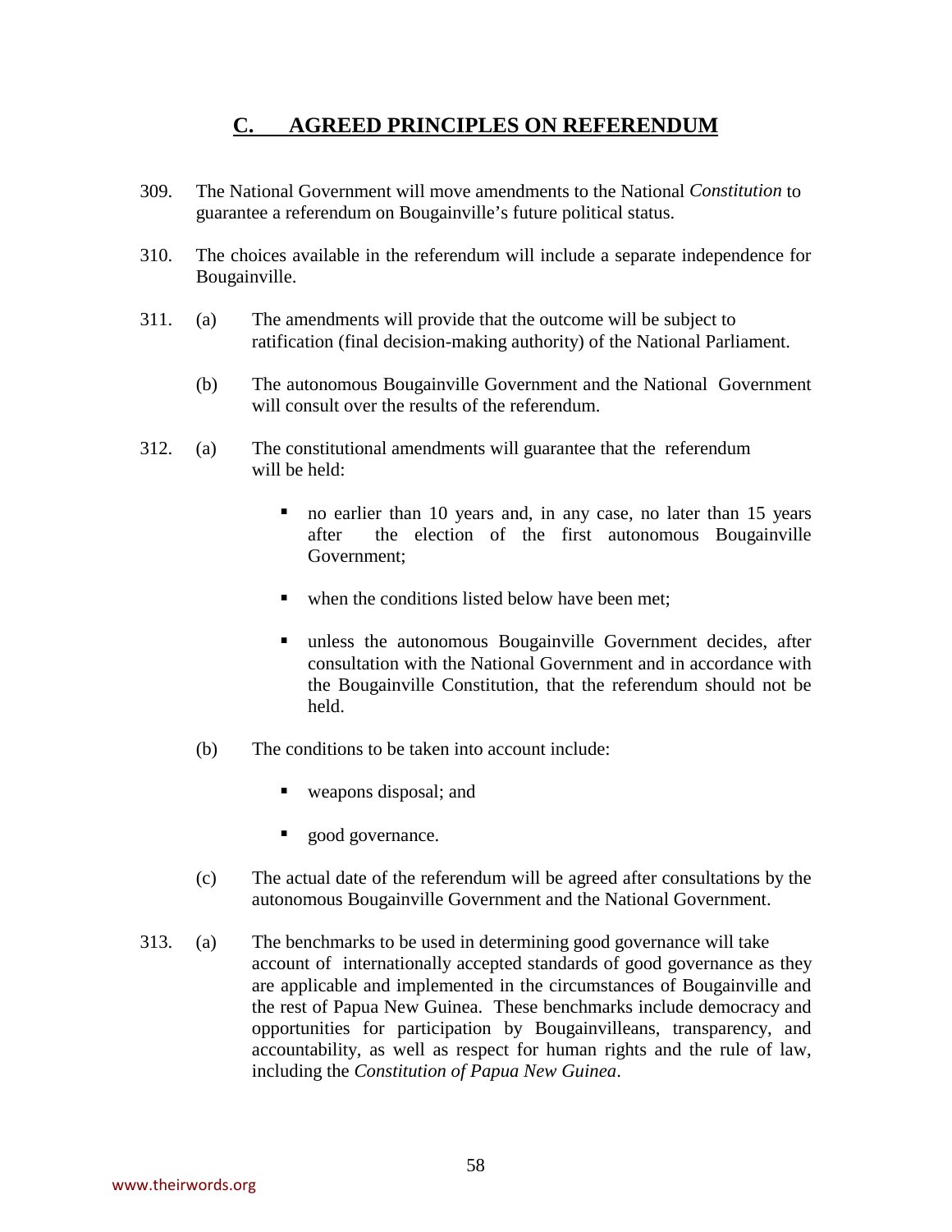## C. AGREED PRINCIPLES ON REFERENDUM

309. The National Government will move amendments to the National *Constitution* to guarantee a referendum on Bougainville's future political status.

310. The choices available in the referendum will include a separate independence for Bougainville.

311. (a) The amendments will provide that the outcome will be subject to ratification (final decision-making authority) of the National Parliament.

(b) The autonomous Bougainville Government and the National Government will consult over the results of the referendum.

312. (a) The constitutional amendments will guarantee that the referendum will be held:

- no earlier than 10 years and, in any case, no later than 15 years after the election of the first autonomous Bougainville Government;
- when the conditions listed below have been met;
- unless the autonomous Bougainville Government decides, after consultation with the National Government and in accordance with the Bougainville Constitution, that the referendum should not be held.

(b) The conditions to be taken into account include:

- weapons disposal; and
- good governance.

(c) The actual date of the referendum will be agreed after consultations by the autonomous Bougainville Government and the National Government.

313. (a) The benchmarks to be used in determining good governance will take account of internationally accepted standards of good governance as they are applicable and implemented in the circumstances of Bougainville and the rest of Papua New Guinea. These benchmarks include democracy and opportunities for participation by Bougainvilleans, transparency, and accountability, as well as respect for human rights and the rule of law, including the *Constitution of Papua New Guinea*.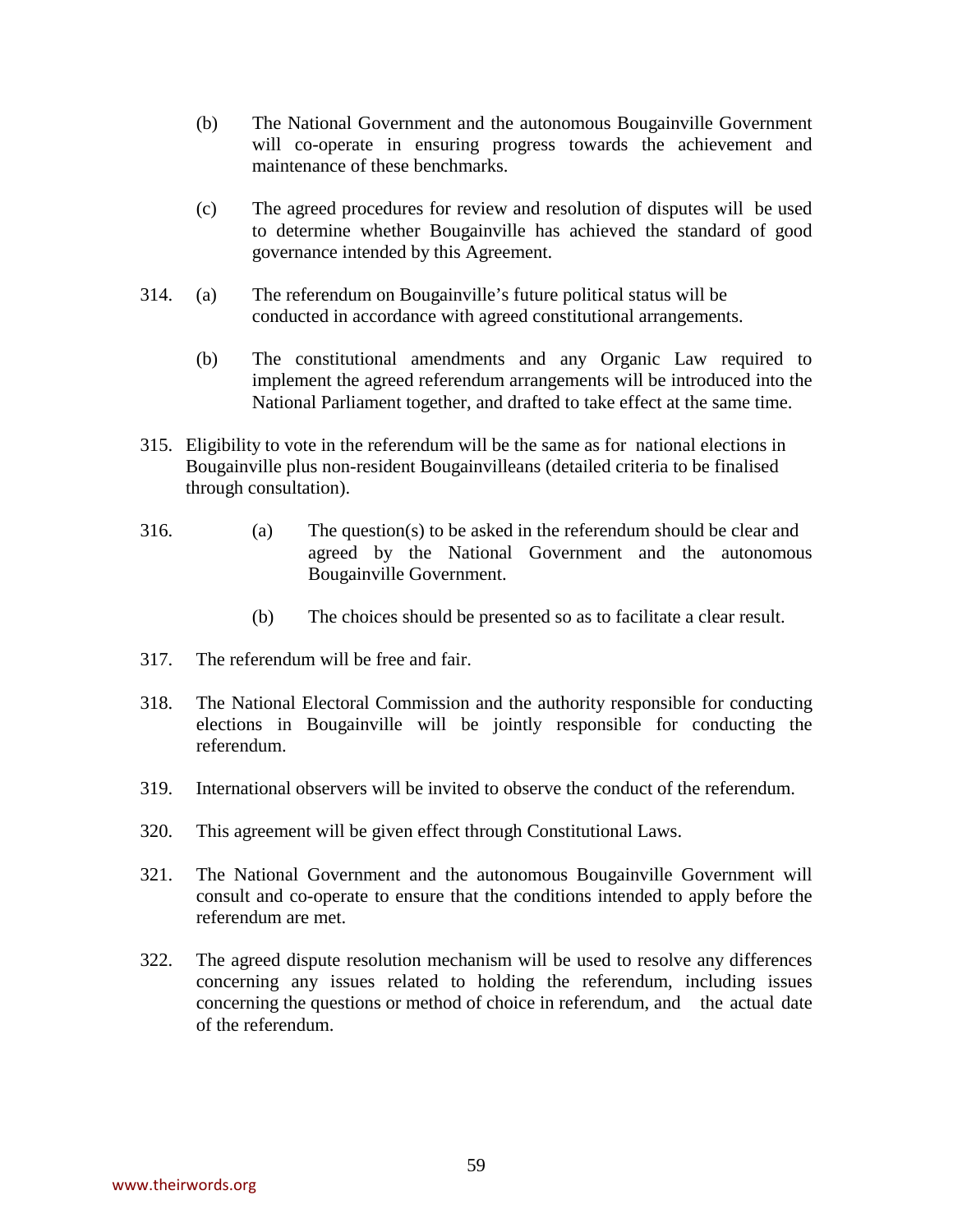(b) The National Government and the autonomous Bougainville Government will co-operate in ensuring progress towards the achievement and maintenance of these benchmarks.

(c) The agreed procedures for review and resolution of disputes will be used to determine whether Bougainville has achieved the standard of good governance intended by this Agreement.

314. (a) The referendum on Bougainville's future political status will be conducted in accordance with agreed constitutional arrangements.

(b) The constitutional amendments and any Organic Law required to implement the agreed referendum arrangements will be introduced into the National Parliament together, and drafted to take effect at the same time.

315. Eligibility to vote in the referendum will be the same as for national elections in Bougainville plus non-resident Bougainvilleans (detailed criteria to be finalised through consultation).

316. (a) The question(s) to be asked in the referendum should be clear and agreed by the National Government and the autonomous Bougainville Government.

(b) The choices should be presented so as to facilitate a clear result.

317. The referendum will be free and fair.

318. The National Electoral Commission and the authority responsible for conducting elections in Bougainville will be jointly responsible for conducting the referendum.

319. International observers will be invited to observe the conduct of the referendum.

320. This agreement will be given effect through Constitutional Laws.

321. The National Government and the autonomous Bougainville Government will consult and co-operate to ensure that the conditions intended to apply before the referendum are met.

322. The agreed dispute resolution mechanism will be used to resolve any differences concerning any issues related to holding the referendum, including issues concerning the questions or method of choice in referendum, and the actual date of the referendum.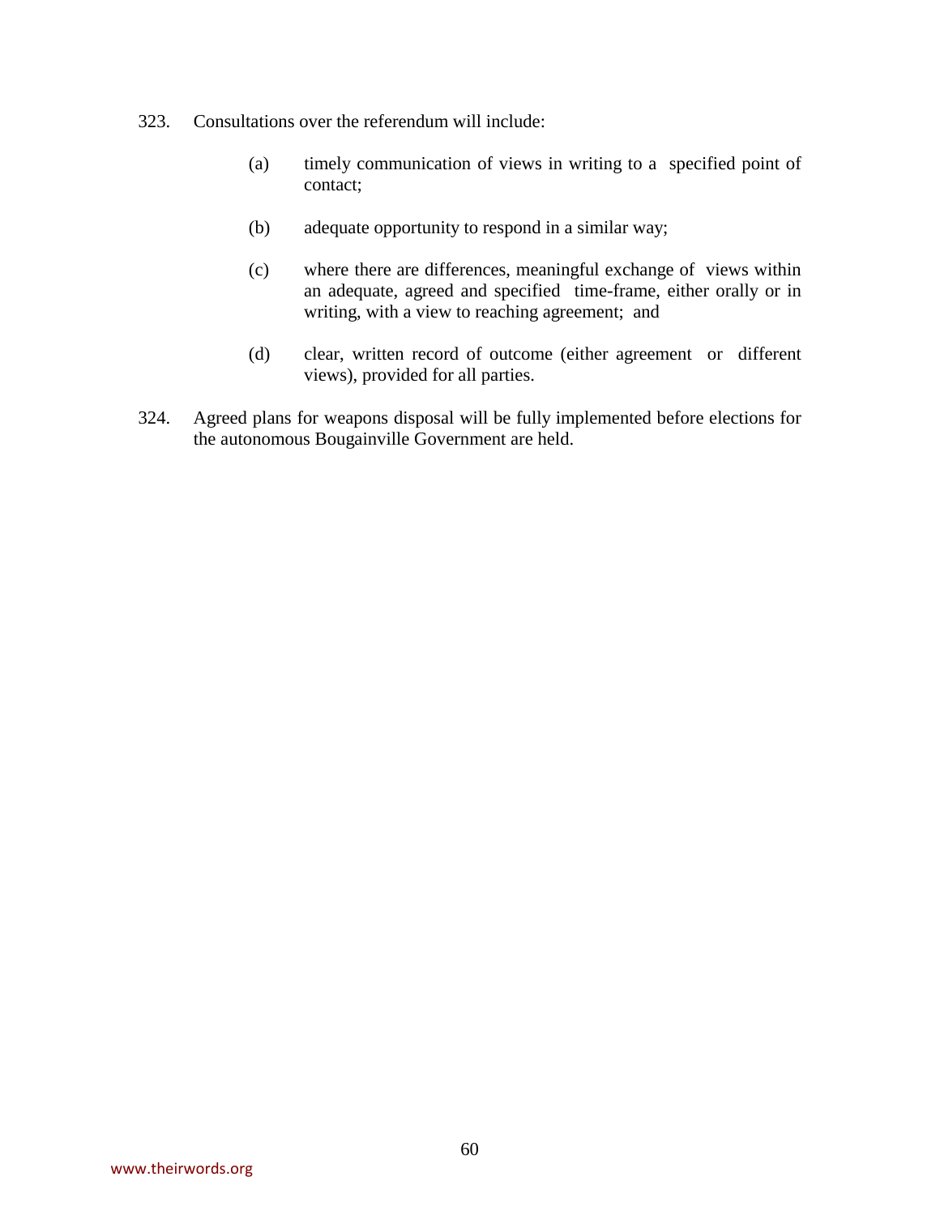323. Consultations over the referendum will include:

    (a) timely communication of views in writing to a specified point of contact;

    (b) adequate opportunity to respond in a similar way;

    (c) where there are differences, meaningful exchange of views within an adequate, agreed and specified time-frame, either orally or in writing, with a view to reaching agreement; and

    (d) clear, written record of outcome (either agreement or different views), provided for all parties.

324. Agreed plans for weapons disposal will be fully implemented before elections for the autonomous Bougainville Government are held.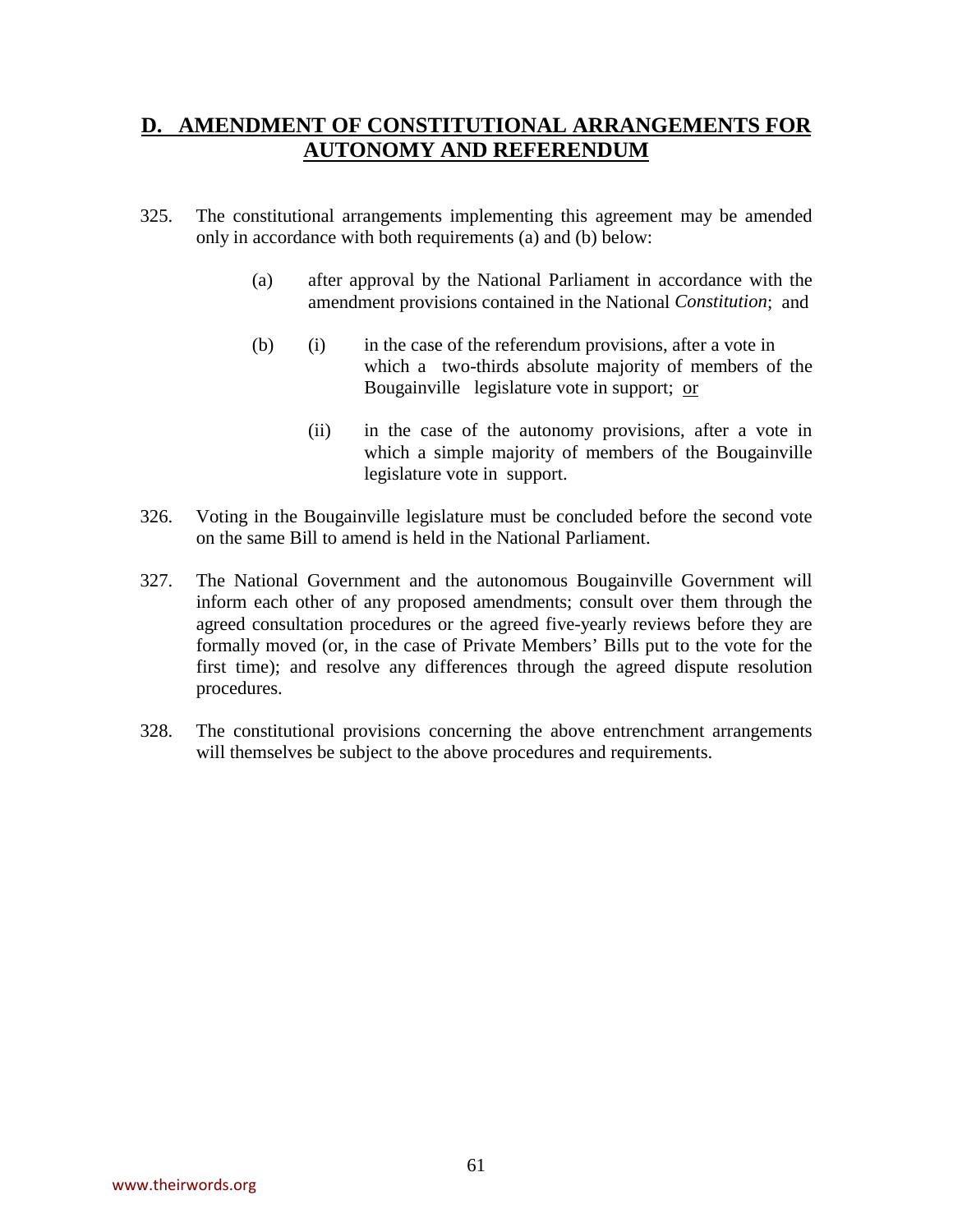## D. AMENDMENT OF CONSTITUTIONAL ARRANGEMENTS FOR AUTONOMY AND REFERENDUM

325. The constitutional arrangements implementing this agreement may be amended only in accordance with both requirements (a) and (b) below:

    (a) after approval by the National Parliament in accordance with the amendment provisions contained in the National *Constitution*; and

    (b) (i) in the case of the referendum provisions, after a vote in which a two-thirds absolute majority of members of the Bougainville legislature vote in support; <u>or</u>

        (ii) in the case of the autonomy provisions, after a vote in which a simple majority of members of the Bougainville legislature vote in support.

326. Voting in the Bougainville legislature must be concluded before the second vote on the same Bill to amend is held in the National Parliament.

327. The National Government and the autonomous Bougainville Government will inform each other of any proposed amendments; consult over them through the agreed consultation procedures or the agreed five-yearly reviews before they are formally moved (or, in the case of Private Members' Bills put to the vote for the first time); and resolve any differences through the agreed dispute resolution procedures.

328. The constitutional provisions concerning the above entrenchment arrangements will themselves be subject to the above procedures and requirements.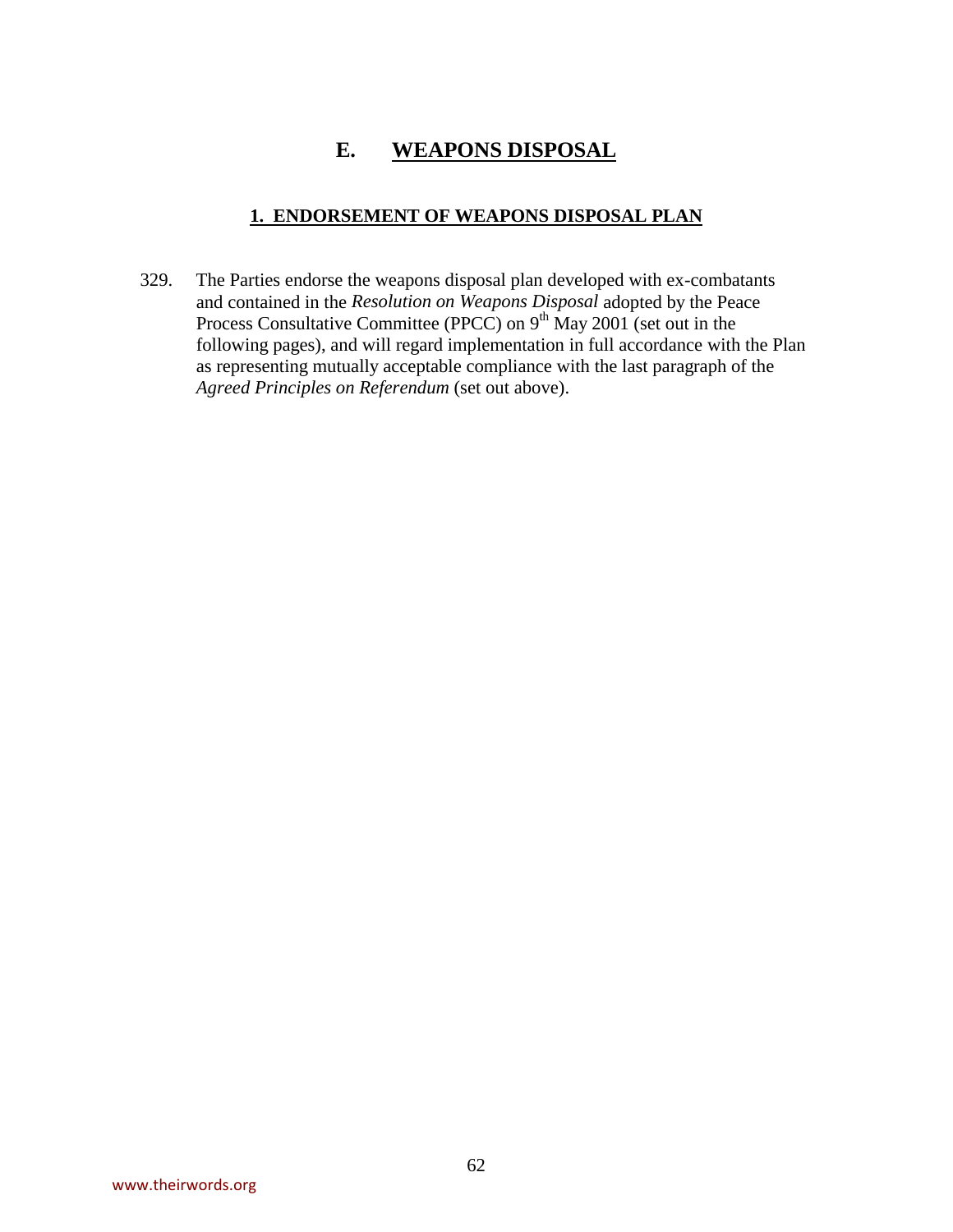# E. WEAPONS DISPOSAL

## 1. ENDORSEMENT OF WEAPONS DISPOSAL PLAN

329. The Parties endorse the weapons disposal plan developed with ex-combatants and contained in the *Resolution on Weapons Disposal* adopted by the Peace Process Consultative Committee (PPCC) on 9th May 2001 (set out in the following pages), and will regard implementation in full accordance with the Plan as representing mutually acceptable compliance with the last paragraph of the *Agreed Principles on Referendum* (set out above).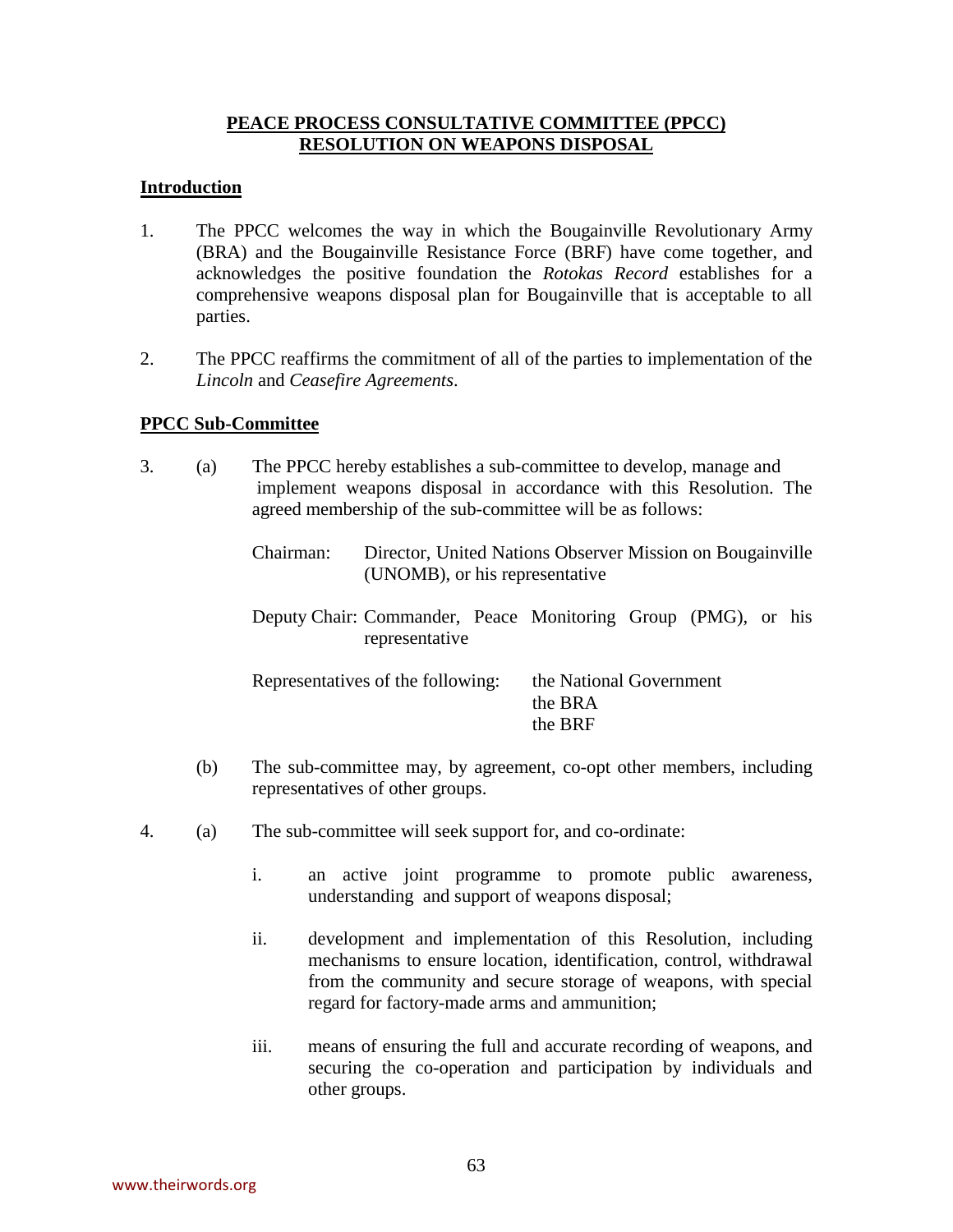## PEACE PROCESS CONSULTATIVE COMMITTEE (PPCC) RESOLUTION ON WEAPONS DISPOSAL

### Introduction

1. The PPCC welcomes the way in which the Bougainville Revolutionary Army (BRA) and the Bougainville Resistance Force (BRF) have come together, and acknowledges the positive foundation the *Rotokas Record* establishes for a comprehensive weapons disposal plan for Bougainville that is acceptable to all parties.

2. The PPCC reaffirms the commitment of all of the parties to implementation of the *Lincoln* and *Ceasefire Agreements*.

### PPCC Sub-Committee

3. (a) The PPCC hereby establishes a sub-committee to develop, manage and implement weapons disposal in accordance with this Resolution. The agreed membership of the sub-committee will be as follows:

   Chairman: Director, United Nations Observer Mission on Bougainville (UNOMB), or his representative

   Deputy Chair: Commander, Peace Monitoring Group (PMG), or his representative

   Representatives of the following: the National Government, the BRA, the BRF

   (b) The sub-committee may, by agreement, co-opt other members, including representatives of other groups.

4. (a) The sub-committee will seek support for, and co-ordinate:

   i. an active joint programme to promote public awareness, understanding and support of weapons disposal;

   ii. development and implementation of this Resolution, including mechanisms to ensure location, identification, control, withdrawal from the community and secure storage of weapons, with special regard for factory-made arms and ammunition;

   iii. means of ensuring the full and accurate recording of weapons, and securing the co-operation and participation by individuals and other groups.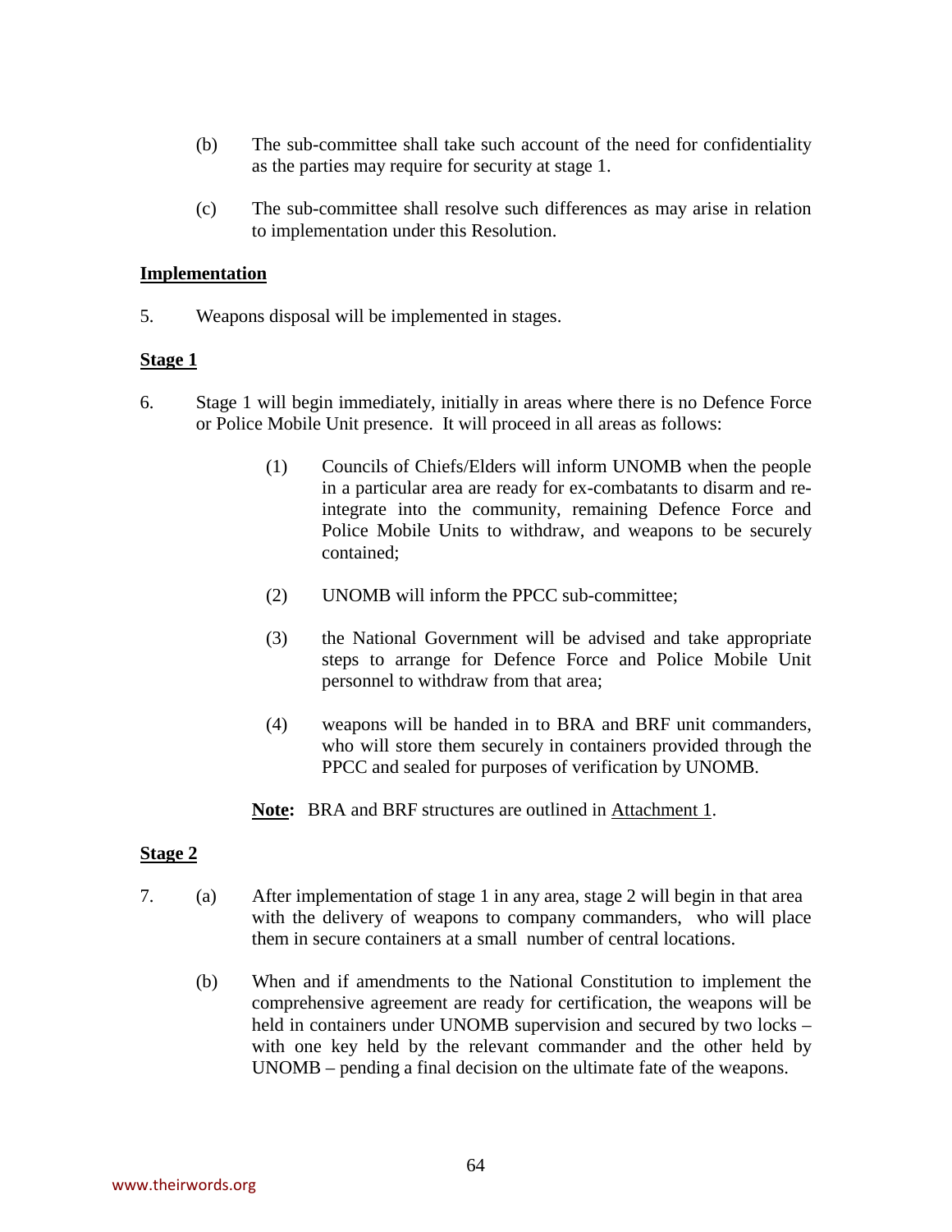(b) The sub-committee shall take such account of the need for confidentiality as the parties may require for security at stage 1.

(c) The sub-committee shall resolve such differences as may arise in relation to implementation under this Resolution.

**<u>Implementation</u>**

5. Weapons disposal will be implemented in stages.

**<u>Stage 1</u>**

6. Stage 1 will begin immediately, initially in areas where there is no Defence Force or Police Mobile Unit presence. It will proceed in all areas as follows:

   (1) Councils of Chiefs/Elders will inform UNOMB when the people in a particular area are ready for ex-combatants to disarm and re-integrate into the community, remaining Defence Force and Police Mobile Units to withdraw, and weapons to be securely contained;

   (2) UNOMB will inform the PPCC sub-committee;

   (3) the National Government will be advised and take appropriate steps to arrange for Defence Force and Police Mobile Unit personnel to withdraw from that area;

   (4) weapons will be handed in to BRA and BRF unit commanders, who will store them securely in containers provided through the PPCC and sealed for purposes of verification by UNOMB.

   **<u>Note:</u>** BRA and BRF structures are outlined in <u>Attachment 1</u>.

**<u>Stage 2</u>**

7. (a) After implementation of stage 1 in any area, stage 2 will begin in that area with the delivery of weapons to company commanders, who will place them in secure containers at a small number of central locations.

   (b) When and if amendments to the National Constitution to implement the comprehensive agreement are ready for certification, the weapons will be held in containers under UNOMB supervision and secured by two locks – with one key held by the relevant commander and the other held by UNOMB – pending a final decision on the ultimate fate of the weapons.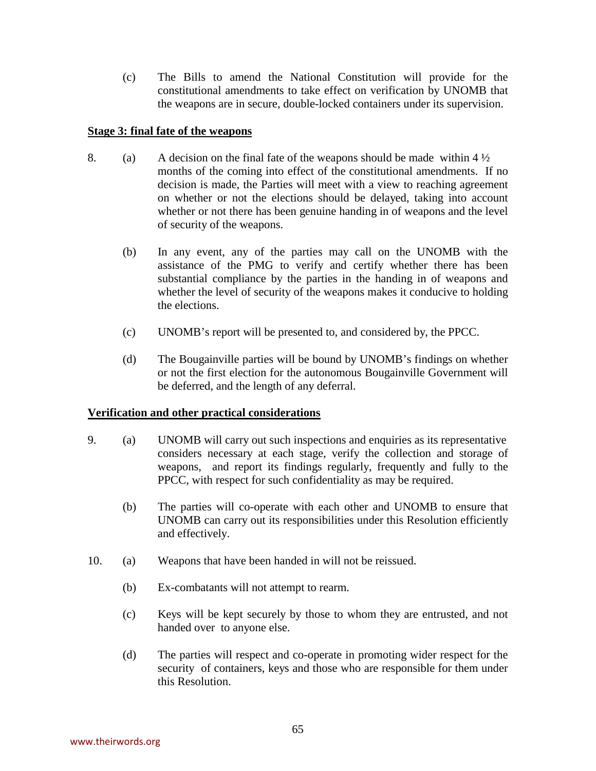(c) The Bills to amend the National Constitution will provide for the constitutional amendments to take effect on verification by UNOMB that the weapons are in secure, double-locked containers under its supervision.

**Stage 3: final fate of the weapons**

8. (a) A decision on the final fate of the weapons should be made within 4 ½ months of the coming into effect of the constitutional amendments. If no decision is made, the Parties will meet with a view to reaching agreement on whether or not the elections should be delayed, taking into account whether or not there has been genuine handing in of weapons and the level of security of the weapons.

   (b) In any event, any of the parties may call on the UNOMB with the assistance of the PMG to verify and certify whether there has been substantial compliance by the parties in the handing in of weapons and whether the level of security of the weapons makes it conducive to holding the elections.

   (c) UNOMB's report will be presented to, and considered by, the PPCC.

   (d) The Bougainville parties will be bound by UNOMB's findings on whether or not the first election for the autonomous Bougainville Government will be deferred, and the length of any deferral.

**Verification and other practical considerations**

9. (a) UNOMB will carry out such inspections and enquiries as its representative considers necessary at each stage, verify the collection and storage of weapons, and report its findings regularly, frequently and fully to the PPCC, with respect for such confidentiality as may be required.

   (b) The parties will co-operate with each other and UNOMB to ensure that UNOMB can carry out its responsibilities under this Resolution efficiently and effectively.

10. (a) Weapons that have been handed in will not be reissued.

    (b) Ex-combatants will not attempt to rearm.

    (c) Keys will be kept securely by those to whom they are entrusted, and not handed over to anyone else.

    (d) The parties will respect and co-operate in promoting wider respect for the security of containers, keys and those who are responsible for them under this Resolution.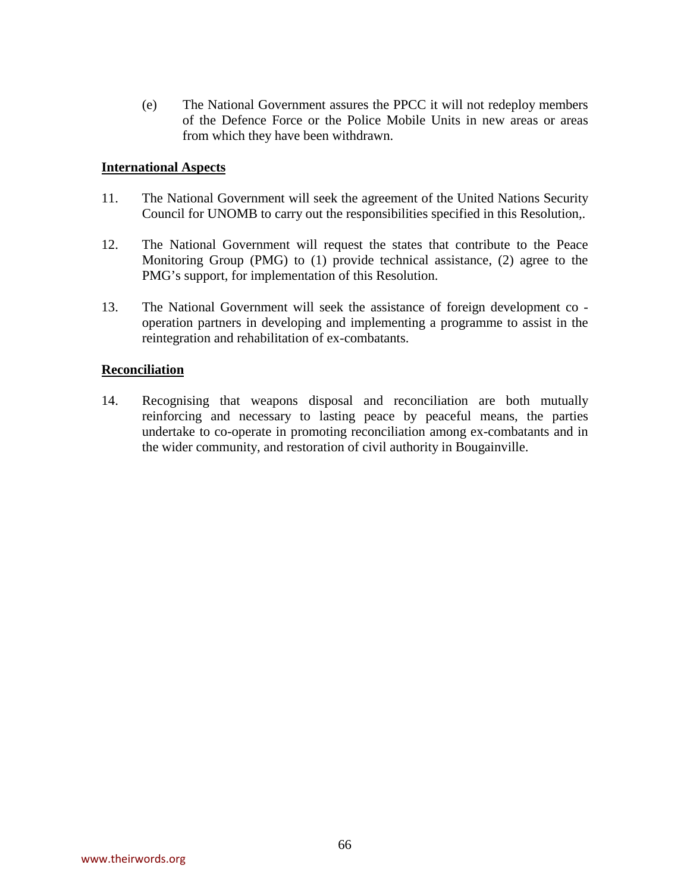(e) The National Government assures the PPCC it will not redeploy members of the Defence Force or the Police Mobile Units in new areas or areas from which they have been withdrawn.

**International Aspects**

11. The National Government will seek the agreement of the United Nations Security Council for UNOMB to carry out the responsibilities specified in this Resolution,.

12. The National Government will request the states that contribute to the Peace Monitoring Group (PMG) to (1) provide technical assistance, (2) agree to the PMG's support, for implementation of this Resolution.

13. The National Government will seek the assistance of foreign development co - operation partners in developing and implementing a programme to assist in the reintegration and rehabilitation of ex-combatants.

**Reconciliation**

14. Recognising that weapons disposal and reconciliation are both mutually reinforcing and necessary to lasting peace by peaceful means, the parties undertake to co-operate in promoting reconciliation among ex-combatants and in the wider community, and restoration of civil authority in Bougainville.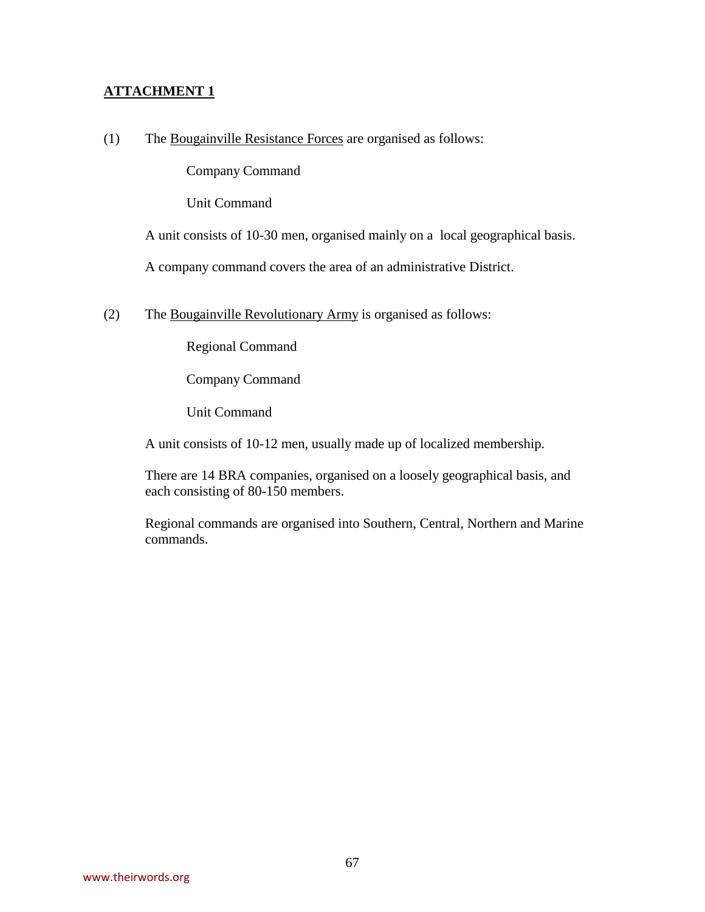## ATTACHMENT 1

(1) The Bougainville Resistance Forces are organised as follows:

Company Command

Unit Command

A unit consists of 10-30 men, organised mainly on a local geographical basis.

A company command covers the area of an administrative District.

(2) The Bougainville Revolutionary Army is organised as follows:

Regional Command

Company Command

Unit Command

A unit consists of 10-12 men, usually made up of localized membership.

There are 14 BRA companies, organised on a loosely geographical basis, and each consisting of 80-150 members.

Regional commands are organised into Southern, Central, Northern and Marine commands.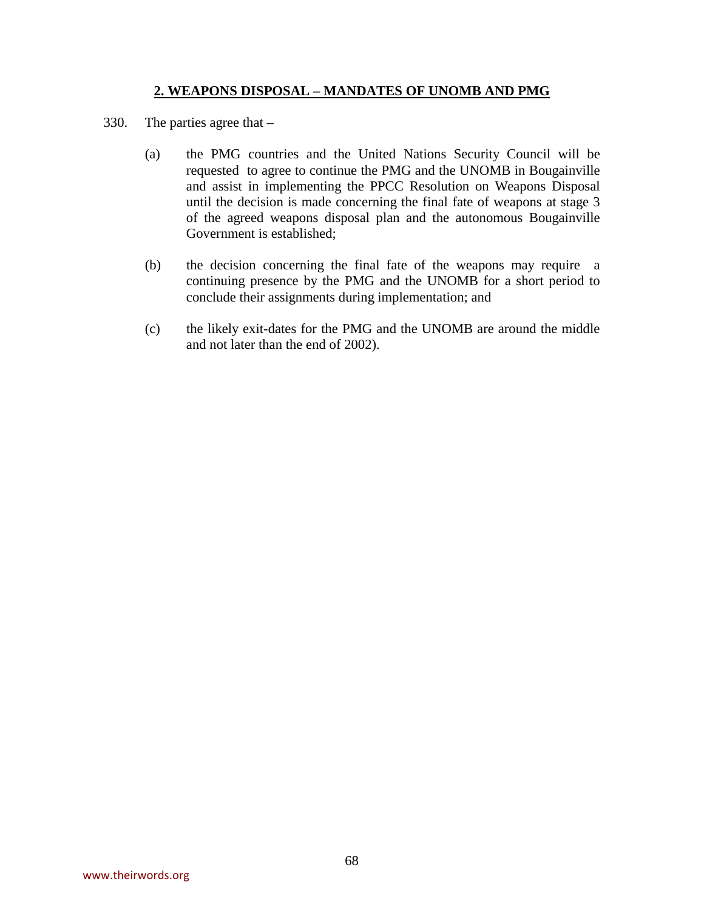## **2. WEAPONS DISPOSAL – MANDATES OF UNOMB AND PMG**

330. The parties agree that –

(a) the PMG countries and the United Nations Security Council will be requested to agree to continue the PMG and the UNOMB in Bougainville and assist in implementing the PPCC Resolution on Weapons Disposal until the decision is made concerning the final fate of weapons at stage 3 of the agreed weapons disposal plan and the autonomous Bougainville Government is established;

(b) the decision concerning the final fate of the weapons may require a continuing presence by the PMG and the UNOMB for a short period to conclude their assignments during implementation; and

(c) the likely exit-dates for the PMG and the UNOMB are around the middle and not later than the end of 2002).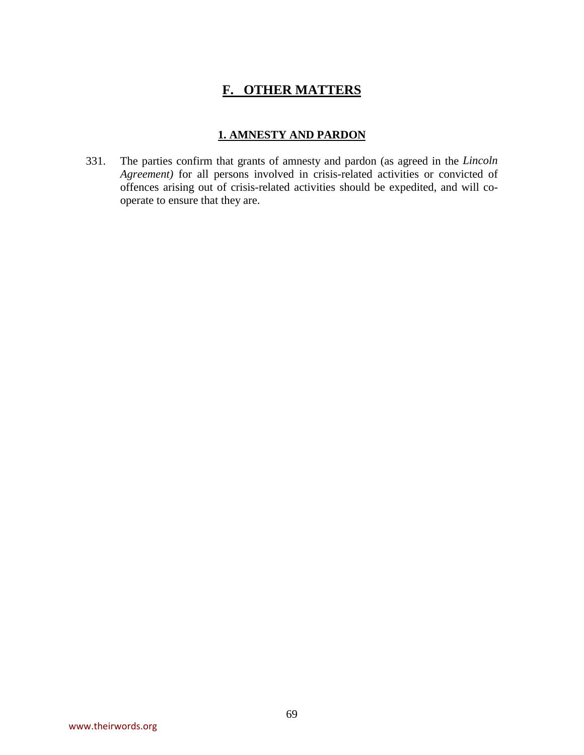# F. OTHER MATTERS

## 1. AMNESTY AND PARDON

331. The parties confirm that grants of amnesty and pardon (as agreed in the *Lincoln Agreement)* for all persons involved in crisis-related activities or convicted of offences arising out of crisis-related activities should be expedited, and will co-operate to ensure that they are.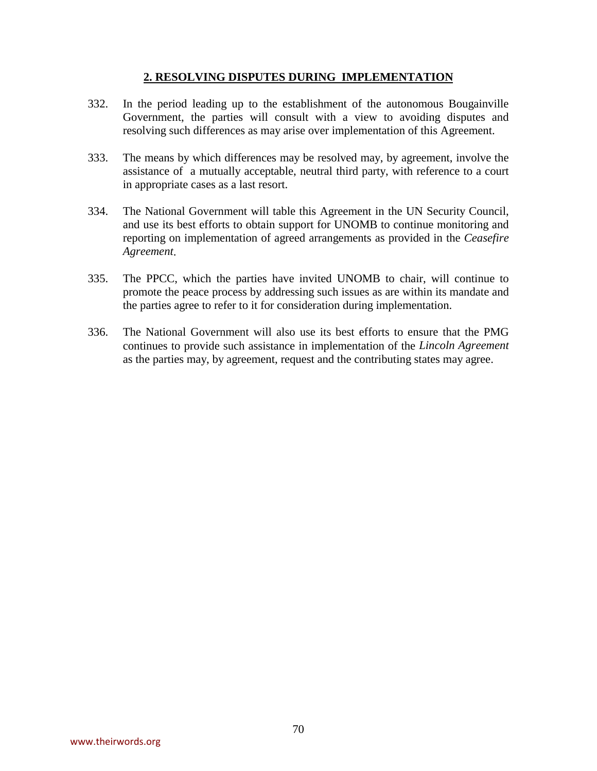## 2. RESOLVING DISPUTES DURING IMPLEMENTATION

332. In the period leading up to the establishment of the autonomous Bougainville Government, the parties will consult with a view to avoiding disputes and resolving such differences as may arise over implementation of this Agreement.

333. The means by which differences may be resolved may, by agreement, involve the assistance of a mutually acceptable, neutral third party, with reference to a court in appropriate cases as a last resort.

334. The National Government will table this Agreement in the UN Security Council, and use its best efforts to obtain support for UNOMB to continue monitoring and reporting on implementation of agreed arrangements as provided in the *Ceasefire Agreement*.

335. The PPCC, which the parties have invited UNOMB to chair, will continue to promote the peace process by addressing such issues as are within its mandate and the parties agree to refer to it for consideration during implementation.

336. The National Government will also use its best efforts to ensure that the PMG continues to provide such assistance in implementation of the *Lincoln Agreement* as the parties may, by agreement, request and the contributing states may agree.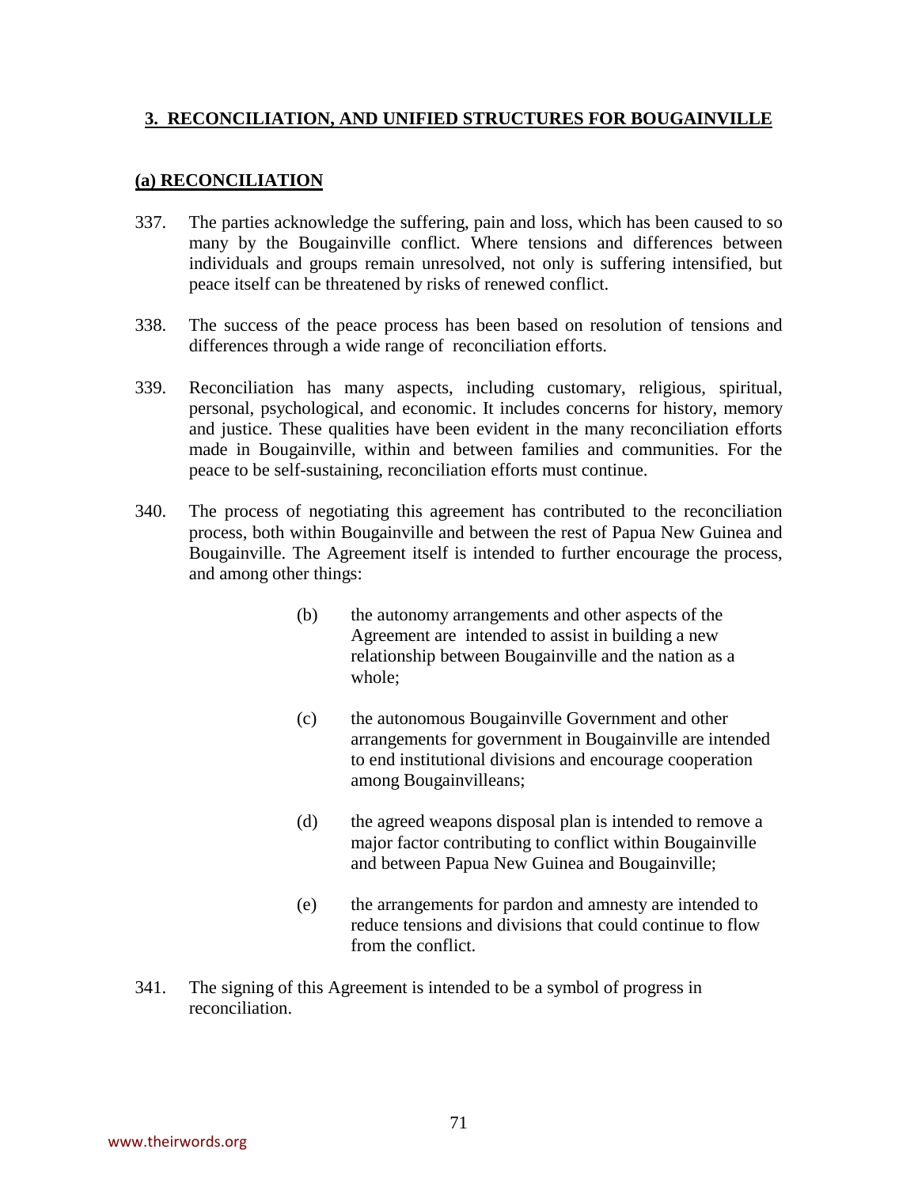## 3. RECONCILIATION, AND UNIFIED STRUCTURES FOR BOUGAINVILLE

### (a) RECONCILIATION

337. The parties acknowledge the suffering, pain and loss, which has been caused to so many by the Bougainville conflict. Where tensions and differences between individuals and groups remain unresolved, not only is suffering intensified, but peace itself can be threatened by risks of renewed conflict.

338. The success of the peace process has been based on resolution of tensions and differences through a wide range of reconciliation efforts.

339. Reconciliation has many aspects, including customary, religious, spiritual, personal, psychological, and economic. It includes concerns for history, memory and justice. These qualities have been evident in the many reconciliation efforts made in Bougainville, within and between families and communities. For the peace to be self-sustaining, reconciliation efforts must continue.

340. The process of negotiating this agreement has contributed to the reconciliation process, both within Bougainville and between the rest of Papua New Guinea and Bougainville. The Agreement itself is intended to further encourage the process, and among other things:

    (b) the autonomy arrangements and other aspects of the Agreement are intended to assist in building a new relationship between Bougainville and the nation as a whole;

    (c) the autonomous Bougainville Government and other arrangements for government in Bougainville are intended to end institutional divisions and encourage cooperation among Bougainvilleans;

    (d) the agreed weapons disposal plan is intended to remove a major factor contributing to conflict within Bougainville and between Papua New Guinea and Bougainville;

    (e) the arrangements for pardon and amnesty are intended to reduce tensions and divisions that could continue to flow from the conflict.

341. The signing of this Agreement is intended to be a symbol of progress in reconciliation.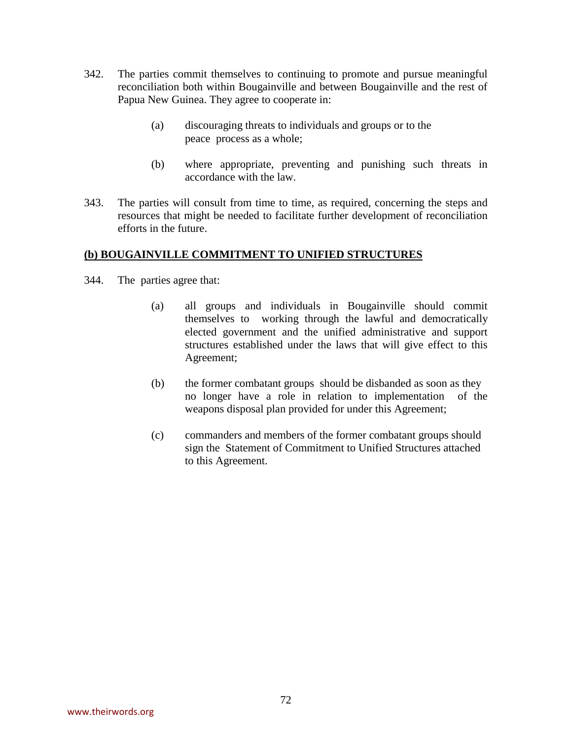342. The parties commit themselves to continuing to promote and pursue meaningful reconciliation both within Bougainville and between Bougainville and the rest of Papua New Guinea. They agree to cooperate in:

    (a) discouraging threats to individuals and groups or to the peace process as a whole;

    (b) where appropriate, preventing and punishing such threats in accordance with the law.

343. The parties will consult from time to time, as required, concerning the steps and resources that might be needed to facilitate further development of reconciliation efforts in the future.

**(b) BOUGAINVILLE COMMITMENT TO UNIFIED STRUCTURES**

344. The parties agree that:

    (a) all groups and individuals in Bougainville should commit themselves to working through the lawful and democratically elected government and the unified administrative and support structures established under the laws that will give effect to this Agreement;

    (b) the former combatant groups should be disbanded as soon as they no longer have a role in relation to implementation of the weapons disposal plan provided for under this Agreement;

    (c) commanders and members of the former combatant groups should sign the Statement of Commitment to Unified Structures attached to this Agreement.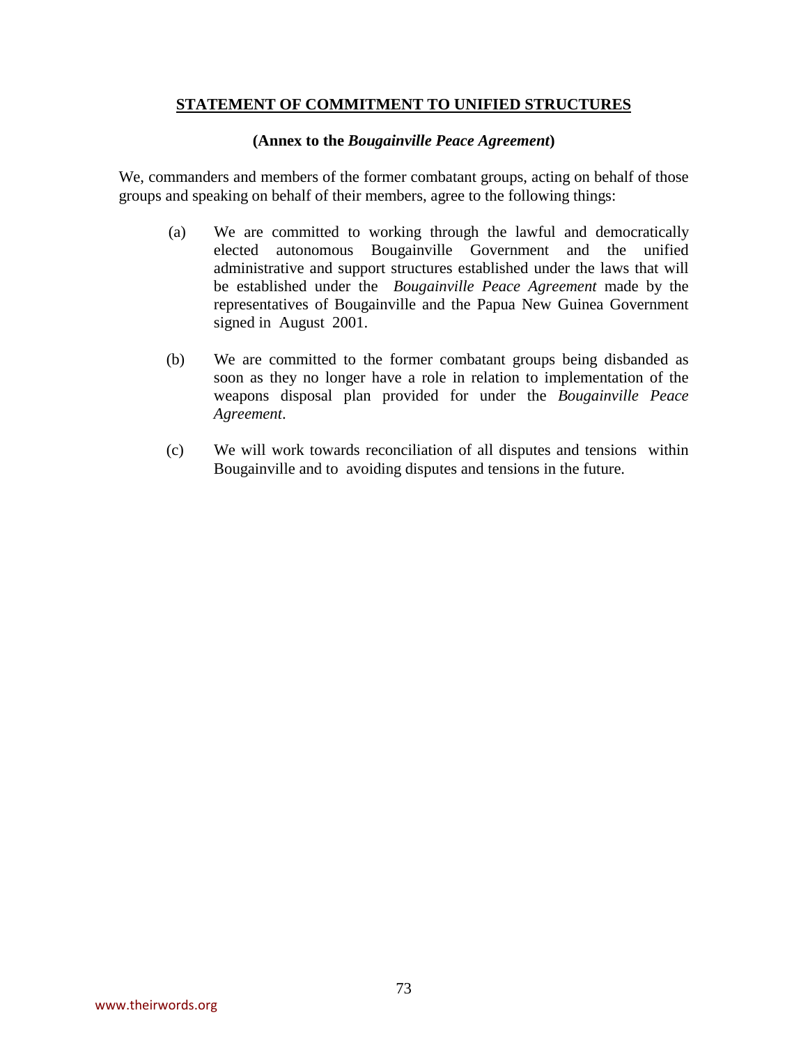## STATEMENT OF COMMITMENT TO UNIFIED STRUCTURES

**(Annex to the *Bougainville Peace Agreement*)**

We, commanders and members of the former combatant groups, acting on behalf of those groups and speaking on behalf of their members, agree to the following things:

(a) We are committed to working through the lawful and democratically elected autonomous Bougainville Government and the unified administrative and support structures established under the laws that will be established under the *Bougainville Peace Agreement* made by the representatives of Bougainville and the Papua New Guinea Government signed in August 2001.

(b) We are committed to the former combatant groups being disbanded as soon as they no longer have a role in relation to implementation of the weapons disposal plan provided for under the *Bougainville Peace Agreement*.

(c) We will work towards reconciliation of all disputes and tensions within Bougainville and to avoiding disputes and tensions in the future.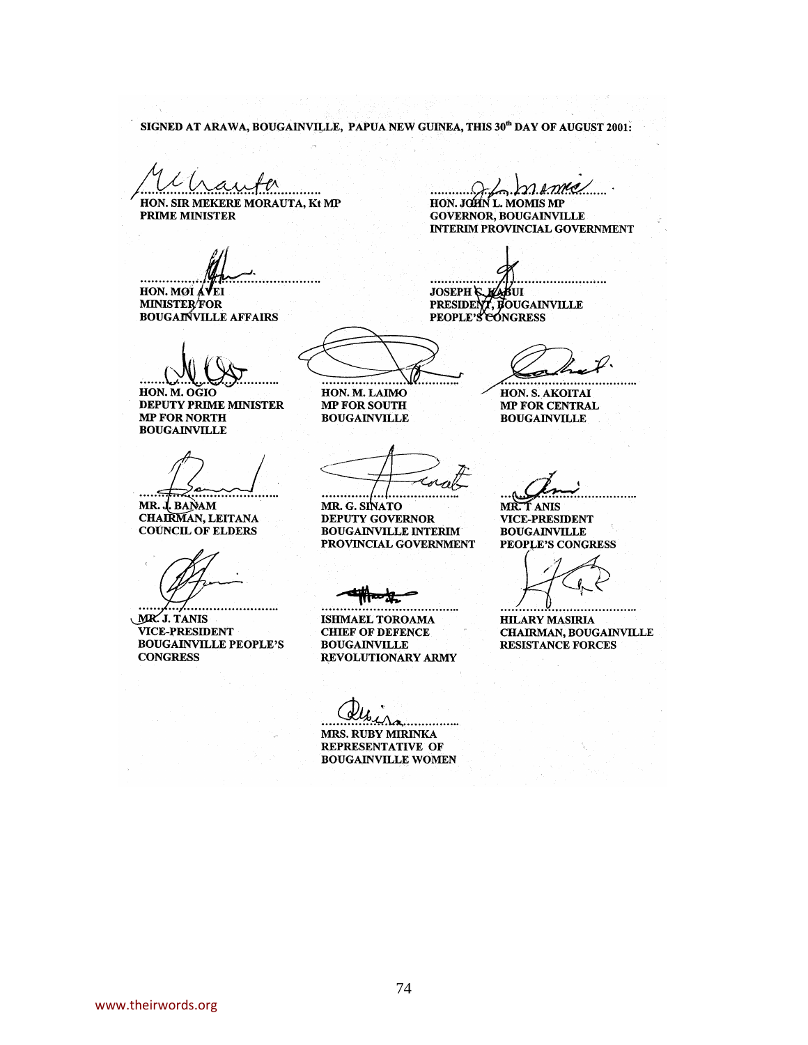SIGNED AT ARAWA, BOUGAINVILLE, PAPUA NEW GUINEA, THIS 30th DAY OF AUGUST 2001:

**HON. SIR MEKERE MORAUTA, Kt MP**
**PRIME MINISTER**

**HON. JOHN L. MOMIS MP**
**GOVERNOR, BOUGAINVILLE INTERIM PROVINCIAL GOVERNMENT**

**HON. MOI AVEI**
**MINISTER FOR BOUGAINVILLE AFFAIRS**

**JOSEPH KABUI**
**PRESIDENT, BOUGAINVILLE PEOPLE'S CONGRESS**

**HON. M. OGIO**
**DEPUTY PRIME MINISTER**
**MP FOR NORTH BOUGAINVILLE**

**HON. M. LAIMO**
**MP FOR SOUTH BOUGAINVILLE**

**HON. S. AKOITAI**
**MP FOR CENTRAL BOUGAINVILLE**

**MR. J. BANAM**
**CHAIRMAN, LEITANA COUNCIL OF ELDERS**

**MR. G. SINATO**
**DEPUTY GOVERNOR BOUGAINVILLE INTERIM PROVINCIAL GOVERNMENT**

**MR. T ANIS**
**VICE-PRESIDENT BOUGAINVILLE PEOPLE'S CONGRESS**

**MR. J. TANIS**
**VICE-PRESIDENT BOUGAINVILLE PEOPLE'S CONGRESS**

**ISHMAEL TOROAMA**
**CHIEF OF DEFENCE BOUGAINVILLE REVOLUTIONARY ARMY**

**HILARY MASIRIA**
**CHAIRMAN, BOUGAINVILLE RESISTANCE FORCES**

**MRS. RUBY MIRINKA**
**REPRESENTATIVE OF BOUGAINVILLE WOMEN**

www.theirwords.org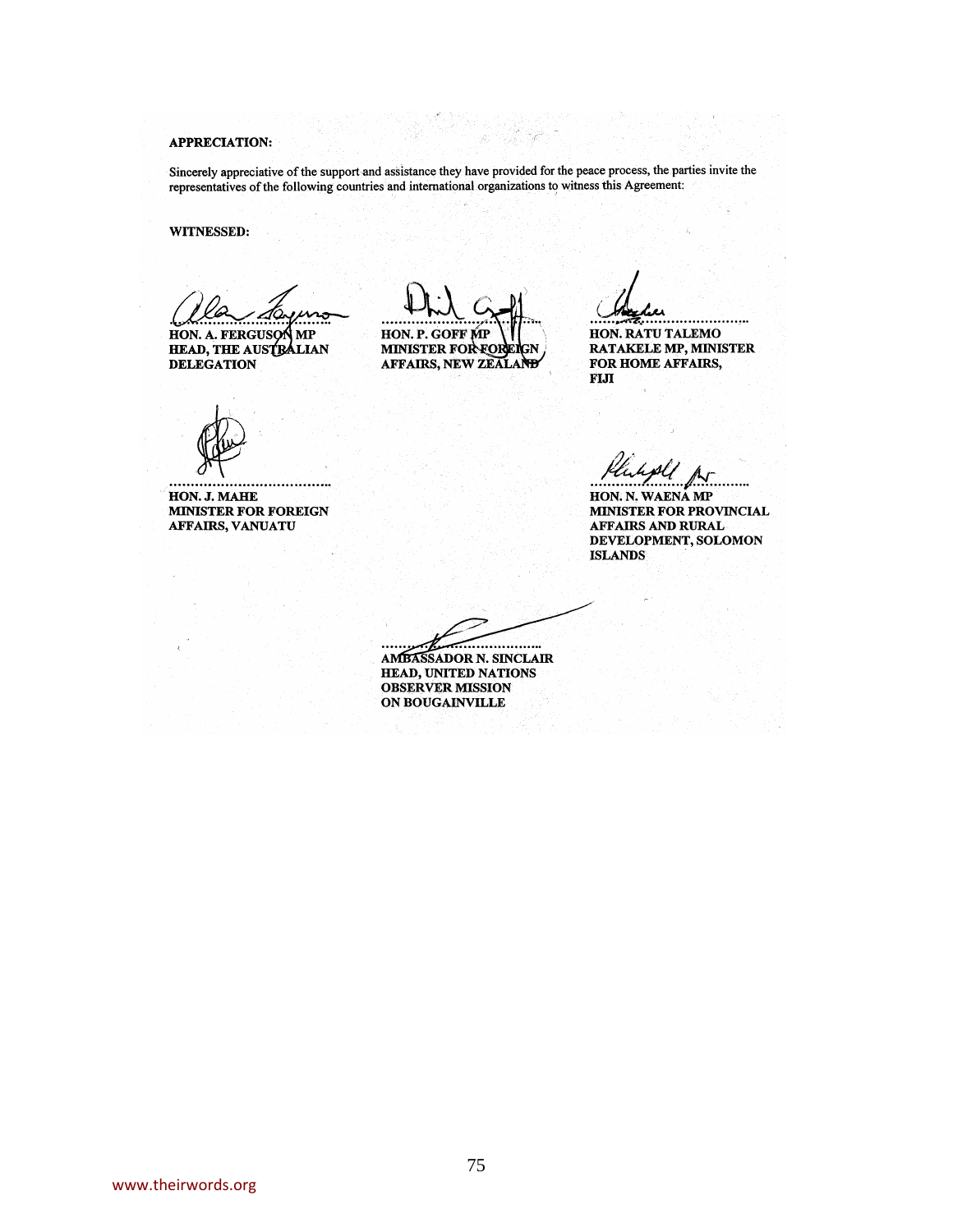**APPRECIATION:**

Sincerely appreciative of the support and assistance they have provided for the peace process, the parties invite the representatives of the following countries and international organizations to witness this Agreement:

**WITNESSED:**

..................................
**HON. A. FERGUSON MP**
**HEAD, THE AUSTRALIAN DELEGATION**

..................................
**HON. P. GOFF MP**
**MINISTER FOR FOREIGN AFFAIRS, NEW ZEALAND**

..................................
**HON. RATU TALEMO RATAKELE MP, MINISTER FOR HOME AFFAIRS, FIJI**

..................................
**HON. J. MAHE**
**MINISTER FOR FOREIGN AFFAIRS, VANUATU**

..................................
**HON. N. WAENA MP**
**MINISTER FOR PROVINCIAL AFFAIRS AND RURAL DEVELOPMENT, SOLOMON ISLANDS**

..................................
**AMBASSADOR N. SINCLAIR**
**HEAD, UNITED NATIONS OBSERVER MISSION ON BOUGAINVILLE**

www.theirwords.org